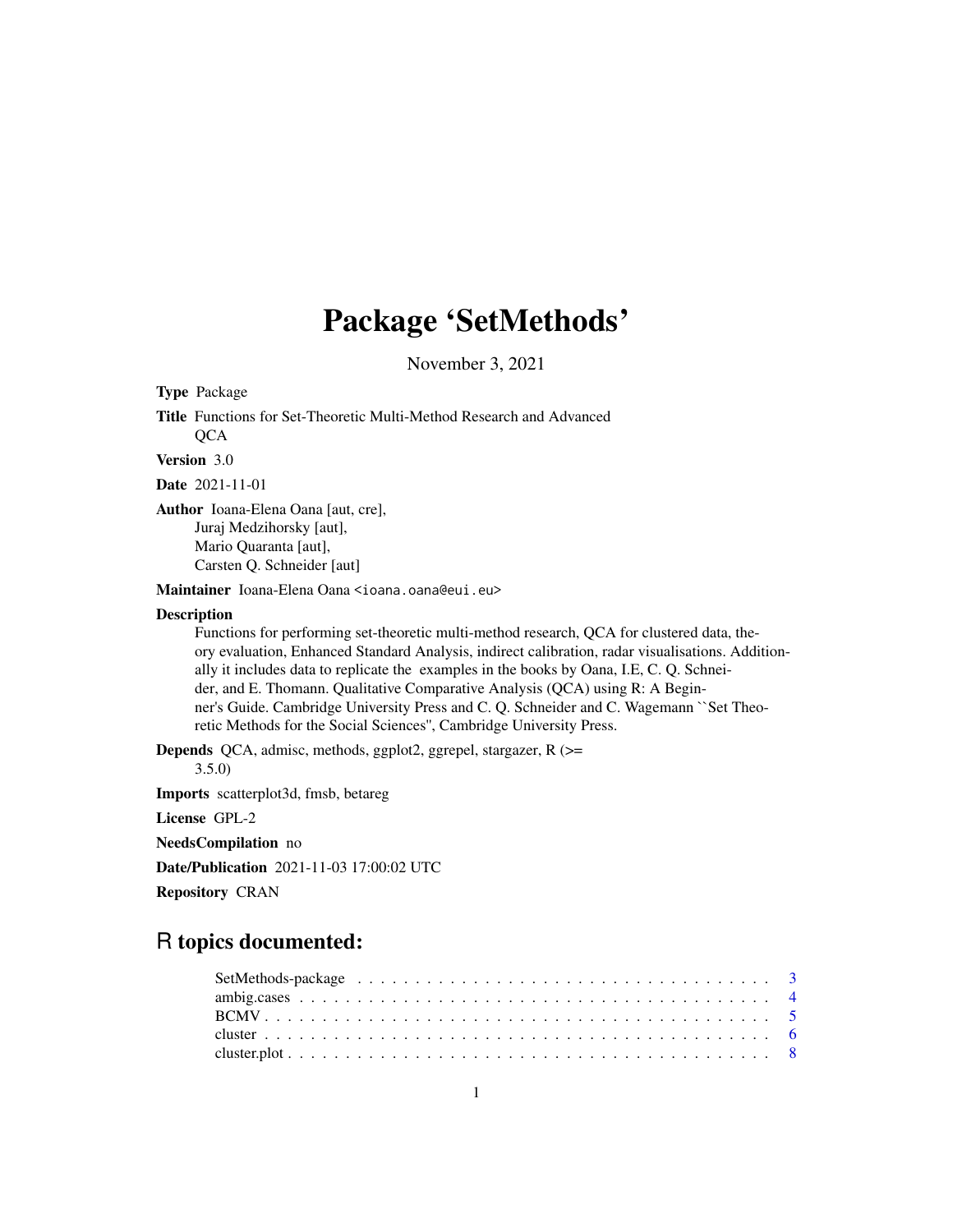# Package 'SetMethods'

November 3, 2021

**Type** Package

**Title** Functions for Set-Theoretic Multi-Method Research and Advanced QCA

**Version** 3.0

**Date** 2021-11-01

**Author** Ioana-Elena Oana [aut, cre], Juraj Medzihorsky [aut], Mario Quaranta [aut], Carsten Q. Schneider [aut]

**Maintainer** Ioana-Elena Oana <ioana.oana@eui.eu>

**Description** Functions for performing set-theoretic multi-method research, QCA for clustered data, theory evaluation, Enhanced Standard Analysis, indirect calibration, radar visualisations. Additionally it includes data to replicate the examples in the books by Oana, I.E, C. Q. Schneider, and E. Thomann. Qualitative Comparative Analysis (QCA) using R: A Beginner's Guide. Cambridge University Press and C. Q. Schneider and C. Wagemann ``Set Theoretic Methods for the Social Sciences'', Cambridge University Press.

**Depends** QCA, admisc, methods, ggplot2, ggrepel, stargazer, R (>= 3.5.0)

**Imports** scatterplot3d, fmsb, betareg

**License** GPL-2

**NeedsCompilation** no

**Date/Publication** 2021-11-03 17:00:02 UTC

**Repository** CRAN

## R topics documented:

- SetMethods-package . . . . . . . . . . . . . . . . . . . . . . . . . . . . . . . . . . 3
- ambig.cases . . . . . . . . . . . . . . . . . . . . . . . . . . . . . . . . . . . . . . 4
- BCMV . . . . . . . . . . . . . . . . . . . . . . . . . . . . . . . . . . . . . . . . . 5
- cluster . . . . . . . . . . . . . . . . . . . . . . . . . . . . . . . . . . . . . . . . . 6
- cluster.plot . . . . . . . . . . . . . . . . . . . . . . . . . . . . . . . . . . . . . . 8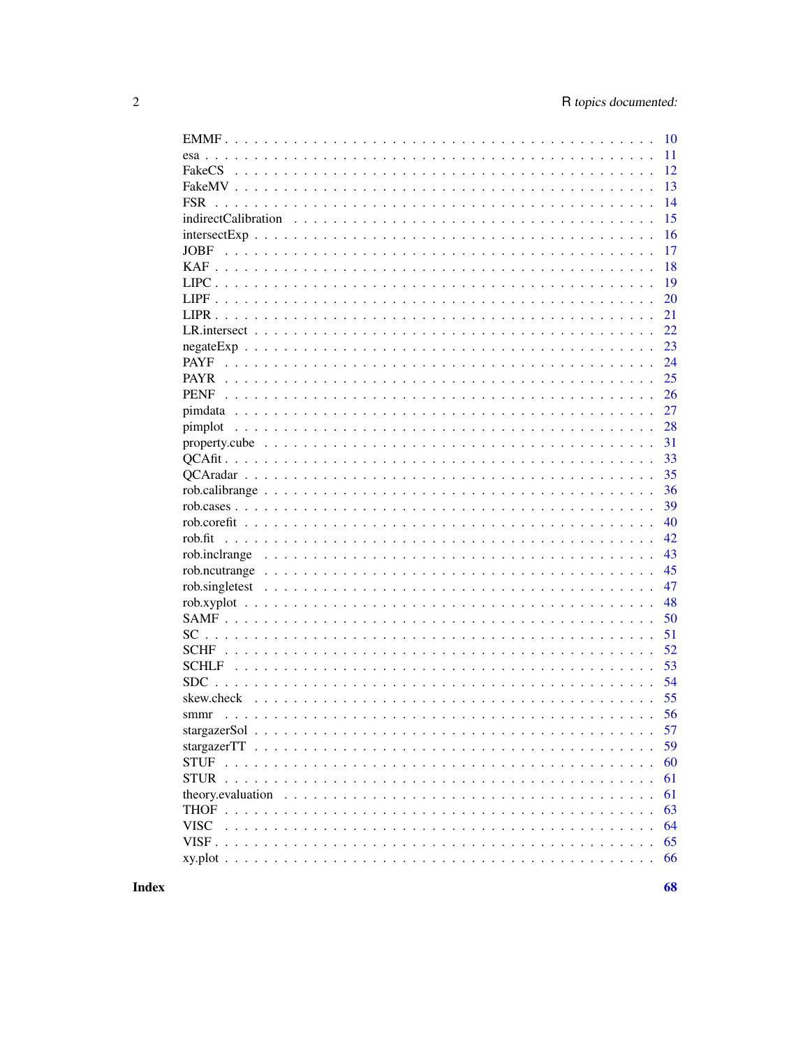EMMF . . . . . . . . . . . . . . . . . . . . . . . . . . . . . . . . . . . . . . . 10
esa . . . . . . . . . . . . . . . . . . . . . . . . . . . . . . . . . . . . . . . . 11
FakeCS . . . . . . . . . . . . . . . . . . . . . . . . . . . . . . . . . . . . . . 12
FakeMV . . . . . . . . . . . . . . . . . . . . . . . . . . . . . . . . . . . . . . 13
FSR . . . . . . . . . . . . . . . . . . . . . . . . . . . . . . . . . . . . . . . . 14
indirectCalibration . . . . . . . . . . . . . . . . . . . . . . . . . . . . . . . . 15
intersectExp . . . . . . . . . . . . . . . . . . . . . . . . . . . . . . . . . . . 16
JOBF . . . . . . . . . . . . . . . . . . . . . . . . . . . . . . . . . . . . . . . 17
KAF . . . . . . . . . . . . . . . . . . . . . . . . . . . . . . . . . . . . . . . . 18
LIPC . . . . . . . . . . . . . . . . . . . . . . . . . . . . . . . . . . . . . . . 19
LIPF . . . . . . . . . . . . . . . . . . . . . . . . . . . . . . . . . . . . . . . 20
LIPR . . . . . . . . . . . . . . . . . . . . . . . . . . . . . . . . . . . . . . . 21
LR.intersect . . . . . . . . . . . . . . . . . . . . . . . . . . . . . . . . . . . 22
negateExp . . . . . . . . . . . . . . . . . . . . . . . . . . . . . . . . . . . . 23
PAYF . . . . . . . . . . . . . . . . . . . . . . . . . . . . . . . . . . . . . . . 24
PAYR . . . . . . . . . . . . . . . . . . . . . . . . . . . . . . . . . . . . . . . 25
PENF . . . . . . . . . . . . . . . . . . . . . . . . . . . . . . . . . . . . . . . 26
pimdata . . . . . . . . . . . . . . . . . . . . . . . . . . . . . . . . . . . . . 27
pimplot . . . . . . . . . . . . . . . . . . . . . . . . . . . . . . . . . . . . . 28
property.cube . . . . . . . . . . . . . . . . . . . . . . . . . . . . . . . . . . 31
QCAfit . . . . . . . . . . . . . . . . . . . . . . . . . . . . . . . . . . . . . . 33
QCAradar . . . . . . . . . . . . . . . . . . . . . . . . . . . . . . . . . . . . 35
rob.calibrange . . . . . . . . . . . . . . . . . . . . . . . . . . . . . . . . . 36
rob.cases . . . . . . . . . . . . . . . . . . . . . . . . . . . . . . . . . . . . 39
rob.corefit . . . . . . . . . . . . . . . . . . . . . . . . . . . . . . . . . . . 40
rob.fit . . . . . . . . . . . . . . . . . . . . . . . . . . . . . . . . . . . . . . 42
rob.inclrange . . . . . . . . . . . . . . . . . . . . . . . . . . . . . . . . . . 43
rob.ncutrange . . . . . . . . . . . . . . . . . . . . . . . . . . . . . . . . . . 45
rob.singletest . . . . . . . . . . . . . . . . . . . . . . . . . . . . . . . . . . 47
rob.xyplot . . . . . . . . . . . . . . . . . . . . . . . . . . . . . . . . . . . . 48
SAMF . . . . . . . . . . . . . . . . . . . . . . . . . . . . . . . . . . . . . . . 50
SC . . . . . . . . . . . . . . . . . . . . . . . . . . . . . . . . . . . . . . . . . 51
SCHF . . . . . . . . . . . . . . . . . . . . . . . . . . . . . . . . . . . . . . . 52
SCHLF . . . . . . . . . . . . . . . . . . . . . . . . . . . . . . . . . . . . . . 53
SDC . . . . . . . . . . . . . . . . . . . . . . . . . . . . . . . . . . . . . . . . 54
skew.check . . . . . . . . . . . . . . . . . . . . . . . . . . . . . . . . . . . . 55
smmr . . . . . . . . . . . . . . . . . . . . . . . . . . . . . . . . . . . . . . . 56
stargazerSol . . . . . . . . . . . . . . . . . . . . . . . . . . . . . . . . . . . 57
stargazerTT . . . . . . . . . . . . . . . . . . . . . . . . . . . . . . . . . . . 59
STUF . . . . . . . . . . . . . . . . . . . . . . . . . . . . . . . . . . . . . . . 60
STUR . . . . . . . . . . . . . . . . . . . . . . . . . . . . . . . . . . . . . . . 61
theory.evaluation . . . . . . . . . . . . . . . . . . . . . . . . . . . . . . . . 61
THOF . . . . . . . . . . . . . . . . . . . . . . . . . . . . . . . . . . . . . . . 63
VISC . . . . . . . . . . . . . . . . . . . . . . . . . . . . . . . . . . . . . . . 64
VISF . . . . . . . . . . . . . . . . . . . . . . . . . . . . . . . . . . . . . . . 65
xy.plot . . . . . . . . . . . . . . . . . . . . . . . . . . . . . . . . . . . . . . 66

**Index** **68**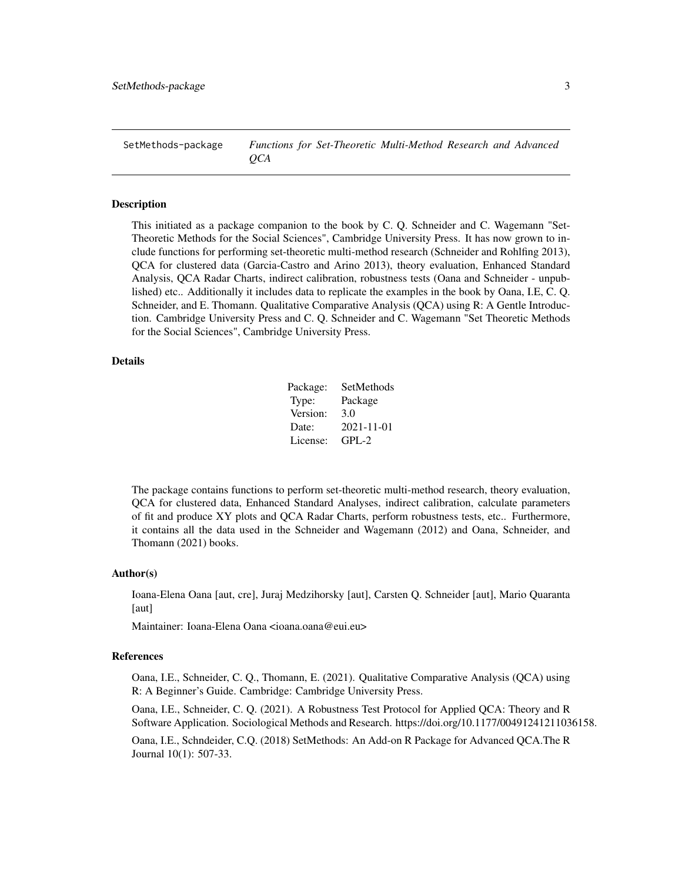# SetMethods-package — *Functions for Set-Theoretic Multi-Method Research and Advanced QCA*

## Description

This initiated as a package companion to the book by C. Q. Schneider and C. Wagemann "Set-Theoretic Methods for the Social Sciences", Cambridge University Press. It has now grown to include functions for performing set-theoretic multi-method research (Schneider and Rohlfing 2013), QCA for clustered data (Garcia-Castro and Arino 2013), theory evaluation, Enhanced Standard Analysis, QCA Radar Charts, indirect calibration, robustness tests (Oana and Schneider - unpublished) etc.. Additionally it includes data to replicate the examples in the book by Oana, I.E, C. Q. Schneider, and E. Thomann. Qualitative Comparative Analysis (QCA) using R: A Gentle Introduction. Cambridge University Press and C. Q. Schneider and C. Wagemann "Set Theoretic Methods for the Social Sciences", Cambridge University Press.

## Details

| | |
|---|---|
| Package: | SetMethods |
| Type: | Package |
| Version: | 3.0 |
| Date: | 2021-11-01 |
| License: | GPL-2 |

The package contains functions to perform set-theoretic multi-method research, theory evaluation, QCA for clustered data, Enhanced Standard Analyses, indirect calibration, calculate parameters of fit and produce XY plots and QCA Radar Charts, perform robustness tests, etc.. Furthermore, it contains all the data used in the Schneider and Wagemann (2012) and Oana, Schneider, and Thomann (2021) books.

## Author(s)

Ioana-Elena Oana [aut, cre], Juraj Medzihorsky [aut], Carsten Q. Schneider [aut], Mario Quaranta [aut]

Maintainer: Ioana-Elena Oana <ioana.oana@eui.eu>

## References

Oana, I.E., Schneider, C. Q., Thomann, E. (2021). Qualitative Comparative Analysis (QCA) using R: A Beginner's Guide. Cambridge: Cambridge University Press.

Oana, I.E., Schneider, C. Q. (2021). A Robustness Test Protocol for Applied QCA: Theory and R Software Application. Sociological Methods and Research. https://doi.org/10.1177/00491241211036158.

Oana, I.E., Schndeider, C.Q. (2018) SetMethods: An Add-on R Package for Advanced QCA.The R Journal 10(1): 507-33.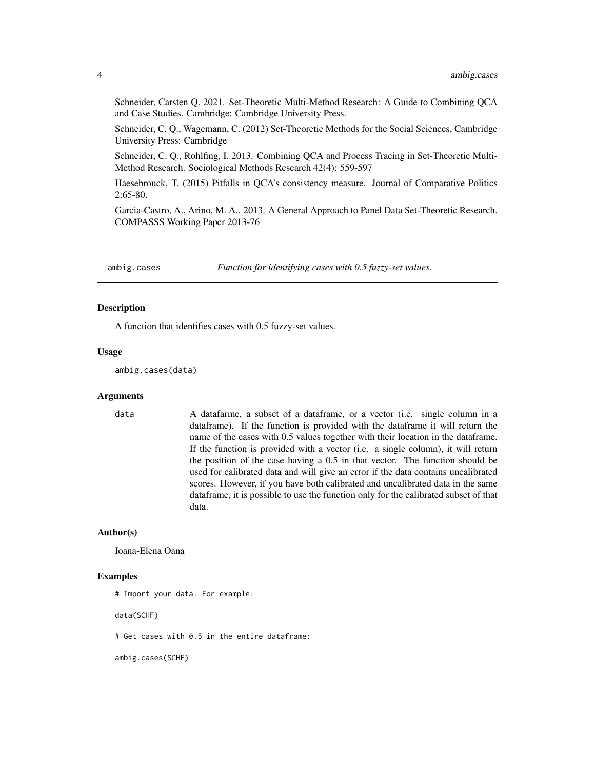Schneider, Carsten Q. 2021. Set-Theoretic Multi-Method Research: A Guide to Combining QCA and Case Studies. Cambridge: Cambridge University Press.

Schneider, C. Q., Wagemann, C. (2012) Set-Theoretic Methods for the Social Sciences, Cambridge University Press: Cambridge

Schneider, C. Q., Rohlfing, I. 2013. Combining QCA and Process Tracing in Set-Theoretic Multi-Method Research. Sociological Methods Research 42(4): 559-597

Haesebrouck, T. (2015) Pitfalls in QCA's consistency measure. Journal of Comparative Politics 2:65-80.

Garcia-Castro, A., Arino, M. A.. 2013. A General Approach to Panel Data Set-Theoretic Research. COMPASSS Working Paper 2013-76

---

## ambig.cases — *Function for identifying cases with 0.5 fuzzy-set values.*

### Description

A function that identifies cases with 0.5 fuzzy-set values.

### Usage

```
ambig.cases(data)
```

### Arguments

`data` A datafarme, a subset of a dataframe, or a vector (i.e. single column in a dataframe). If the function is provided with the dataframe it will return the name of the cases with 0.5 values together with their location in the dataframe. If the function is provided with a vector (i.e. a single column), it will return the position of the case having a 0.5 in that vector. The function should be used for calibrated data and will give an error if the data contains uncalibrated scores. However, if you have both calibrated and uncalibrated data in the same dataframe, it is possible to use the function only for the calibrated subset of that data.

### Author(s)

Ioana-Elena Oana

### Examples

```
# Import your data. For example:

data(SCHF)

# Get cases with 0.5 in the entire dataframe:

ambig.cases(SCHF)
```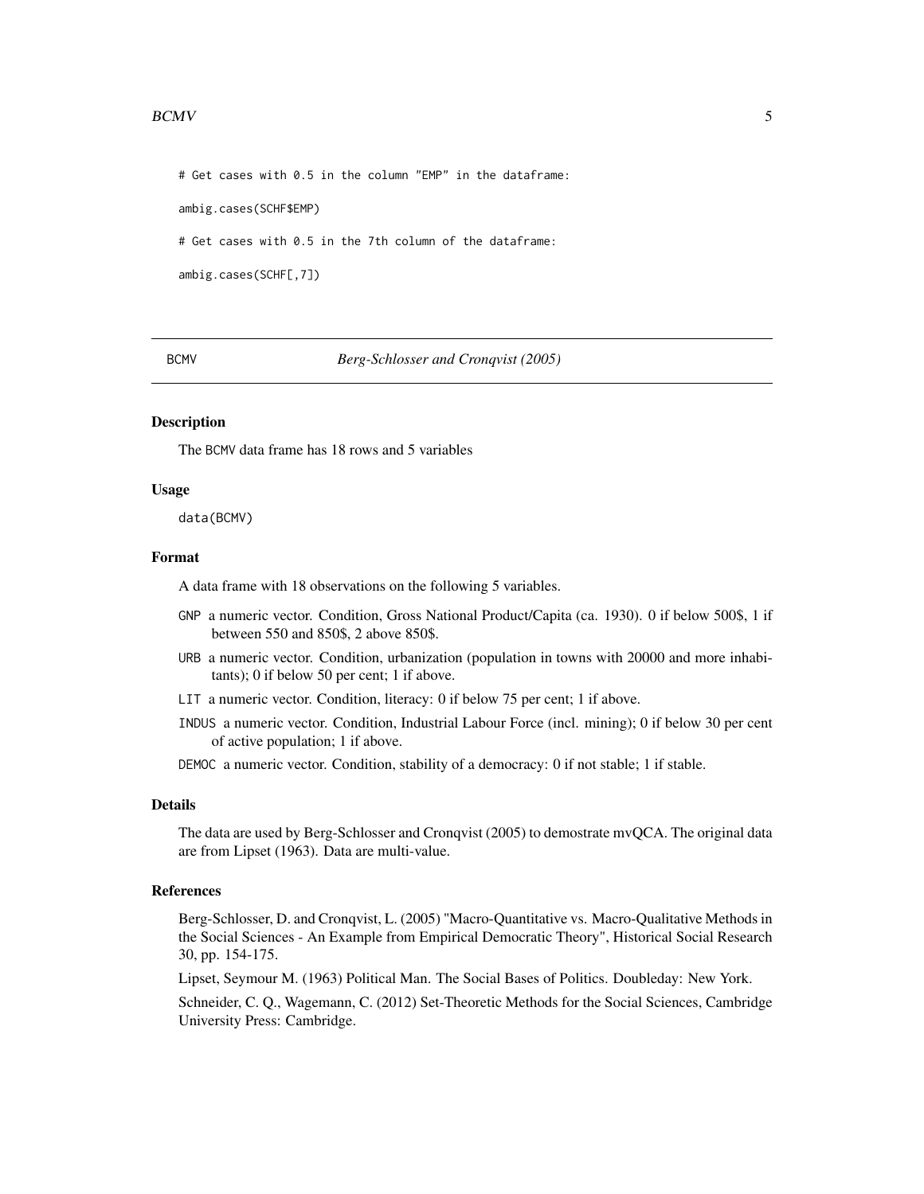```
# Get cases with 0.5 in the column "EMP" in the dataframe:

ambig.cases(SCHF$EMP)

# Get cases with 0.5 in the 7th column of the dataframe:

ambig.cases(SCHF[,7])
```

---

BCMV *Berg-Schlosser and Cronqvist (2005)*

---

### Description

The BCMV data frame has 18 rows and 5 variables

### Usage

```
data(BCMV)
```

### Format

A data frame with 18 observations on the following 5 variables.

- GNP a numeric vector. Condition, Gross National Product/Capita (ca. 1930). 0 if below 500$, 1 if between 550 and 850$, 2 above 850$.
- URB a numeric vector. Condition, urbanization (population in towns with 20000 and more inhabitants); 0 if below 50 per cent; 1 if above.
- LIT a numeric vector. Condition, literacy: 0 if below 75 per cent; 1 if above.
- INDUS a numeric vector. Condition, Industrial Labour Force (incl. mining); 0 if below 30 per cent of active population; 1 if above.
- DEMOC a numeric vector. Condition, stability of a democracy: 0 if not stable; 1 if stable.

### Details

The data are used by Berg-Schlosser and Cronqvist (2005) to demostrate mvQCA. The original data are from Lipset (1963). Data are multi-value.

### References

Berg-Schlosser, D. and Cronqvist, L. (2005) "Macro-Quantitative vs. Macro-Qualitative Methods in the Social Sciences - An Example from Empirical Democratic Theory", Historical Social Research 30, pp. 154-175.

Lipset, Seymour M. (1963) Political Man. The Social Bases of Politics. Doubleday: New York.

Schneider, C. Q., Wagemann, C. (2012) Set-Theoretic Methods for the Social Sciences, Cambridge University Press: Cambridge.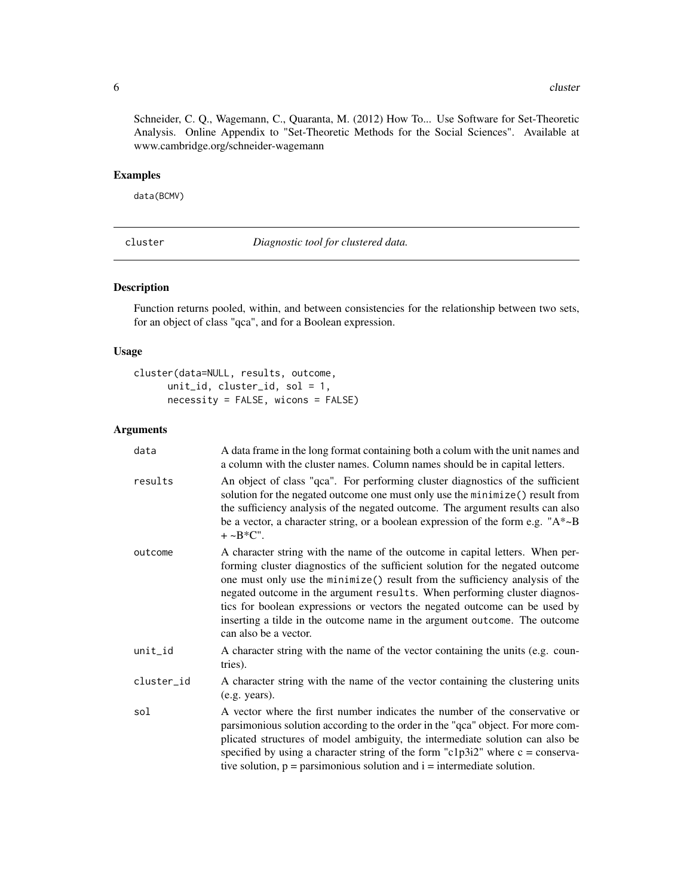Schneider, C. Q., Wagemann, C., Quaranta, M. (2012) How To... Use Software for Set-Theoretic Analysis. Online Appendix to "Set-Theoretic Methods for the Social Sciences". Available at www.cambridge.org/schneider-wagemann

### Examples

```
data(BCMV)
```

---

## cluster — *Diagnostic tool for clustered data.*

---

### Description

Function returns pooled, within, and between consistencies for the relationship between two sets, for an object of class "qca", and for a Boolean expression.

### Usage

```
cluster(data=NULL, results, outcome,
      unit_id, cluster_id, sol = 1,
      necessity = FALSE, wicons = FALSE)
```

### Arguments

| | |
|---|---|
| data | A data frame in the long format containing both a colum with the unit names and a column with the cluster names. Column names should be in capital letters. |
| results | An object of class "qca". For performing cluster diagnostics of the sufficient solution for the negated outcome one must only use the minimize() result from the sufficiency analysis of the negated outcome. The argument results can also be a vector, a character string, or a boolean expression of the form e.g. "A*~B + ~B*C". |
| outcome | A character string with the name of the outcome in capital letters. When performing cluster diagnostics of the sufficient solution for the negated outcome one must only use the minimize() result from the sufficiency analysis of the negated outcome in the argument results. When performing cluster diagnostics for boolean expressions or vectors the negated outcome can be used by inserting a tilde in the outcome name in the argument outcome. The outcome can also be a vector. |
| unit_id | A character string with the name of the vector containing the units (e.g. countries). |
| cluster_id | A character string with the name of the vector containing the clustering units (e.g. years). |
| sol | A vector where the first number indicates the number of the conservative or parsimonious solution according to the order in the "qca" object. For more complicated structures of model ambiguity, the intermediate solution can also be specified by using a character string of the form "c1p3i2" where c = conservative solution, p = parsimonious solution and i = intermediate solution. |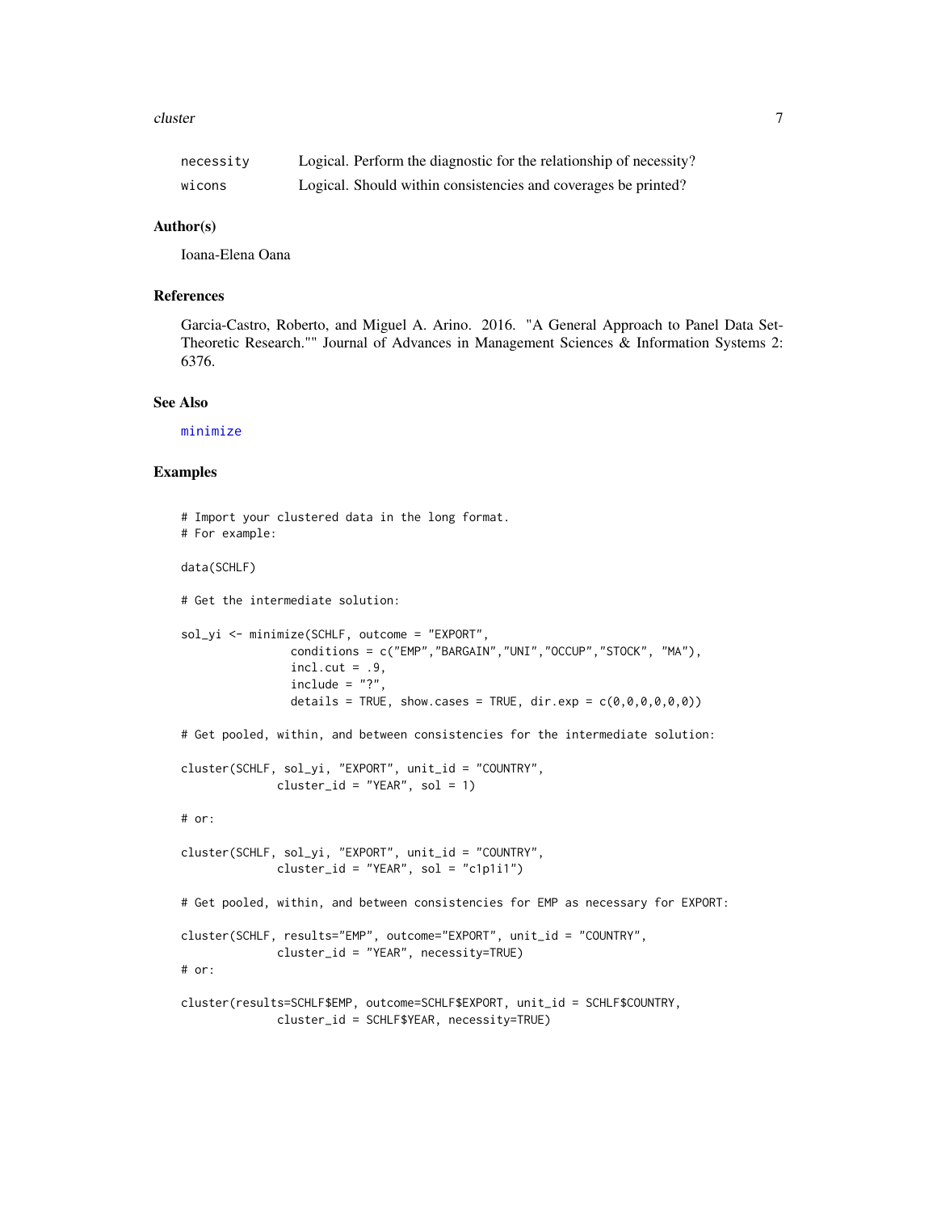| | |
|---|---|
| necessity | Logical. Perform the diagnostic for the relationship of necessity? |
| wicons | Logical. Should within consistencies and coverages be printed? |

### Author(s)

Ioana-Elena Oana

### References

Garcia-Castro, Roberto, and Miguel A. Arino. 2016. "A General Approach to Panel Data Set-Theoretic Research."" Journal of Advances in Management Sciences & Information Systems 2: 6376.

### See Also

minimize

### Examples

```
# Import your clustered data in the long format.
# For example:

data(SCHLF)

# Get the intermediate solution:

sol_yi <- minimize(SCHLF, outcome = "EXPORT",
                conditions = c("EMP","BARGAIN","UNI","OCCUP","STOCK", "MA"),
                incl.cut = .9,
                include = "?",
                details = TRUE, show.cases = TRUE, dir.exp = c(0,0,0,0,0,0))

# Get pooled, within, and between consistencies for the intermediate solution:

cluster(SCHLF, sol_yi, "EXPORT", unit_id = "COUNTRY",
              cluster_id = "YEAR", sol = 1)

# or:

cluster(SCHLF, sol_yi, "EXPORT", unit_id = "COUNTRY",
              cluster_id = "YEAR", sol = "c1p1i1")

# Get pooled, within, and between consistencies for EMP as necessary for EXPORT:

cluster(SCHLF, results="EMP", outcome="EXPORT", unit_id = "COUNTRY",
              cluster_id = "YEAR", necessity=TRUE)
# or:

cluster(results=SCHLF$EMP, outcome=SCHLF$EXPORT, unit_id = SCHLF$COUNTRY,
              cluster_id = SCHLF$YEAR, necessity=TRUE)
```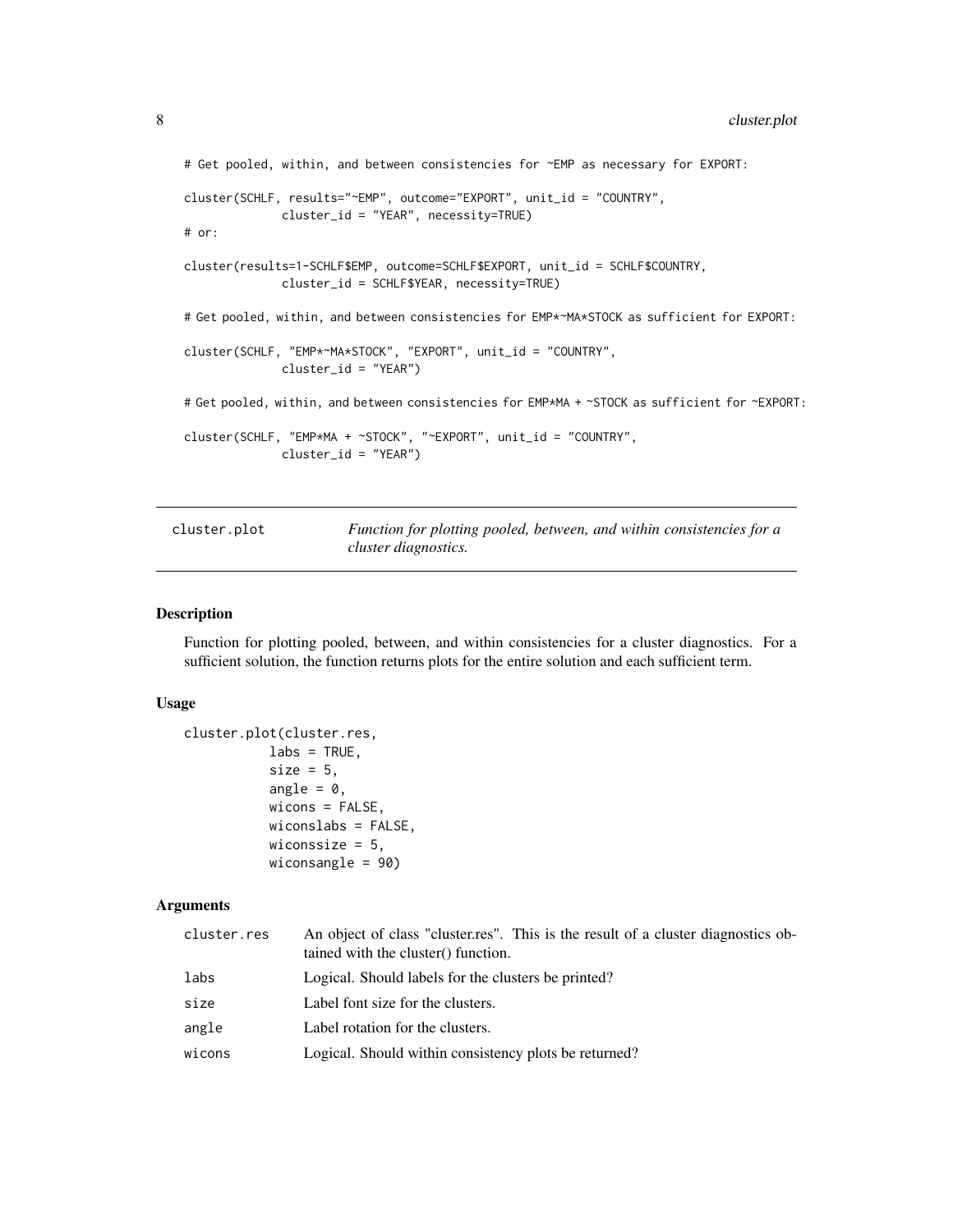```
# Get pooled, within, and between consistencies for ~EMP as necessary for EXPORT:

cluster(SCHLF, results="~EMP", outcome="EXPORT", unit_id = "COUNTRY",
            cluster_id = "YEAR", necessity=TRUE)
# or:

cluster(results=1-SCHLF$EMP, outcome=SCHLF$EXPORT, unit_id = SCHLF$COUNTRY,
            cluster_id = SCHLF$YEAR, necessity=TRUE)

# Get pooled, within, and between consistencies for EMP*~MA*STOCK as sufficient for EXPORT:

cluster(SCHLF, "EMP*~MA*STOCK", "EXPORT", unit_id = "COUNTRY",
            cluster_id = "YEAR")

# Get pooled, within, and between consistencies for EMP*MA + ~STOCK as sufficient for ~EXPORT:

cluster(SCHLF, "EMP*MA + ~STOCK", "~EXPORT", unit_id = "COUNTRY",
            cluster_id = "YEAR")
```

## cluster.plot — *Function for plotting pooled, between, and within consistencies for a cluster diagnostics.*

### Description

Function for plotting pooled, between, and within consistencies for a cluster diagnostics. For a sufficient solution, the function returns plots for the entire solution and each sufficient term.

### Usage

```
cluster.plot(cluster.res,
          labs = TRUE,
          size = 5,
          angle = 0,
          wicons = FALSE,
          wiconslabs = FALSE,
          wiconssize = 5,
          wiconsangle = 90)
```

### Arguments

| | |
|---|---|
| cluster.res | An object of class "cluster.res". This is the result of a cluster diagnostics obtained with the cluster() function. |
| labs | Logical. Should labels for the clusters be printed? |
| size | Label font size for the clusters. |
| angle | Label rotation for the clusters. |
| wicons | Logical. Should within consistency plots be returned? |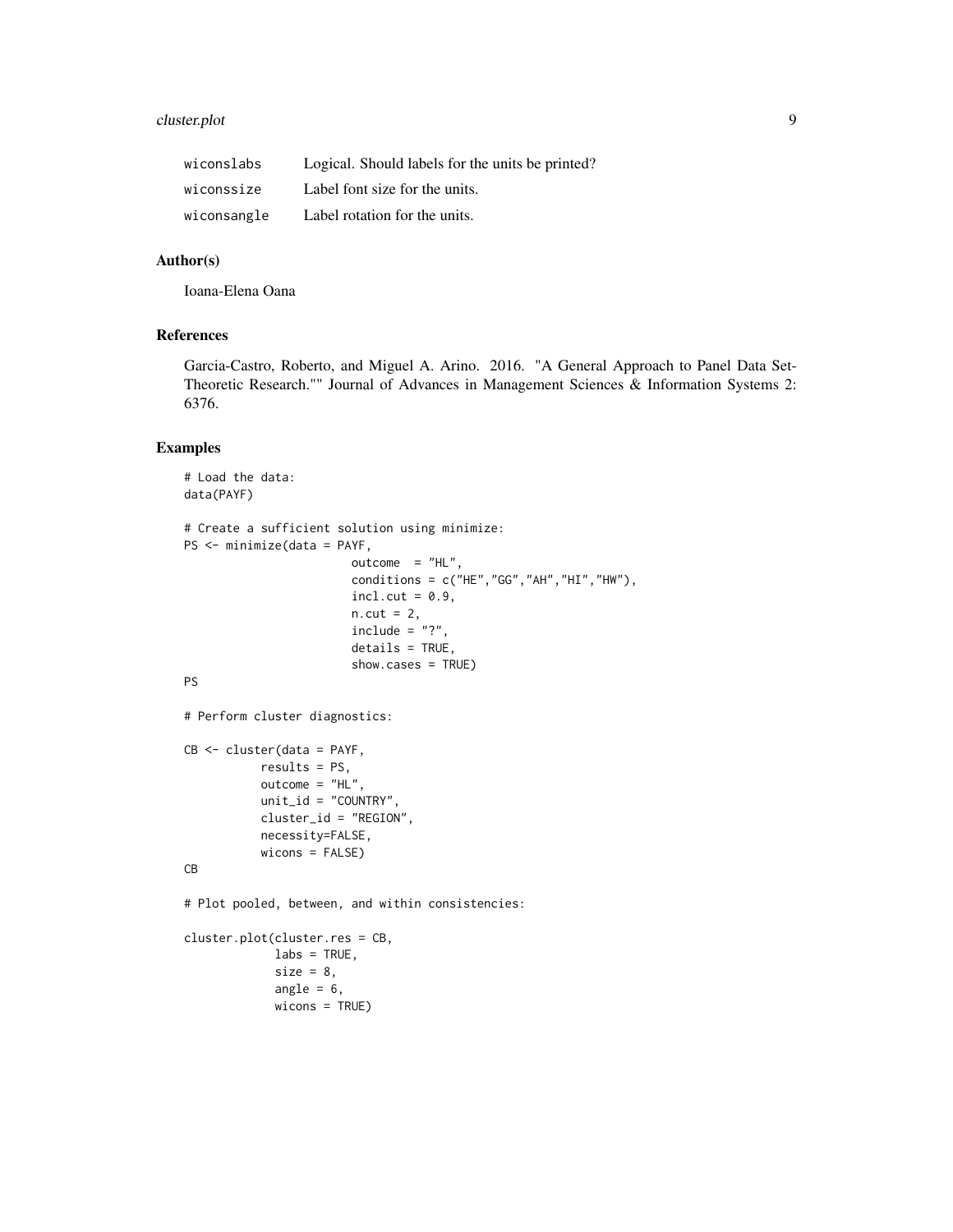| | |
|---|---|
| wiconslabs | Logical. Should labels for the units be printed? |
| wiconssize | Label font size for the units. |
| wiconsangle | Label rotation for the units. |

## Author(s)

Ioana-Elena Oana

## References

Garcia-Castro, Roberto, and Miguel A. Arino. 2016. "A General Approach to Panel Data Set-Theoretic Research."" Journal of Advances in Management Sciences & Information Systems 2: 6376.

## Examples

```
# Load the data:
data(PAYF)

# Create a sufficient solution using minimize:
PS <- minimize(data = PAYF,
                        outcome  = "HL",
                        conditions = c("HE","GG","AH","HI","HW"),
                        incl.cut = 0.9,
                        n.cut = 2,
                        include = "?",
                        details = TRUE,
                        show.cases = TRUE)
PS

# Perform cluster diagnostics:

CB <- cluster(data = PAYF,
           results = PS,
           outcome = "HL",
           unit_id = "COUNTRY",
           cluster_id = "REGION",
           necessity=FALSE,
           wicons = FALSE)
CB

# Plot pooled, between, and within consistencies:

cluster.plot(cluster.res = CB,
             labs = TRUE,
             size = 8,
             angle = 6,
             wicons = TRUE)
```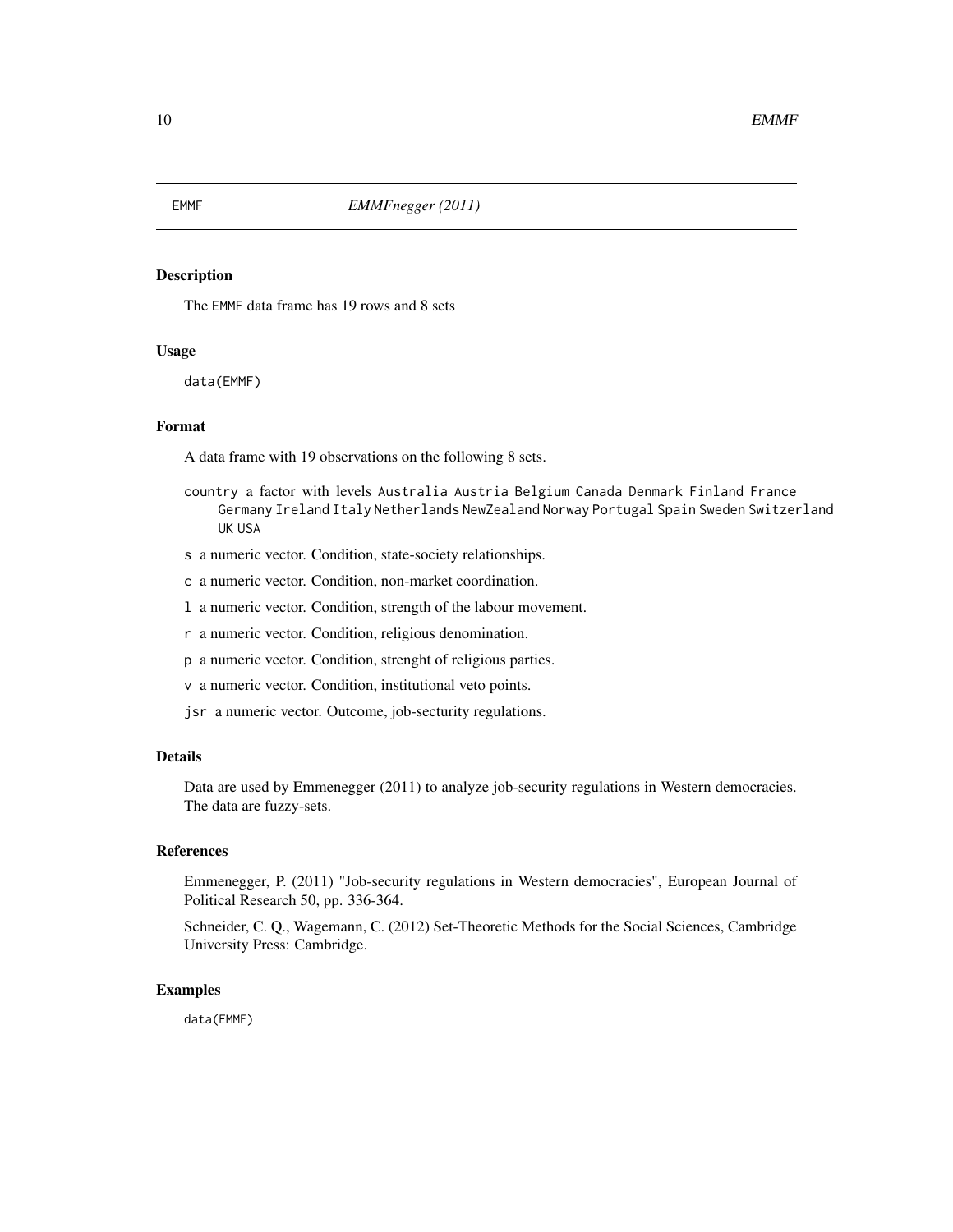EMMF *EMMFnegger (2011)*

## Description

The EMMF data frame has 19 rows and 8 sets

## Usage

```
data(EMMF)
```

## Format

A data frame with 19 observations on the following 8 sets.

- country a factor with levels Australia Austria Belgium Canada Denmark Finland France Germany Ireland Italy Netherlands NewZealand Norway Portugal Spain Sweden Switzerland UK USA
- s a numeric vector. Condition, state-society relationships.
- c a numeric vector. Condition, non-market coordination.
- l a numeric vector. Condition, strength of the labour movement.
- r a numeric vector. Condition, religious denomination.
- p a numeric vector. Condition, strenght of religious parties.
- v a numeric vector. Condition, institutional veto points.
- jsr a numeric vector. Outcome, job-secturity regulations.

## Details

Data are used by Emmenegger (2011) to analyze job-security regulations in Western democracies. The data are fuzzy-sets.

## References

Emmenegger, P. (2011) "Job-security regulations in Western democracies", European Journal of Political Research 50, pp. 336-364.

Schneider, C. Q., Wagemann, C. (2012) Set-Theoretic Methods for the Social Sciences, Cambridge University Press: Cambridge.

## Examples

```
data(EMMF)
```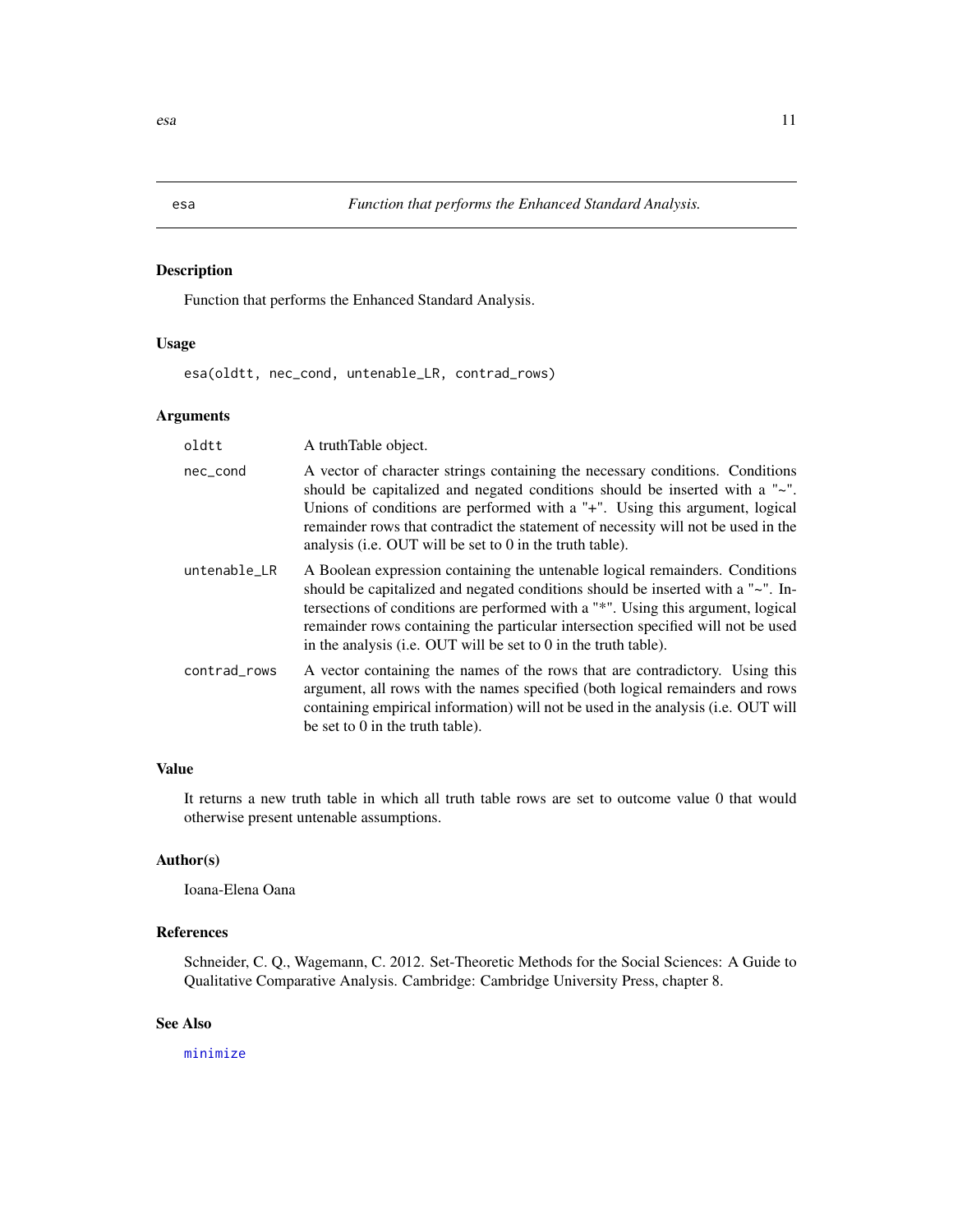esa *Function that performs the Enhanced Standard Analysis.*

## Description

Function that performs the Enhanced Standard Analysis.

## Usage

```
esa(oldtt, nec_cond, untenable_LR, contrad_rows)
```

## Arguments

| | |
|---|---|
| oldtt | A truthTable object. |
| nec_cond | A vector of character strings containing the necessary conditions. Conditions should be capitalized and negated conditions should be inserted with a "~". Unions of conditions are performed with a "+". Using this argument, logical remainder rows that contradict the statement of necessity will not be used in the analysis (i.e. OUT will be set to 0 in the truth table). |
| untenable_LR | A Boolean expression containing the untenable logical remainders. Conditions should be capitalized and negated conditions should be inserted with a "~". Intersections of conditions are performed with a "*". Using this argument, logical remainder rows containing the particular intersection specified will not be used in the analysis (i.e. OUT will be set to 0 in the truth table). |
| contrad_rows | A vector containing the names of the rows that are contradictory. Using this argument, all rows with the names specified (both logical remainders and rows containing empirical information) will not be used in the analysis (i.e. OUT will be set to 0 in the truth table). |

## Value

It returns a new truth table in which all truth table rows are set to outcome value 0 that would otherwise present untenable assumptions.

## Author(s)

Ioana-Elena Oana

## References

Schneider, C. Q., Wagemann, C. 2012. Set-Theoretic Methods for the Social Sciences: A Guide to Qualitative Comparative Analysis. Cambridge: Cambridge University Press, chapter 8.

## See Also

minimize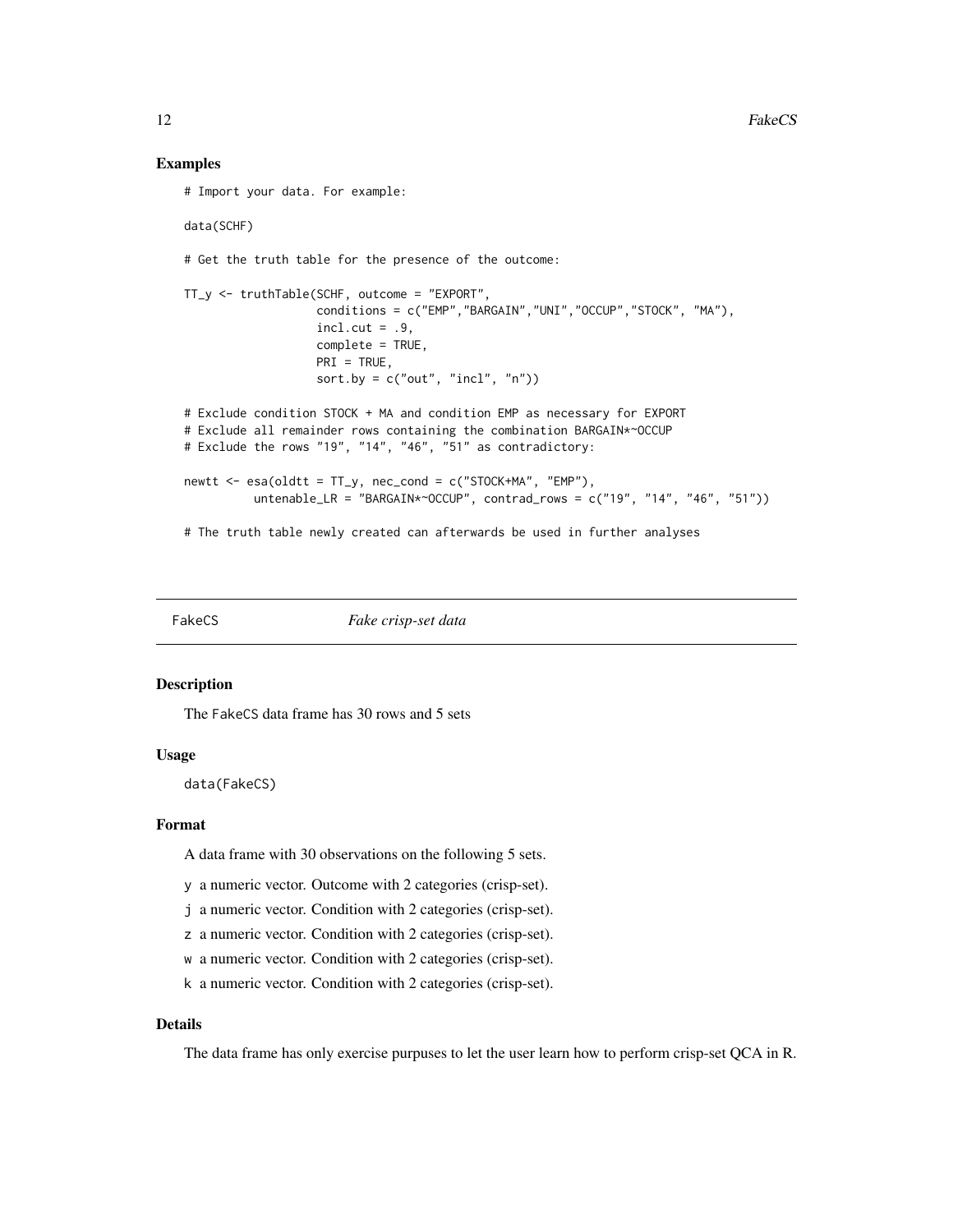### Examples

```
# Import your data. For example:

data(SCHF)

# Get the truth table for the presence of the outcome:

TT_y <- truthTable(SCHF, outcome = "EXPORT",
                   conditions = c("EMP","BARGAIN","UNI","OCCUP","STOCK", "MA"),
                   incl.cut = .9,
                   complete = TRUE,
                   PRI = TRUE,
                   sort.by = c("out", "incl", "n"))

# Exclude condition STOCK + MA and condition EMP as necessary for EXPORT
# Exclude all remainder rows containing the combination BARGAIN*~OCCUP
# Exclude the rows "19", "14", "46", "51" as contradictory:

newtt <- esa(oldtt = TT_y, nec_cond = c("STOCK+MA", "EMP"),
          untenable_LR = "BARGAIN*~OCCUP", contrad_rows = c("19", "14", "46", "51"))

# The truth table newly created can afterwards be used in further analyses
```

---

## FakeCS *Fake crisp-set data*

---

### Description

The FakeCS data frame has 30 rows and 5 sets

### Usage

```
data(FakeCS)
```

### Format

A data frame with 30 observations on the following 5 sets.

- y a numeric vector. Outcome with 2 categories (crisp-set).
- j a numeric vector. Condition with 2 categories (crisp-set).
- z a numeric vector. Condition with 2 categories (crisp-set).
- w a numeric vector. Condition with 2 categories (crisp-set).
- k a numeric vector. Condition with 2 categories (crisp-set).

### Details

The data frame has only exercise purpuses to let the user learn how to perform crisp-set QCA in R.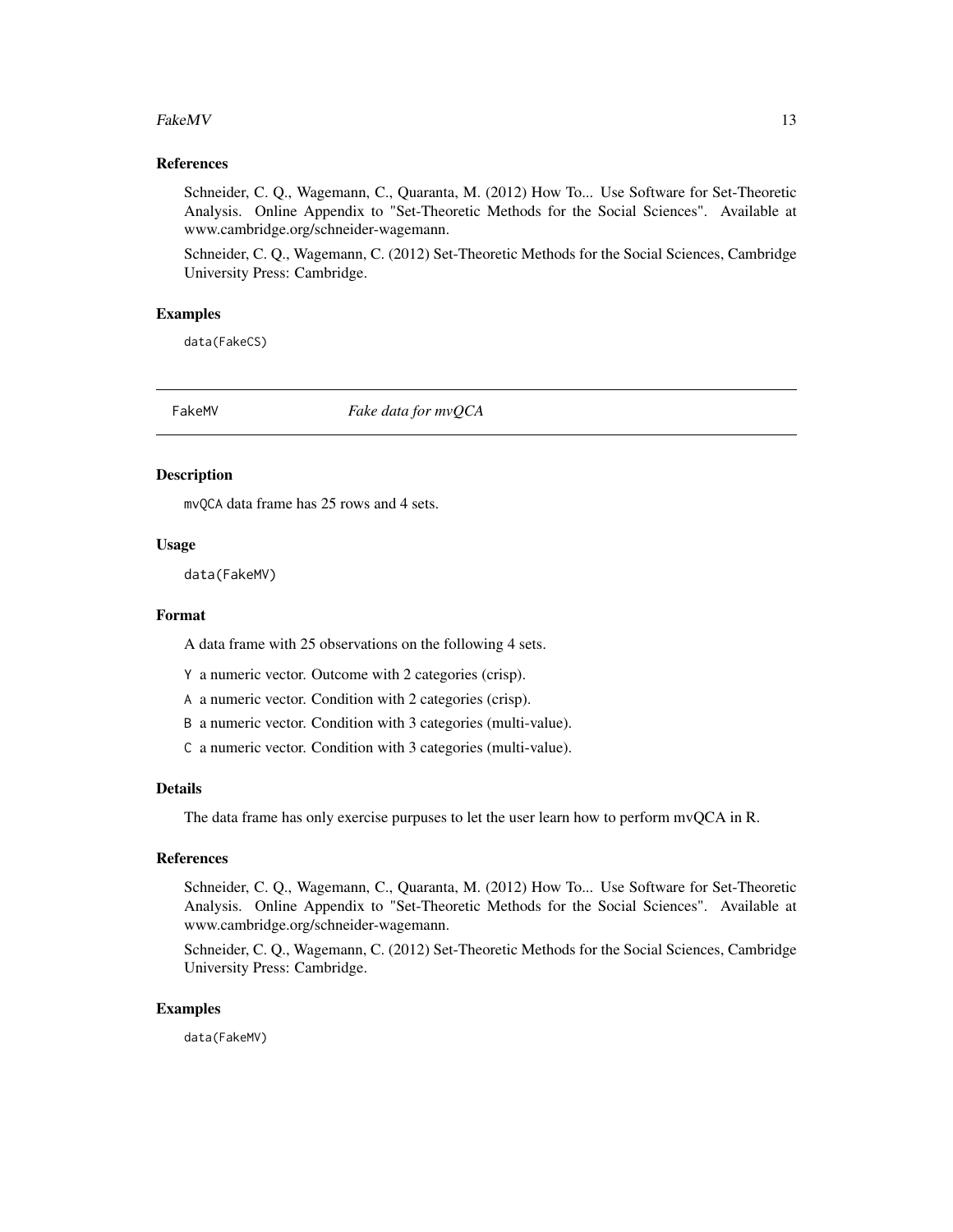### References

Schneider, C. Q., Wagemann, C., Quaranta, M. (2012) How To... Use Software for Set-Theoretic Analysis. Online Appendix to "Set-Theoretic Methods for the Social Sciences". Available at www.cambridge.org/schneider-wagemann.

Schneider, C. Q., Wagemann, C. (2012) Set-Theoretic Methods for the Social Sciences, Cambridge University Press: Cambridge.

### Examples

```
data(FakeCS)
```

---

## FakeMV    *Fake data for mvQCA*

---

### Description

mvQCA data frame has 25 rows and 4 sets.

### Usage

```
data(FakeMV)
```

### Format

A data frame with 25 observations on the following 4 sets.

- Y a numeric vector. Outcome with 2 categories (crisp).
- A a numeric vector. Condition with 2 categories (crisp).
- B a numeric vector. Condition with 3 categories (multi-value).
- C a numeric vector. Condition with 3 categories (multi-value).

### Details

The data frame has only exercise purpuses to let the user learn how to perform mvQCA in R.

### References

Schneider, C. Q., Wagemann, C., Quaranta, M. (2012) How To... Use Software for Set-Theoretic Analysis. Online Appendix to "Set-Theoretic Methods for the Social Sciences". Available at www.cambridge.org/schneider-wagemann.

Schneider, C. Q., Wagemann, C. (2012) Set-Theoretic Methods for the Social Sciences, Cambridge University Press: Cambridge.

### Examples

```
data(FakeMV)
```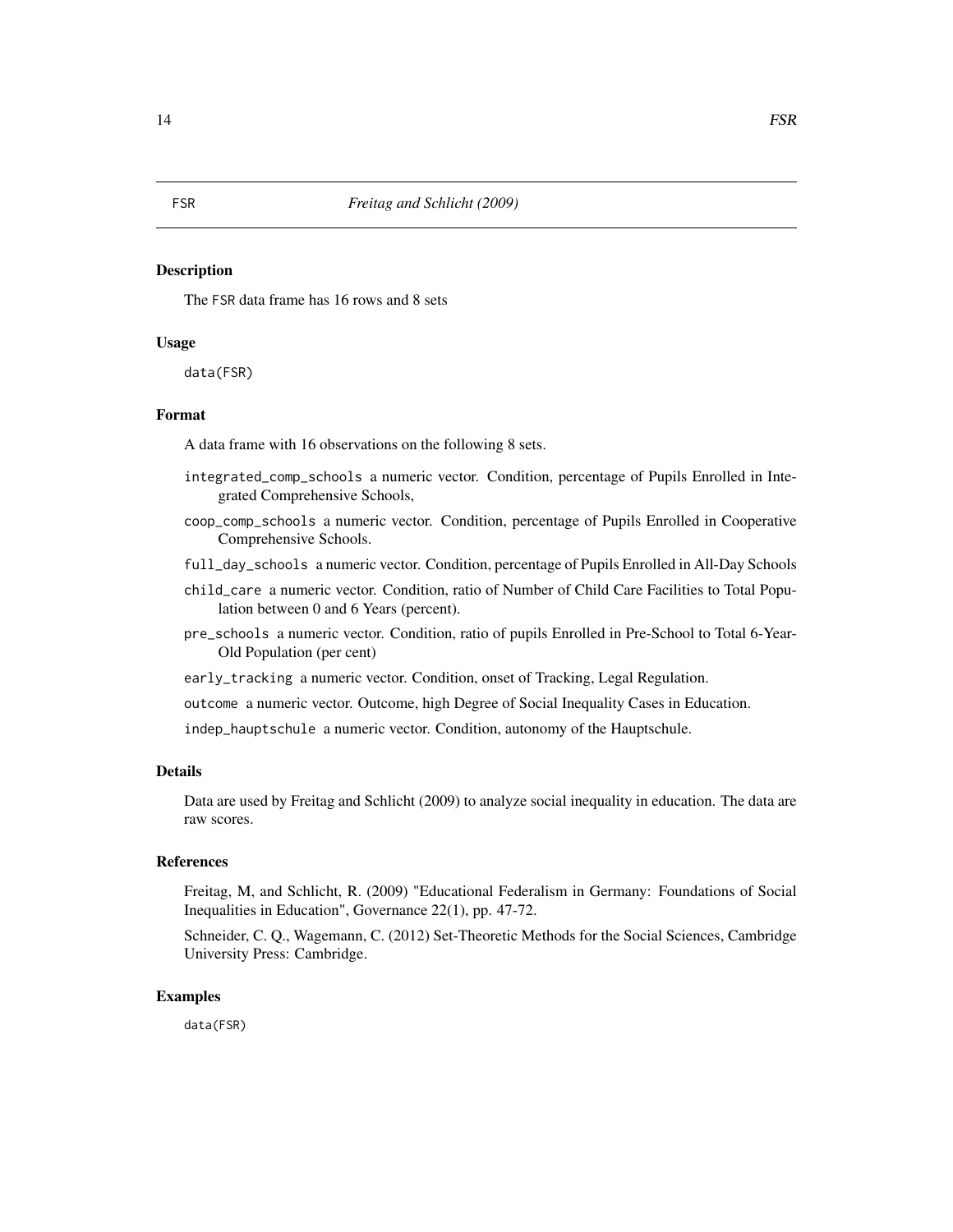FSR *Freitag and Schlicht (2009)*

## Description

The FSR data frame has 16 rows and 8 sets

## Usage

```
data(FSR)
```

## Format

A data frame with 16 observations on the following 8 sets.

- `integrated_comp_schools` a numeric vector. Condition, percentage of Pupils Enrolled in Integrated Comprehensive Schools,
- `coop_comp_schools` a numeric vector. Condition, percentage of Pupils Enrolled in Cooperative Comprehensive Schools.
- `full_day_schools` a numeric vector. Condition, percentage of Pupils Enrolled in All-Day Schools
- `child_care` a numeric vector. Condition, ratio of Number of Child Care Facilities to Total Population between 0 and 6 Years (percent).
- `pre_schools` a numeric vector. Condition, ratio of pupils Enrolled in Pre-School to Total 6-Year-Old Population (per cent)
- `early_tracking` a numeric vector. Condition, onset of Tracking, Legal Regulation.
- `outcome` a numeric vector. Outcome, high Degree of Social Inequality Cases in Education.
- `indep_hauptschule` a numeric vector. Condition, autonomy of the Hauptschule.

## Details

Data are used by Freitag and Schlicht (2009) to analyze social inequality in education. The data are raw scores.

## References

Freitag, M, and Schlicht, R. (2009) "Educational Federalism in Germany: Foundations of Social Inequalities in Education", Governance 22(1), pp. 47-72.

Schneider, C. Q., Wagemann, C. (2012) Set-Theoretic Methods for the Social Sciences, Cambridge University Press: Cambridge.

## Examples

```
data(FSR)
```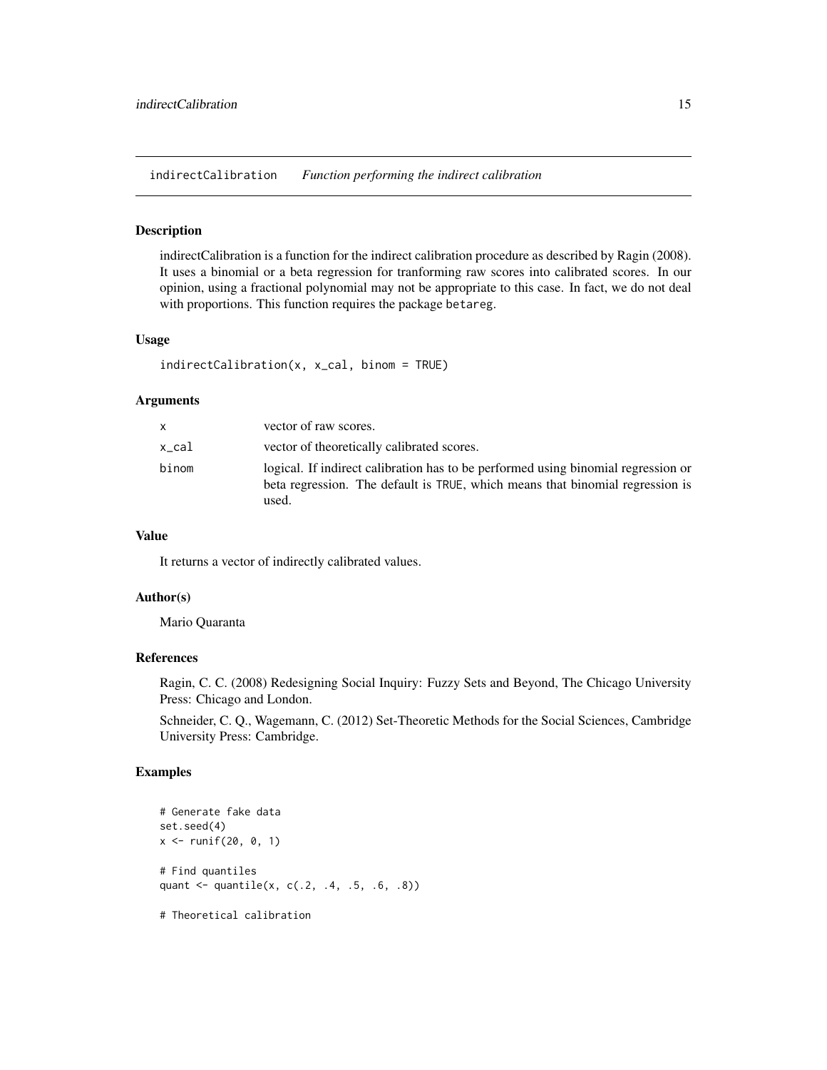## indirectCalibration *Function performing the indirect calibration*

### Description

indirectCalibration is a function for the indirect calibration procedure as described by Ragin (2008). It uses a binomial or a beta regression for tranforming raw scores into calibrated scores. In our opinion, using a fractional polynomial may not be appropriate to this case. In fact, we do not deal with proportions. This function requires the package betareg.

### Usage

```
indirectCalibration(x, x_cal, binom = TRUE)
```

### Arguments

| | |
|---|---|
| x | vector of raw scores. |
| x_cal | vector of theoretically calibrated scores. |
| binom | logical. If indirect calibration has to be performed using binomial regression or beta regression. The default is TRUE, which means that binomial regression is used. |

### Value

It returns a vector of indirectly calibrated values.

### Author(s)

Mario Quaranta

### References

Ragin, C. C. (2008) Redesigning Social Inquiry: Fuzzy Sets and Beyond, The Chicago University Press: Chicago and London.

Schneider, C. Q., Wagemann, C. (2012) Set-Theoretic Methods for the Social Sciences, Cambridge University Press: Cambridge.

### Examples

```
# Generate fake data
set.seed(4)
x <- runif(20, 0, 1)

# Find quantiles
quant <- quantile(x, c(.2, .4, .5, .6, .8))

# Theoretical calibration
```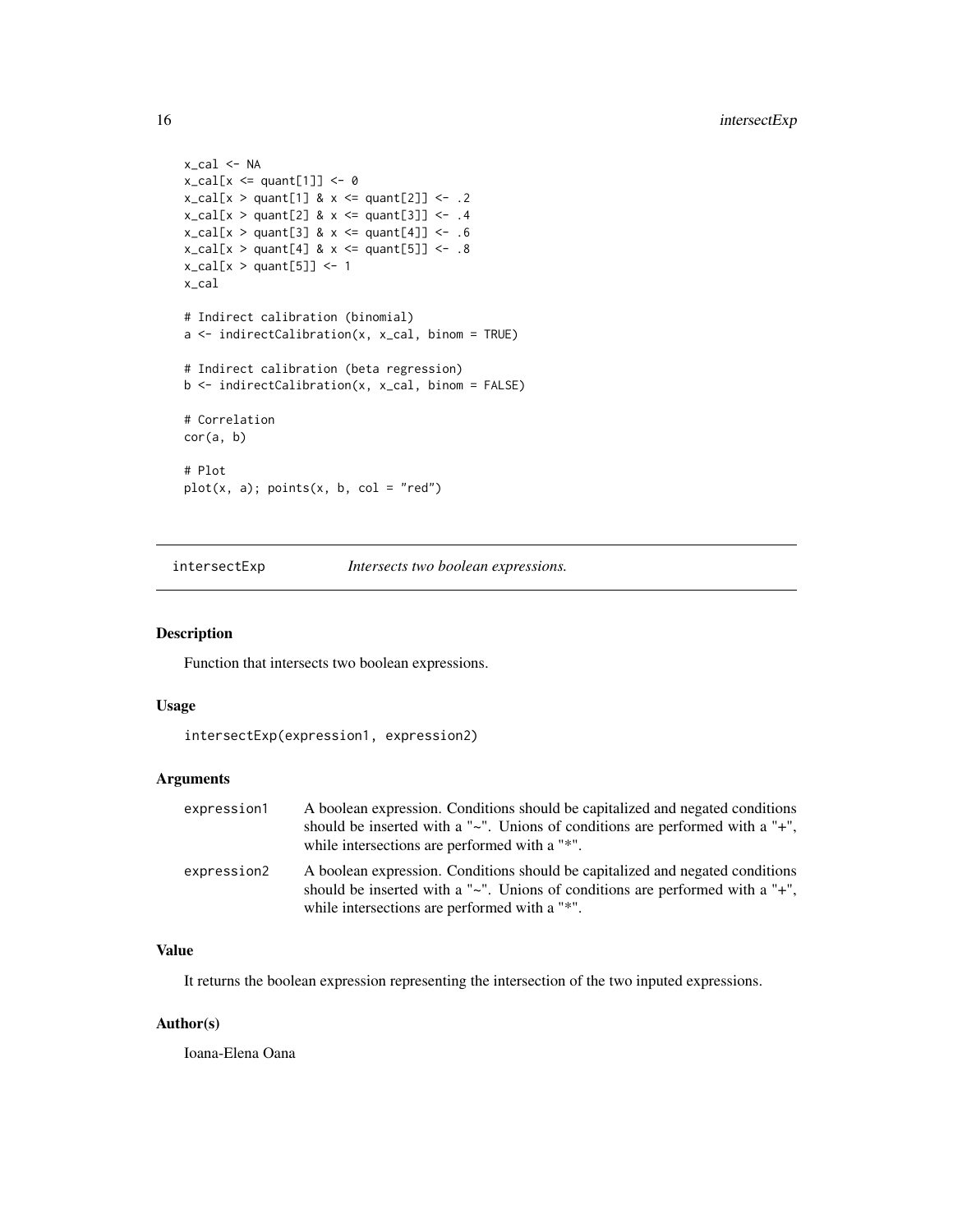```
x_cal <- NA
x_cal[x <= quant[1]] <- 0
x_cal[x > quant[1] & x <= quant[2]] <- .2
x_cal[x > quant[2] & x <= quant[3]] <- .4
x_cal[x > quant[3] & x <= quant[4]] <- .6
x_cal[x > quant[4] & x <= quant[5]] <- .8
x_cal[x > quant[5]] <- 1
x_cal

# Indirect calibration (binomial)
a <- indirectCalibration(x, x_cal, binom = TRUE)

# Indirect calibration (beta regression)
b <- indirectCalibration(x, x_cal, binom = FALSE)

# Correlation
cor(a, b)

# Plot
plot(x, a); points(x, b, col = "red")
```

## intersectExp — *Intersects two boolean expressions.*

### Description

Function that intersects two boolean expressions.

### Usage

```
intersectExp(expression1, expression2)
```

### Arguments

| | |
|---|---|
| expression1 | A boolean expression. Conditions should be capitalized and negated conditions should be inserted with a "~". Unions of conditions are performed with a "+", while intersections are performed with a "*". |
| expression2 | A boolean expression. Conditions should be capitalized and negated conditions should be inserted with a "~". Unions of conditions are performed with a "+", while intersections are performed with a "*". |

### Value

It returns the boolean expression representing the intersection of the two inputed expressions.

### Author(s)

Ioana-Elena Oana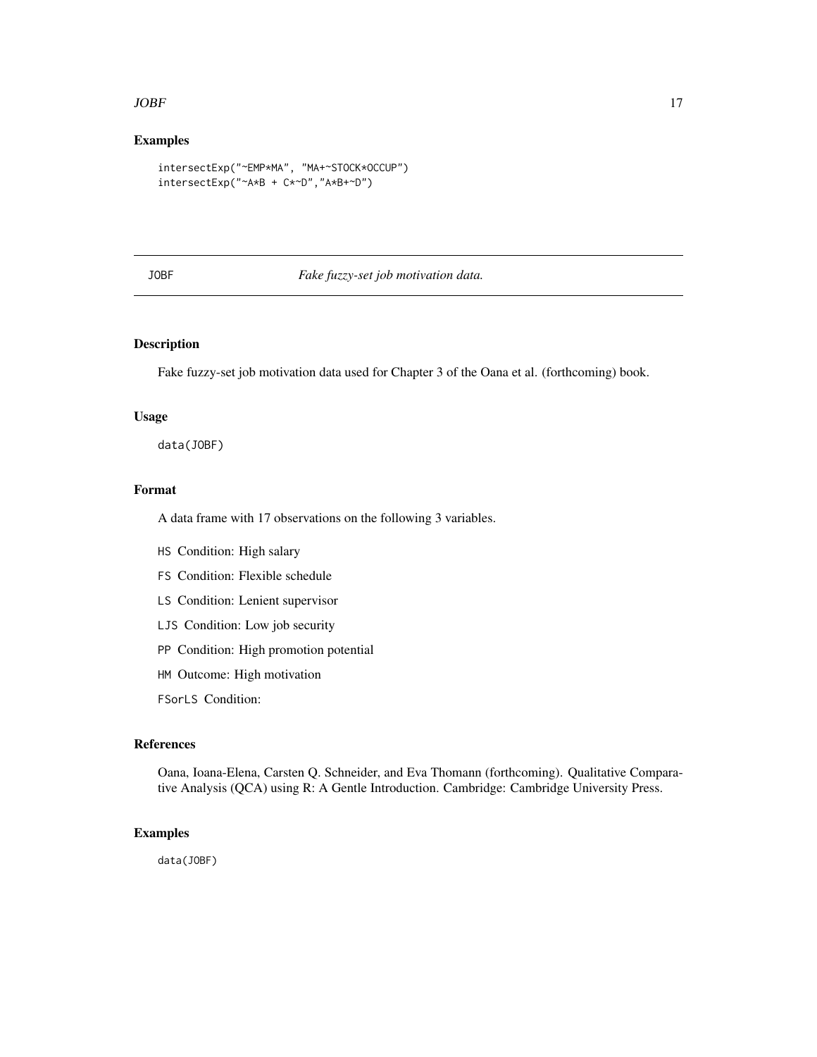## Examples

```
intersectExp("~EMP*MA", "MA+~STOCK*OCCUP")
intersectExp("~A*B + C*~D","A*B+~D")
```

---

# JOBF *Fake fuzzy-set job motivation data.*

---

## Description

Fake fuzzy-set job motivation data used for Chapter 3 of the Oana et al. (forthcoming) book.

## Usage

```
data(JOBF)
```

## Format

A data frame with 17 observations on the following 3 variables.

- `HS` Condition: High salary
- `FS` Condition: Flexible schedule
- `LS` Condition: Lenient supervisor
- `LJS` Condition: Low job security
- `PP` Condition: High promotion potential
- `HM` Outcome: High motivation
- `FSorLS` Condition:

## References

Oana, Ioana-Elena, Carsten Q. Schneider, and Eva Thomann (forthcoming). Qualitative Comparative Analysis (QCA) using R: A Gentle Introduction. Cambridge: Cambridge University Press.

## Examples

```
data(JOBF)
```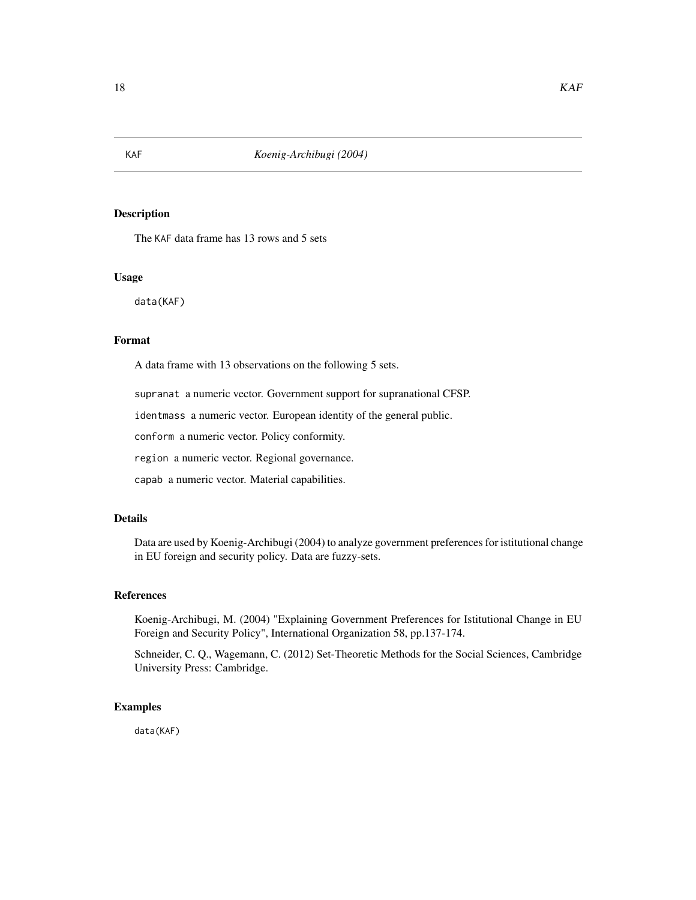KAF *Koenig-Archibugi (2004)*

## Description

The KAF data frame has 13 rows and 5 sets

## Usage

```
data(KAF)
```

## Format

A data frame with 13 observations on the following 5 sets.

`supranat` a numeric vector. Government support for supranational CFSP.

`identmass` a numeric vector. European identity of the general public.

`conform` a numeric vector. Policy conformity.

`region` a numeric vector. Regional governance.

`capab` a numeric vector. Material capabilities.

## Details

Data are used by Koenig-Archibugi (2004) to analyze government preferences for istitutional change in EU foreign and security policy. Data are fuzzy-sets.

## References

Koenig-Archibugi, M. (2004) "Explaining Government Preferences for Istitutional Change in EU Foreign and Security Policy", International Organization 58, pp.137-174.

Schneider, C. Q., Wagemann, C. (2012) Set-Theoretic Methods for the Social Sciences, Cambridge University Press: Cambridge.

## Examples

```
data(KAF)
```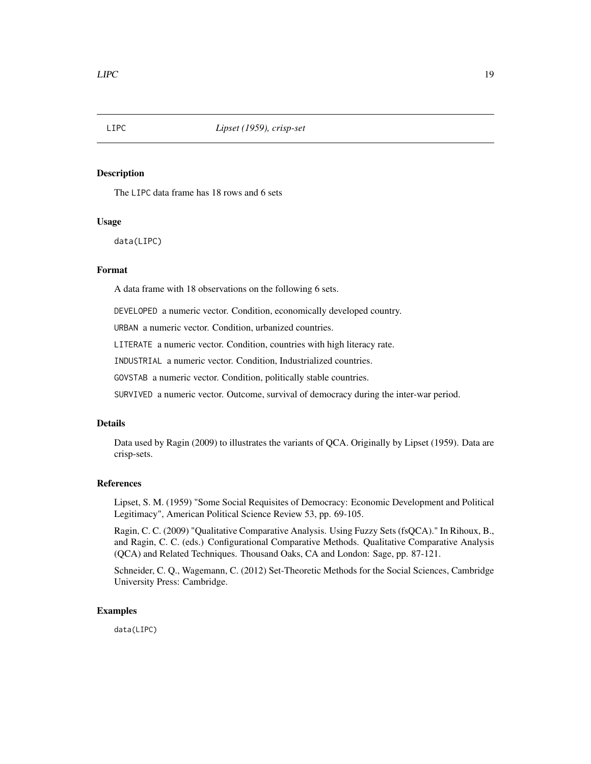# LIPC — *Lipset (1959), crisp-set*

## Description

The LIPC data frame has 18 rows and 6 sets

## Usage

```
data(LIPC)
```

## Format

A data frame with 18 observations on the following 6 sets.

DEVELOPED a numeric vector. Condition, economically developed country.

URBAN a numeric vector. Condition, urbanized countries.

LITERATE a numeric vector. Condition, countries with high literacy rate.

INDUSTRIAL a numeric vector. Condition, Industrialized countries.

GOVSTAB a numeric vector. Condition, politically stable countries.

SURVIVED a numeric vector. Outcome, survival of democracy during the inter-war period.

## Details

Data used by Ragin (2009) to illustrates the variants of QCA. Originally by Lipset (1959). Data are crisp-sets.

## References

Lipset, S. M. (1959) "Some Social Requisites of Democracy: Economic Development and Political Legitimacy", American Political Science Review 53, pp. 69-105.

Ragin, C. C. (2009) "Qualitative Comparative Analysis. Using Fuzzy Sets (fsQCA)." In Rihoux, B., and Ragin, C. C. (eds.) Configurational Comparative Methods. Qualitative Comparative Analysis (QCA) and Related Techniques. Thousand Oaks, CA and London: Sage, pp. 87-121.

Schneider, C. Q., Wagemann, C. (2012) Set-Theoretic Methods for the Social Sciences, Cambridge University Press: Cambridge.

## Examples

```
data(LIPC)
```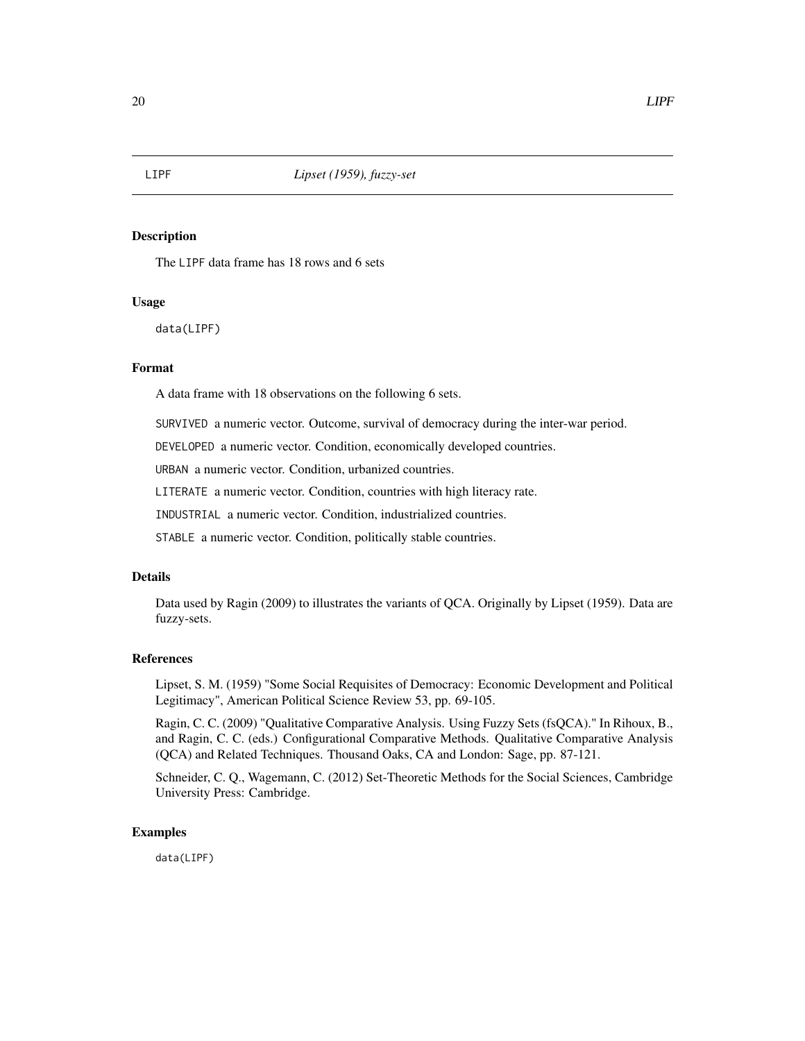LIPF *Lipset (1959), fuzzy-set*

## Description

The LIPF data frame has 18 rows and 6 sets

## Usage

```
data(LIPF)
```

## Format

A data frame with 18 observations on the following 6 sets.

SURVIVED a numeric vector. Outcome, survival of democracy during the inter-war period.

DEVELOPED a numeric vector. Condition, economically developed countries.

URBAN a numeric vector. Condition, urbanized countries.

LITERATE a numeric vector. Condition, countries with high literacy rate.

INDUSTRIAL a numeric vector. Condition, industrialized countries.

STABLE a numeric vector. Condition, politically stable countries.

## Details

Data used by Ragin (2009) to illustrates the variants of QCA. Originally by Lipset (1959). Data are fuzzy-sets.

## References

Lipset, S. M. (1959) "Some Social Requisites of Democracy: Economic Development and Political Legitimacy", American Political Science Review 53, pp. 69-105.

Ragin, C. C. (2009) "Qualitative Comparative Analysis. Using Fuzzy Sets (fsQCA)." In Rihoux, B., and Ragin, C. C. (eds.) Configurational Comparative Methods. Qualitative Comparative Analysis (QCA) and Related Techniques. Thousand Oaks, CA and London: Sage, pp. 87-121.

Schneider, C. Q., Wagemann, C. (2012) Set-Theoretic Methods for the Social Sciences, Cambridge University Press: Cambridge.

## Examples

```
data(LIPF)
```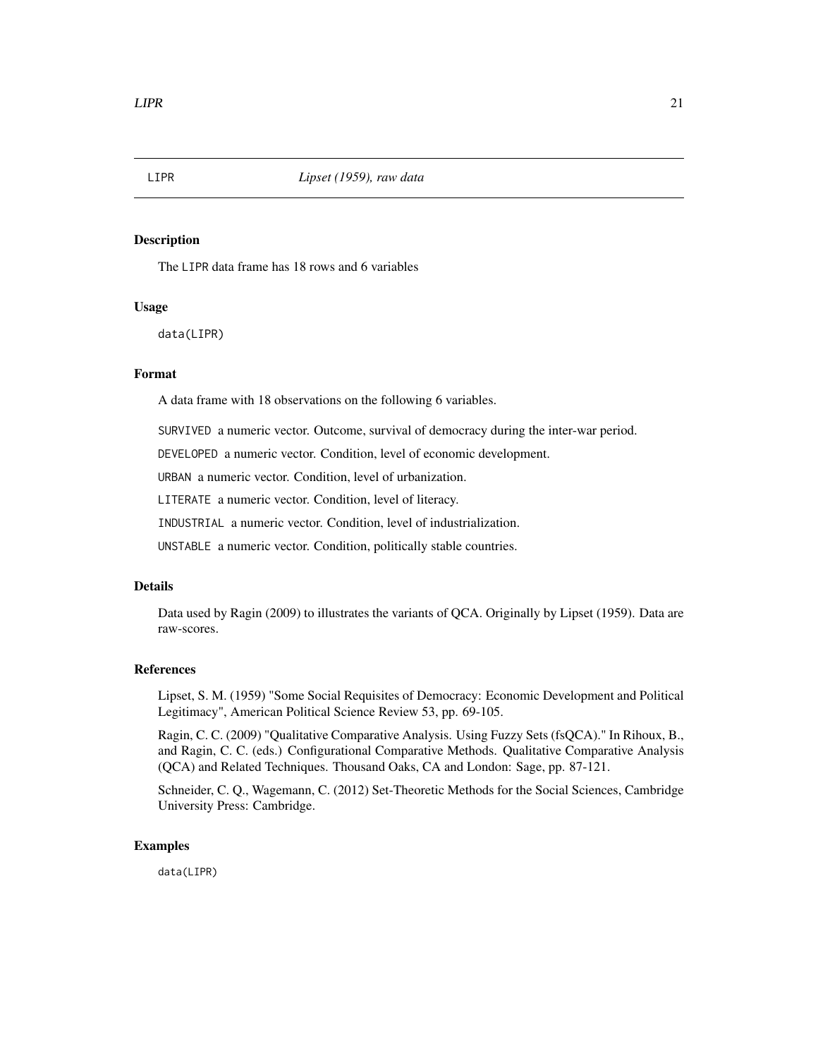## LIPR *Lipset (1959), raw data*

### Description

The LIPR data frame has 18 rows and 6 variables

### Usage

```
data(LIPR)
```

### Format

A data frame with 18 observations on the following 6 variables.

SURVIVED a numeric vector. Outcome, survival of democracy during the inter-war period.

DEVELOPED a numeric vector. Condition, level of economic development.

URBAN a numeric vector. Condition, level of urbanization.

LITERATE a numeric vector. Condition, level of literacy.

INDUSTRIAL a numeric vector. Condition, level of industrialization.

UNSTABLE a numeric vector. Condition, politically stable countries.

### Details

Data used by Ragin (2009) to illustrates the variants of QCA. Originally by Lipset (1959). Data are raw-scores.

### References

Lipset, S. M. (1959) "Some Social Requisites of Democracy: Economic Development and Political Legitimacy", American Political Science Review 53, pp. 69-105.

Ragin, C. C. (2009) "Qualitative Comparative Analysis. Using Fuzzy Sets (fsQCA)." In Rihoux, B., and Ragin, C. C. (eds.) Configurational Comparative Methods. Qualitative Comparative Analysis (QCA) and Related Techniques. Thousand Oaks, CA and London: Sage, pp. 87-121.

Schneider, C. Q., Wagemann, C. (2012) Set-Theoretic Methods for the Social Sciences, Cambridge University Press: Cambridge.

### Examples

```
data(LIPR)
```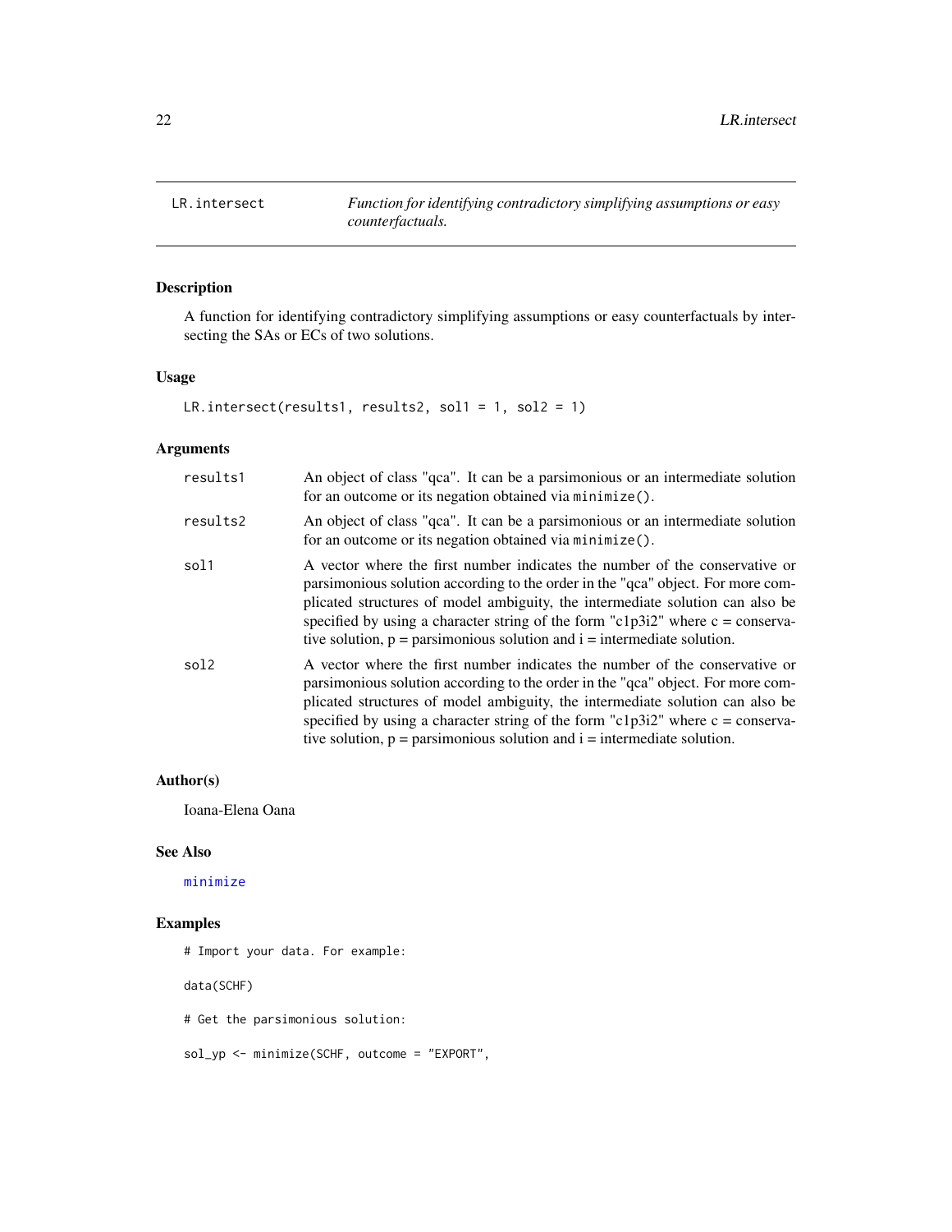# LR.intersect

*Function for identifying contradictory simplifying assumptions or easy counterfactuals.*

## Description

A function for identifying contradictory simplifying assumptions or easy counterfactuals by intersecting the SAs or ECs of two solutions.

## Usage

```
LR.intersect(results1, results2, sol1 = 1, sol2 = 1)
```

## Arguments

| | |
|---|---|
| results1 | An object of class "qca". It can be a parsimonious or an intermediate solution for an outcome or its negation obtained via `minimize()`. |
| results2 | An object of class "qca". It can be a parsimonious or an intermediate solution for an outcome or its negation obtained via `minimize()`. |
| sol1 | A vector where the first number indicates the number of the conservative or parsimonious solution according to the order in the "qca" object. For more complicated structures of model ambiguity, the intermediate solution can also be specified by using a character string of the form "c1p3i2" where c = conservative solution, p = parsimonious solution and i = intermediate solution. |
| sol2 | A vector where the first number indicates the number of the conservative or parsimonious solution according to the order in the "qca" object. For more complicated structures of model ambiguity, the intermediate solution can also be specified by using a character string of the form "c1p3i2" where c = conservative solution, p = parsimonious solution and i = intermediate solution. |

## Author(s)

Ioana-Elena Oana

## See Also

minimize

## Examples

```
# Import your data. For example:

data(SCHF)

# Get the parsimonious solution:

sol_yp <- minimize(SCHF, outcome = "EXPORT",
```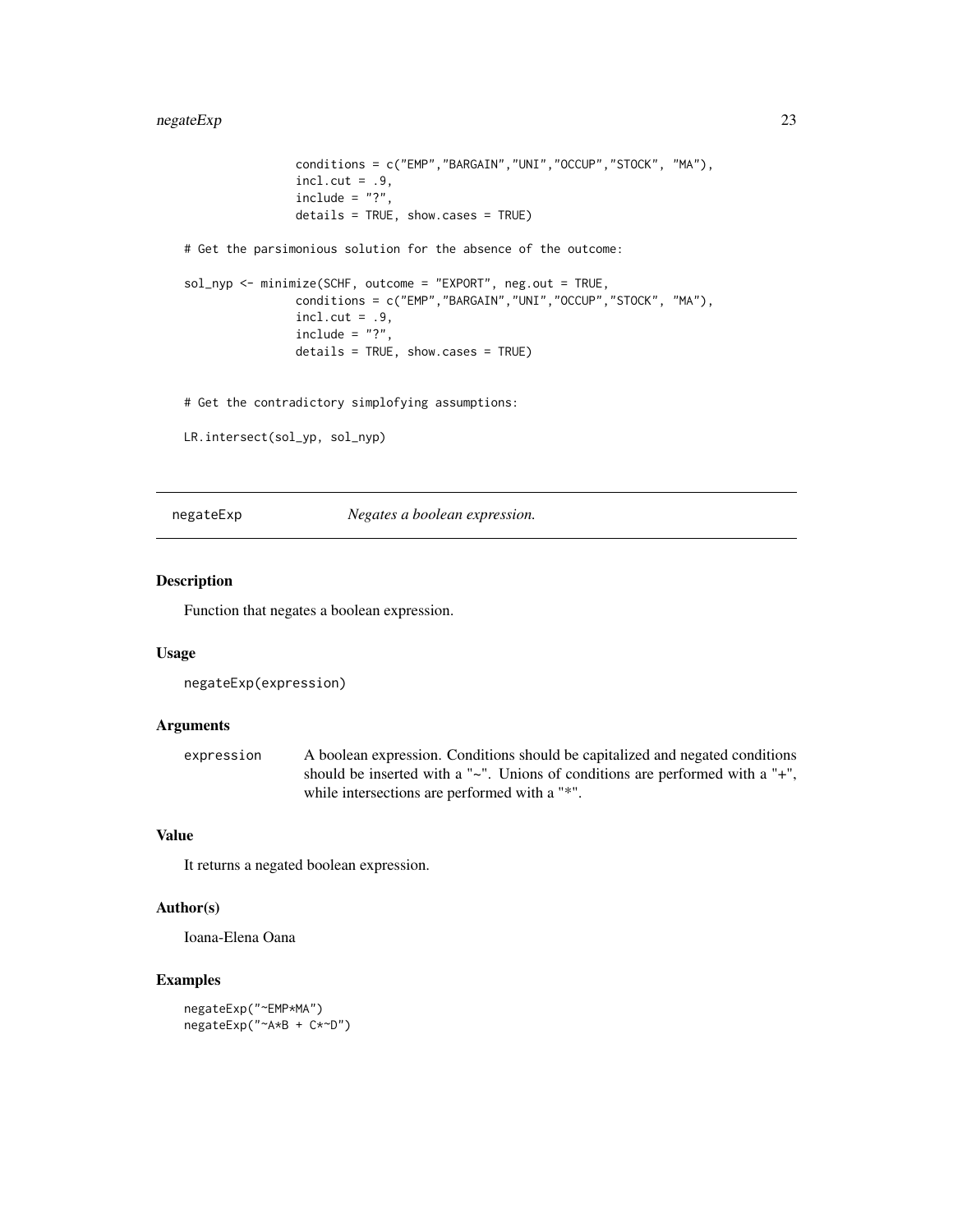```
                conditions = c("EMP","BARGAIN","UNI","OCCUP","STOCK", "MA"),
                incl.cut = .9,
                include = "?",
                details = TRUE, show.cases = TRUE)

# Get the parsimonious solution for the absence of the outcome:

sol_nyp <- minimize(SCHF, outcome = "EXPORT", neg.out = TRUE,
                conditions = c("EMP","BARGAIN","UNI","OCCUP","STOCK", "MA"),
                incl.cut = .9,
                include = "?",
                details = TRUE, show.cases = TRUE)


# Get the contradictory simplofying assumptions:

LR.intersect(sol_yp, sol_nyp)
```

## negateExp — *Negates a boolean expression.*

### Description

Function that negates a boolean expression.

### Usage

```
negateExp(expression)
```

### Arguments

| | |
|---|---|
| expression | A boolean expression. Conditions should be capitalized and negated conditions should be inserted with a "~". Unions of conditions are performed with a "+", while intersections are performed with a "*". |

### Value

It returns a negated boolean expression.

### Author(s)

Ioana-Elena Oana

### Examples

```
negateExp("~EMP*MA")
negateExp("~A*B + C*~D")
```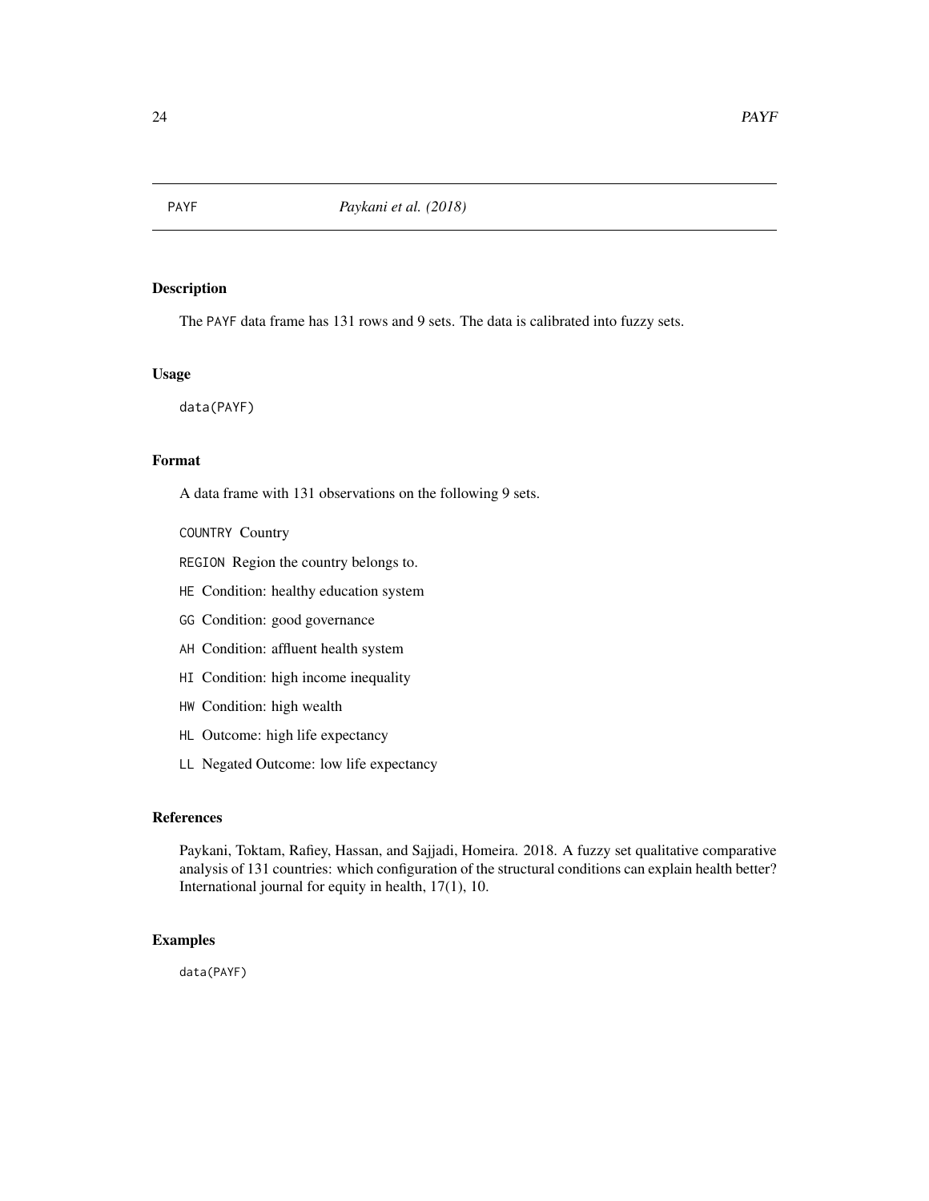# PAYF — *Paykani et al. (2018)*

## Description

The PAYF data frame has 131 rows and 9 sets. The data is calibrated into fuzzy sets.

## Usage

```
data(PAYF)
```

## Format

A data frame with 131 observations on the following 9 sets.

- COUNTRY Country
- REGION Region the country belongs to.
- HE Condition: healthy education system
- GG Condition: good governance
- AH Condition: affluent health system
- HI Condition: high income inequality
- HW Condition: high wealth
- HL Outcome: high life expectancy
- LL Negated Outcome: low life expectancy

## References

Paykani, Toktam, Rafiey, Hassan, and Sajjadi, Homeira. 2018. A fuzzy set qualitative comparative analysis of 131 countries: which configuration of the structural conditions can explain health better? International journal for equity in health, 17(1), 10.

## Examples

```
data(PAYF)
```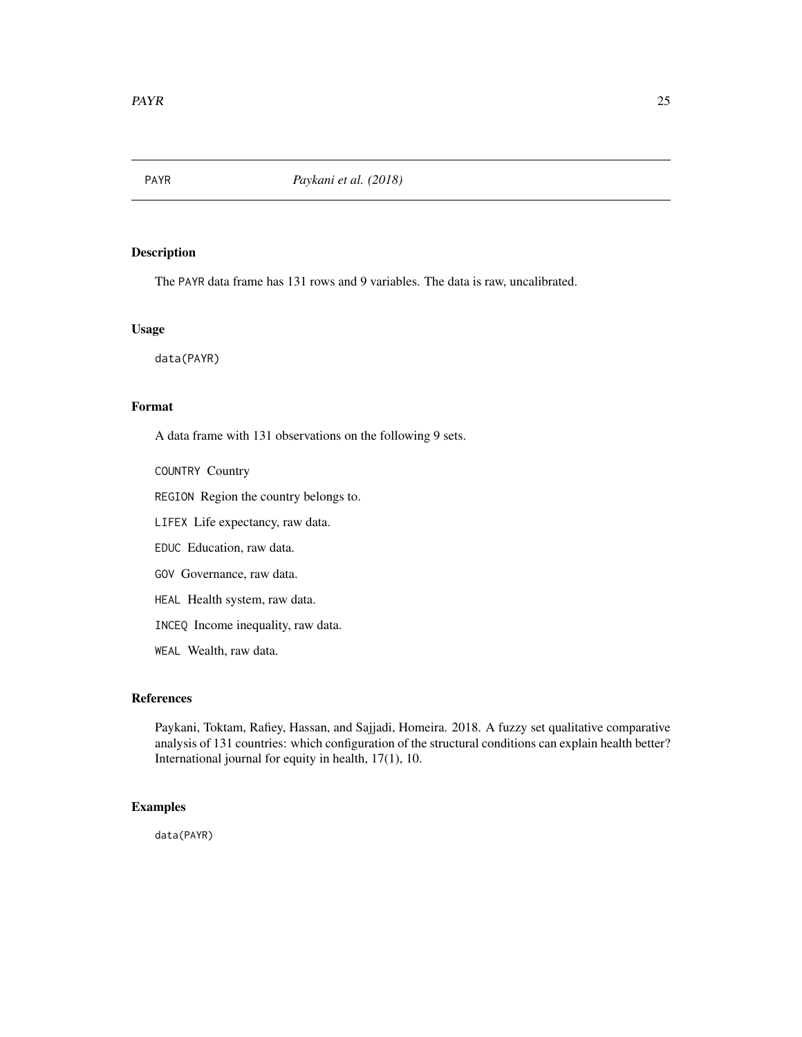# PAYR *Paykani et al. (2018)*

## Description

The PAYR data frame has 131 rows and 9 variables. The data is raw, uncalibrated.

## Usage

```
data(PAYR)
```

## Format

A data frame with 131 observations on the following 9 sets.

- `COUNTRY` Country
- `REGION` Region the country belongs to.
- `LIFEX` Life expectancy, raw data.
- `EDUC` Education, raw data.
- `GOV` Governance, raw data.
- `HEAL` Health system, raw data.
- `INCEQ` Income inequality, raw data.
- `WEAL` Wealth, raw data.

## References

Paykani, Toktam, Rafiey, Hassan, and Sajjadi, Homeira. 2018. A fuzzy set qualitative comparative analysis of 131 countries: which configuration of the structural conditions can explain health better? International journal for equity in health, 17(1), 10.

## Examples

```
data(PAYR)
```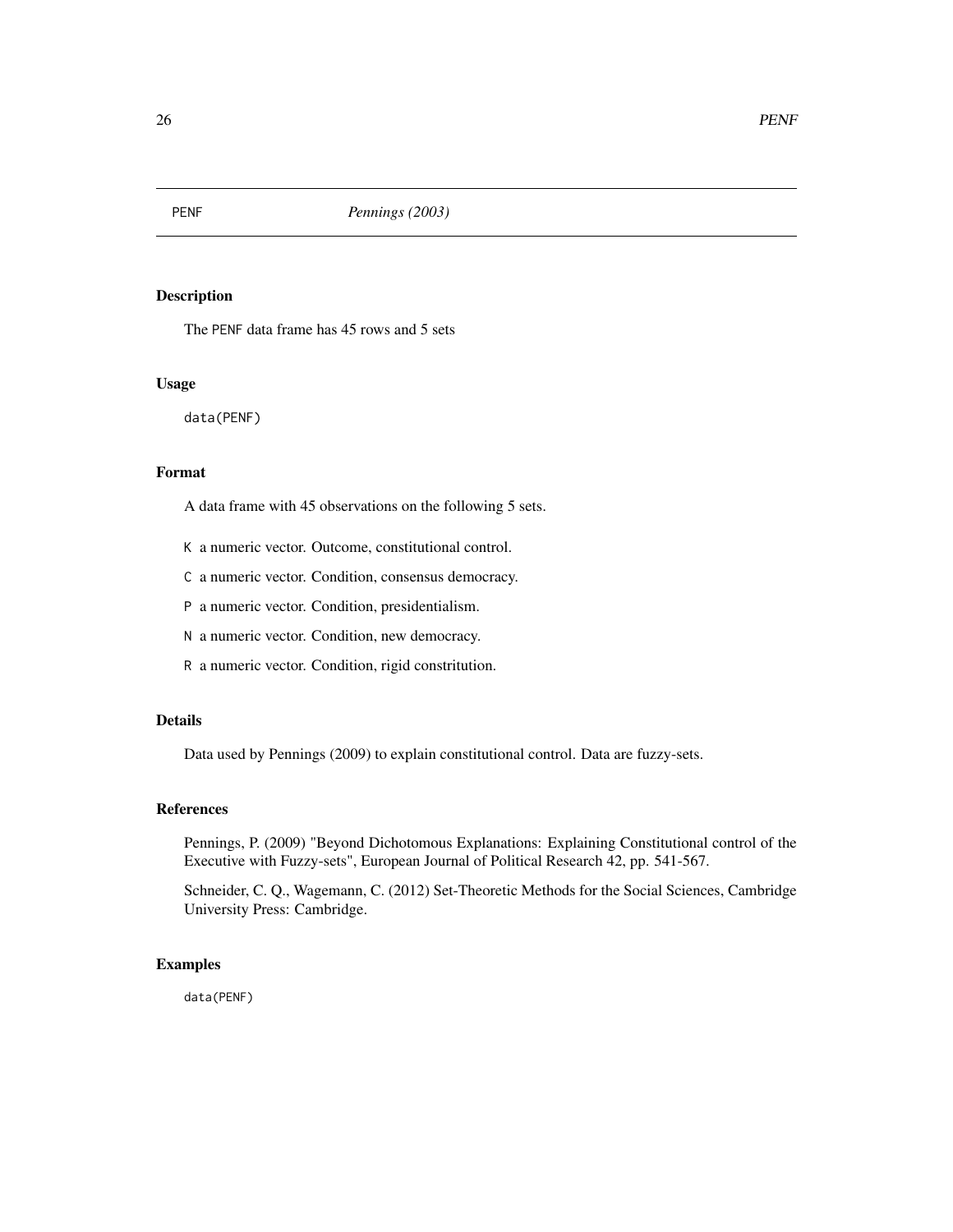PENF *Pennings (2003)*

## Description

The PENF data frame has 45 rows and 5 sets

## Usage

```
data(PENF)
```

## Format

A data frame with 45 observations on the following 5 sets.

- K a numeric vector. Outcome, constitutional control.
- C a numeric vector. Condition, consensus democracy.
- P a numeric vector. Condition, presidentialism.
- N a numeric vector. Condition, new democracy.
- R a numeric vector. Condition, rigid constritution.

## Details

Data used by Pennings (2009) to explain constitutional control. Data are fuzzy-sets.

## References

Pennings, P. (2009) "Beyond Dichotomous Explanations: Explaining Constitutional control of the Executive with Fuzzy-sets", European Journal of Political Research 42, pp. 541-567.

Schneider, C. Q., Wagemann, C. (2012) Set-Theoretic Methods for the Social Sciences, Cambridge University Press: Cambridge.

## Examples

```
data(PENF)
```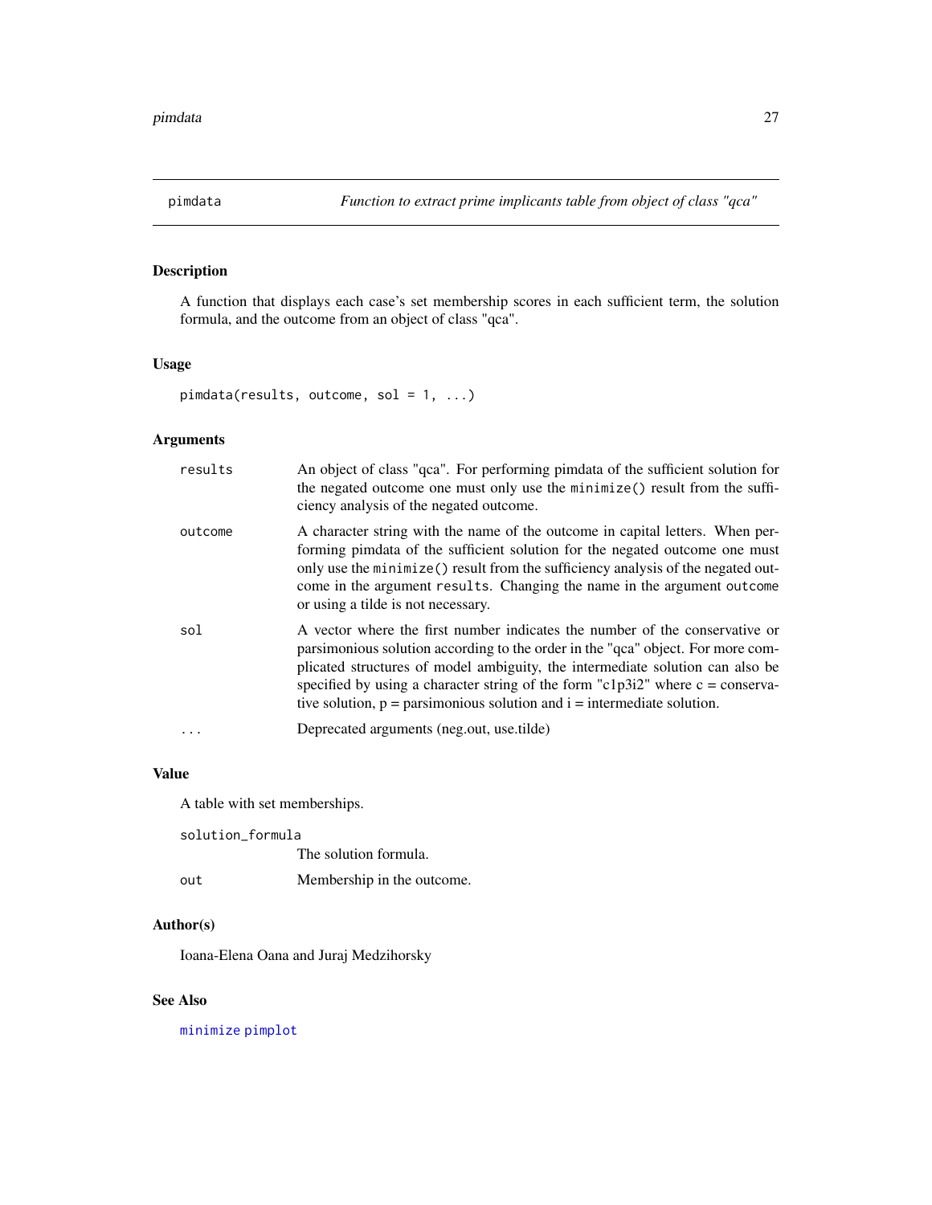## pimdata — *Function to extract prime implicants table from object of class "qca"*

### Description

A function that displays each case's set membership scores in each sufficient term, the solution formula, and the outcome from an object of class "qca".

### Usage

```
pimdata(results, outcome, sol = 1, ...)
```

### Arguments

| | |
|---|---|
| `results` | An object of class "qca". For performing pimdata of the sufficient solution for the negated outcome one must only use the `minimize()` result from the sufficiency analysis of the negated outcome. |
| `outcome` | A character string with the name of the outcome in capital letters. When performing pimdata of the sufficient solution for the negated outcome one must only use the `minimize()` result from the sufficiency analysis of the negated outcome in the argument `results`. Changing the name in the argument `outcome` or using a tilde is not necessary. |
| `sol` | A vector where the first number indicates the number of the conservative or parsimonious solution according to the order in the "qca" object. For more complicated structures of model ambiguity, the intermediate solution can also be specified by using a character string of the form "c1p3i2" where c = conservative solution, p = parsimonious solution and i = intermediate solution. |
| `...` | Deprecated arguments (neg.out, use.tilde) |

### Value

A table with set memberships.

| | |
|---|---|
| `solution_formula` | The solution formula. |
| `out` | Membership in the outcome. |

### Author(s)

Ioana-Elena Oana and Juraj Medzihorsky

### See Also

`minimize` `pimplot`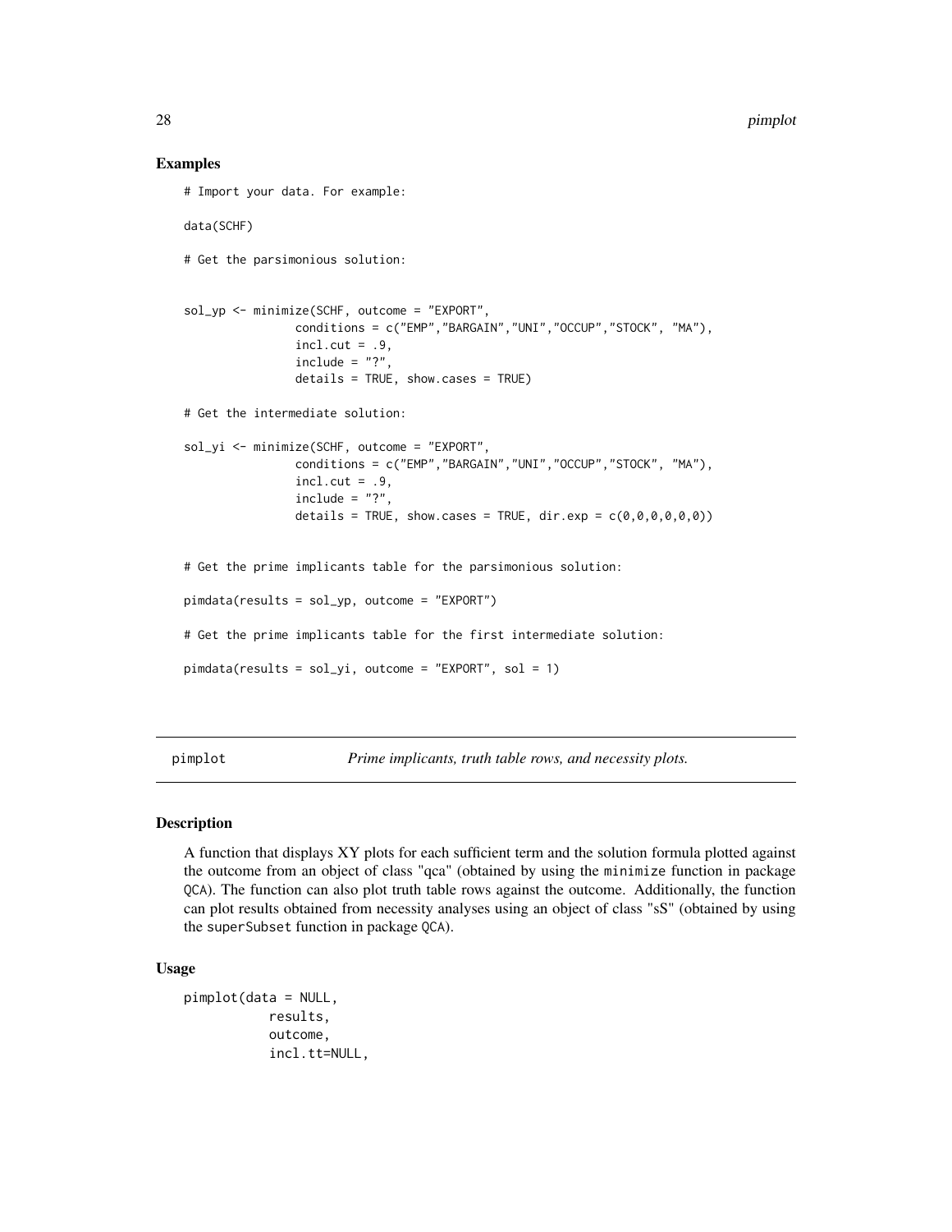## Examples

```
# Import your data. For example:

data(SCHF)

# Get the parsimonious solution:


sol_yp <- minimize(SCHF, outcome = "EXPORT",
                conditions = c("EMP","BARGAIN","UNI","OCCUP","STOCK", "MA"),
                incl.cut = .9,
                include = "?",
                details = TRUE, show.cases = TRUE)

# Get the intermediate solution:

sol_yi <- minimize(SCHF, outcome = "EXPORT",
                conditions = c("EMP","BARGAIN","UNI","OCCUP","STOCK", "MA"),
                incl.cut = .9,
                include = "?",
                details = TRUE, show.cases = TRUE, dir.exp = c(0,0,0,0,0,0))


# Get the prime implicants table for the parsimonious solution:

pimdata(results = sol_yp, outcome = "EXPORT")

# Get the prime implicants table for the first intermediate solution:

pimdata(results = sol_yi, outcome = "EXPORT", sol = 1)
```

---

# pimplot — *Prime implicants, truth table rows, and necessity plots.*

---

## Description

A function that displays XY plots for each sufficient term and the solution formula plotted against the outcome from an object of class "qca" (obtained by using the minimize function in package QCA). The function can also plot truth table rows against the outcome. Additionally, the function can plot results obtained from necessity analyses using an object of class "sS" (obtained by using the superSubset function in package QCA).

## Usage

```
pimplot(data = NULL,
          results,
          outcome,
          incl.tt=NULL,
```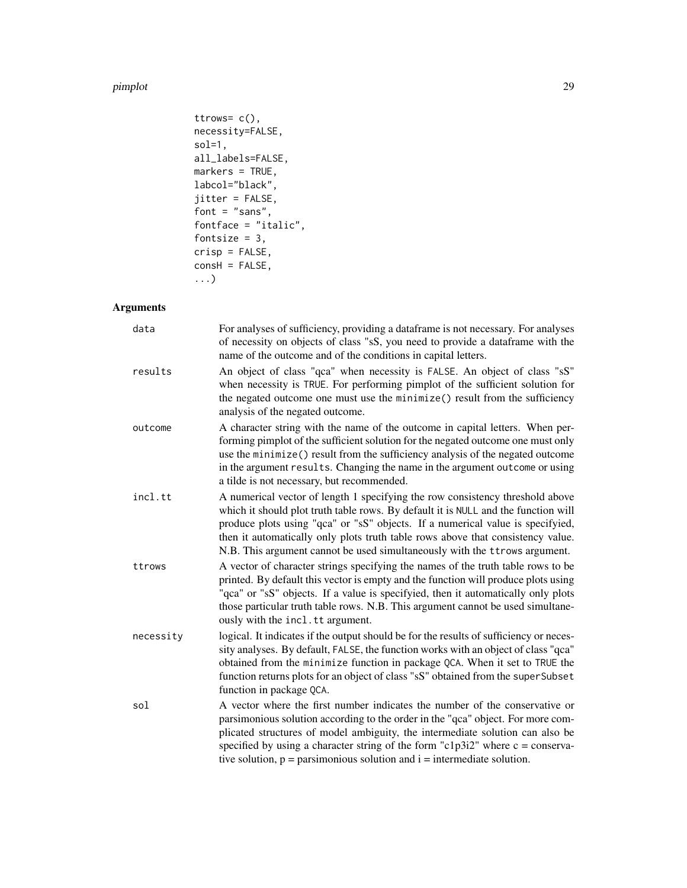```
          ttrows= c(),
          necessity=FALSE,
          sol=1,
          all_labels=FALSE,
          markers = TRUE,
          labcol="black",
          jitter = FALSE,
          font = "sans",
          fontface = "italic",
          fontsize = 3,
          crisp = FALSE,
          consH = FALSE,
          ...)
```

## Arguments

**data** For analyses of sufficiency, providing a dataframe is not necessary. For analyses of necessity on objects of class "sS, you need to provide a dataframe with the name of the outcome and of the conditions in capital letters.

**results** An object of class "qca" when necessity is FALSE. An object of class "sS" when necessity is TRUE. For performing pimplot of the sufficient solution for the negated outcome one must use the `minimize()` result from the sufficiency analysis of the negated outcome.

**outcome** A character string with the name of the outcome in capital letters. When performing pimplot of the sufficient solution for the negated outcome one must only use the `minimize()` result from the sufficiency analysis of the negated outcome in the argument `results`. Changing the name in the argument `outcome` or using a tilde is not necessary, but recommended.

**incl.tt** A numerical vector of length 1 specifying the row consistency threshold above which it should plot truth table rows. By default it is NULL and the function will produce plots using "qca" or "sS" objects. If a numerical value is specifyied, then it automatically only plots truth table rows above that consistency value. N.B. This argument cannot be used simultaneously with the `ttrows` argument.

**ttrows** A vector of character strings specifying the names of the truth table rows to be printed. By default this vector is empty and the function will produce plots using "qca" or "sS" objects. If a value is specifyied, then it automatically only plots those particular truth table rows. N.B. This argument cannot be used simultaneously with the `incl.tt` argument.

**necessity** logical. It indicates if the output should be for the results of sufficiency or necessity analyses. By default, FALSE, the function works with an object of class "qca" obtained from the `minimize` function in package QCA. When it set to TRUE the function returns plots for an object of class "sS" obtained from the `superSubset` function in package QCA.

**sol** A vector where the first number indicates the number of the conservative or parsimonious solution according to the order in the "qca" object. For more complicated structures of model ambiguity, the intermediate solution can also be specified by using a character string of the form "c1p3i2" where c = conservative solution, p = parsimonious solution and i = intermediate solution.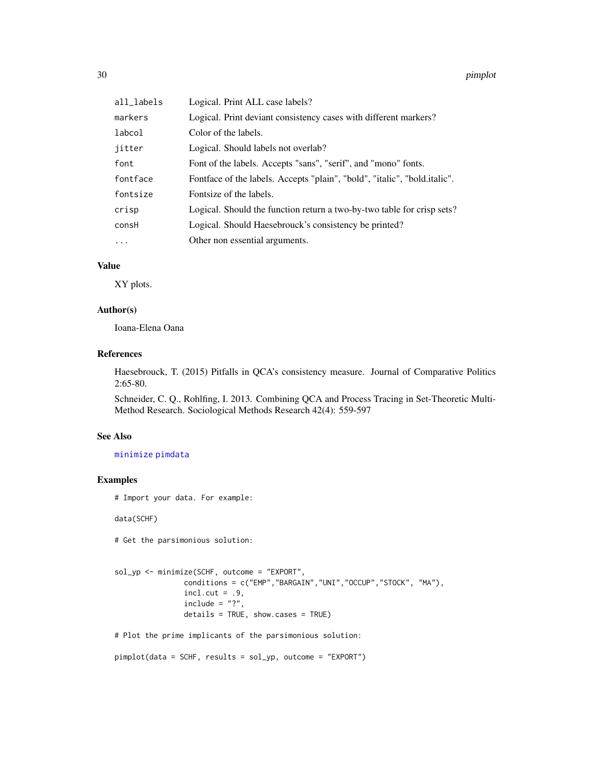| | |
|---|---|
| all_labels | Logical. Print ALL case labels? |
| markers | Logical. Print deviant consistency cases with different markers? |
| labcol | Color of the labels. |
| jitter | Logical. Should labels not overlab? |
| font | Font of the labels. Accepts "sans", "serif", and "mono" fonts. |
| fontface | Fontface of the labels. Accepts "plain", "bold", "italic", "bold.italic". |
| fontsize | Fontsize of the labels. |
| crisp | Logical. Should the function return a two-by-two table for crisp sets? |
| consH | Logical. Should Haesebrouck's consistency be printed? |
| ... | Other non essential arguments. |

### Value

XY plots.

### Author(s)

Ioana-Elena Oana

### References

Haesebrouck, T. (2015) Pitfalls in QCA's consistency measure. Journal of Comparative Politics 2:65-80.

Schneider, C. Q., Rohlfing, I. 2013. Combining QCA and Process Tracing in Set-Theoretic Multi-Method Research. Sociological Methods Research 42(4): 559-597

### See Also

minimize pimdata

### Examples

```
# Import your data. For example:

data(SCHF)

# Get the parsimonious solution:


sol_yp <- minimize(SCHF, outcome = "EXPORT",
                conditions = c("EMP","BARGAIN","UNI","OCCUP","STOCK", "MA"),
                incl.cut = .9,
                include = "?",
                details = TRUE, show.cases = TRUE)

# Plot the prime implicants of the parsimonious solution:

pimplot(data = SCHF, results = sol_yp, outcome = "EXPORT")
```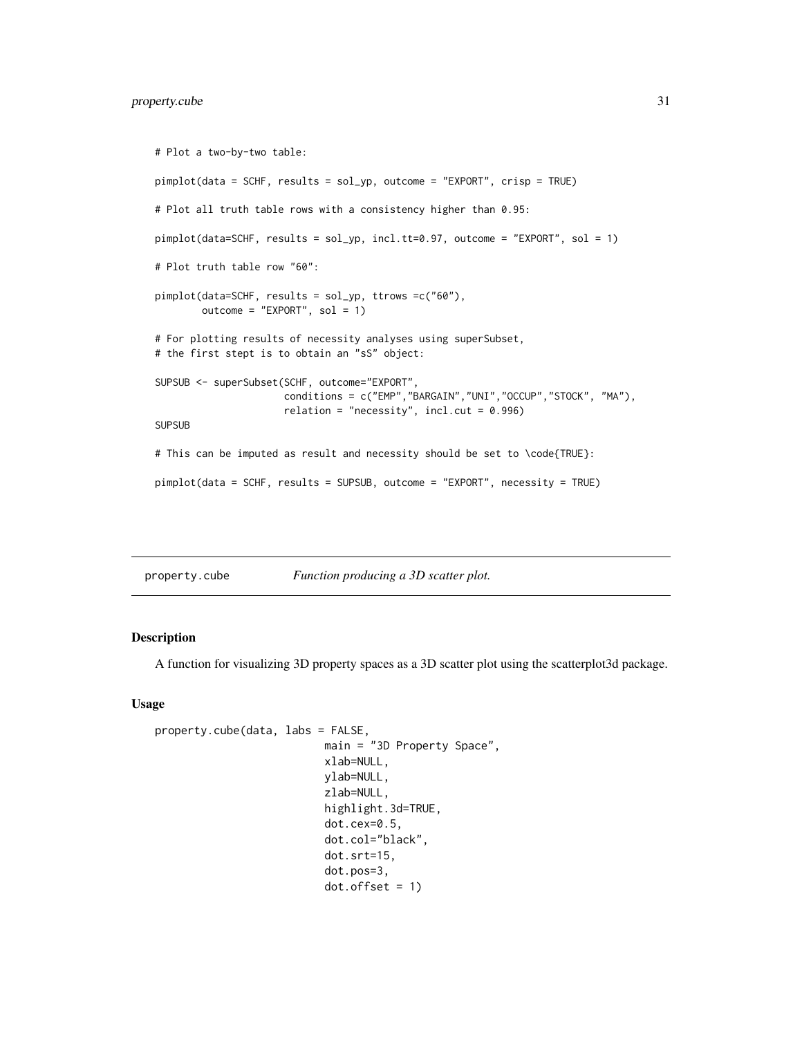```
# Plot a two-by-two table:

pimplot(data = SCHF, results = sol_yp, outcome = "EXPORT", crisp = TRUE)

# Plot all truth table rows with a consistency higher than 0.95:

pimplot(data=SCHF, results = sol_yp, incl.tt=0.97, outcome = "EXPORT", sol = 1)

# Plot truth table row "60":

pimplot(data=SCHF, results = sol_yp, ttrows =c("60"),
        outcome = "EXPORT", sol = 1)

# For plotting results of necessity analyses using superSubset,
# the first stept is to obtain an "sS" object:

SUPSUB <- superSubset(SCHF, outcome="EXPORT",
                      conditions = c("EMP","BARGAIN","UNI","OCCUP","STOCK", "MA"),
                      relation = "necessity", incl.cut = 0.996)
SUPSUB

# This can be imputed as result and necessity should be set to \code{TRUE}:

pimplot(data = SCHF, results = SUPSUB, outcome = "EXPORT", necessity = TRUE)
```

---

`property.cube` *Function producing a 3D scatter plot.*

---

## Description

A function for visualizing 3D property spaces as a 3D scatter plot using the scatterplot3d package.

## Usage

```
property.cube(data, labs = FALSE,
                          main = "3D Property Space",
                          xlab=NULL,
                          ylab=NULL,
                          zlab=NULL,
                          highlight.3d=TRUE,
                          dot.cex=0.5,
                          dot.col="black",
                          dot.srt=15,
                          dot.pos=3,
                          dot.offset = 1)
```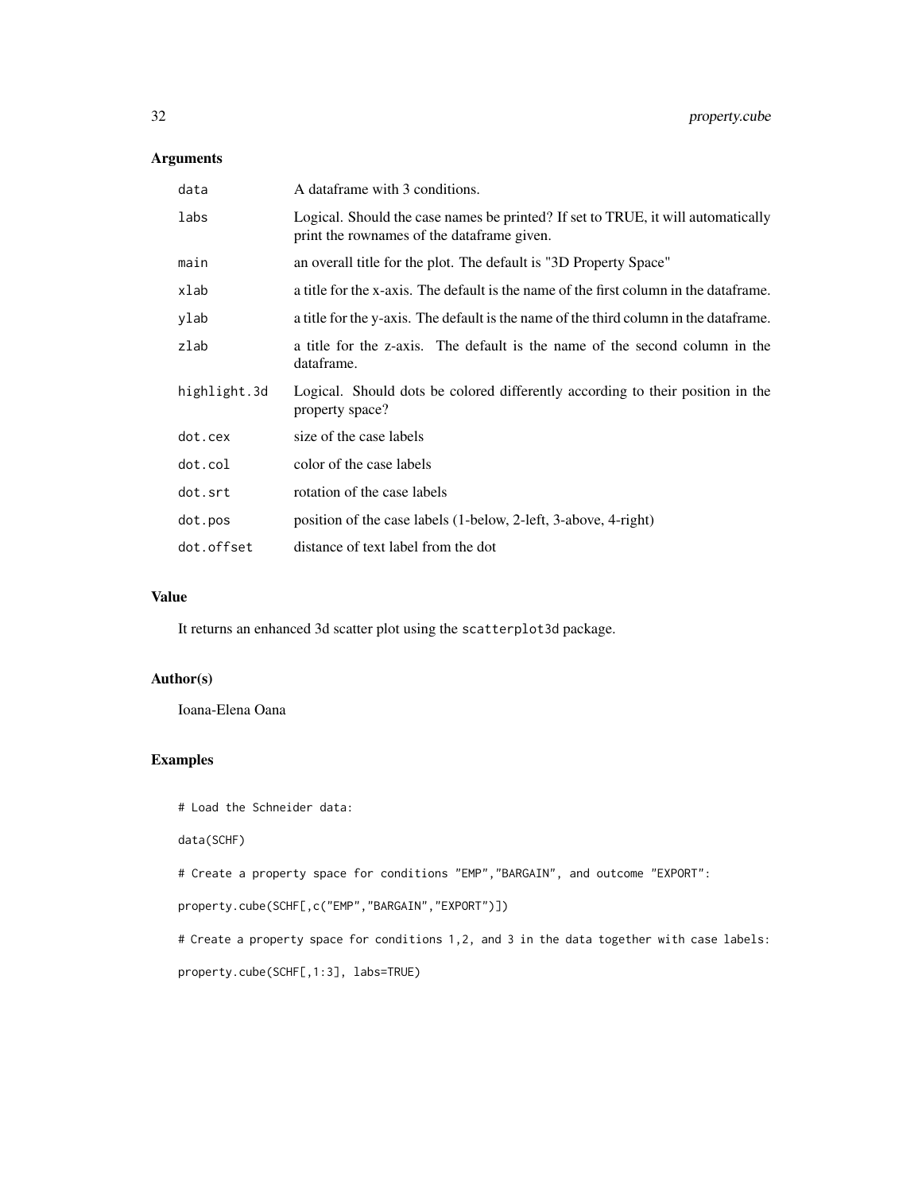## Arguments

| | |
|---|---|
| data | A dataframe with 3 conditions. |
| labs | Logical. Should the case names be printed? If set to TRUE, it will automatically print the rownames of the dataframe given. |
| main | an overall title for the plot. The default is "3D Property Space" |
| xlab | a title for the x-axis. The default is the name of the first column in the dataframe. |
| ylab | a title for the y-axis. The default is the name of the third column in the dataframe. |
| zlab | a title for the z-axis. The default is the name of the second column in the dataframe. |
| highlight.3d | Logical. Should dots be colored differently according to their position in the property space? |
| dot.cex | size of the case labels |
| dot.col | color of the case labels |
| dot.srt | rotation of the case labels |
| dot.pos | position of the case labels (1-below, 2-left, 3-above, 4-right) |
| dot.offset | distance of text label from the dot |

## Value

It returns an enhanced 3d scatter plot using the `scatterplot3d` package.

## Author(s)

Ioana-Elena Oana

## Examples

```
# Load the Schneider data:

data(SCHF)

# Create a property space for conditions "EMP","BARGAIN", and outcome "EXPORT":

property.cube(SCHF[,c("EMP","BARGAIN","EXPORT")])

# Create a property space for conditions 1,2, and 3 in the data together with case labels:

property.cube(SCHF[,1:3], labs=TRUE)
```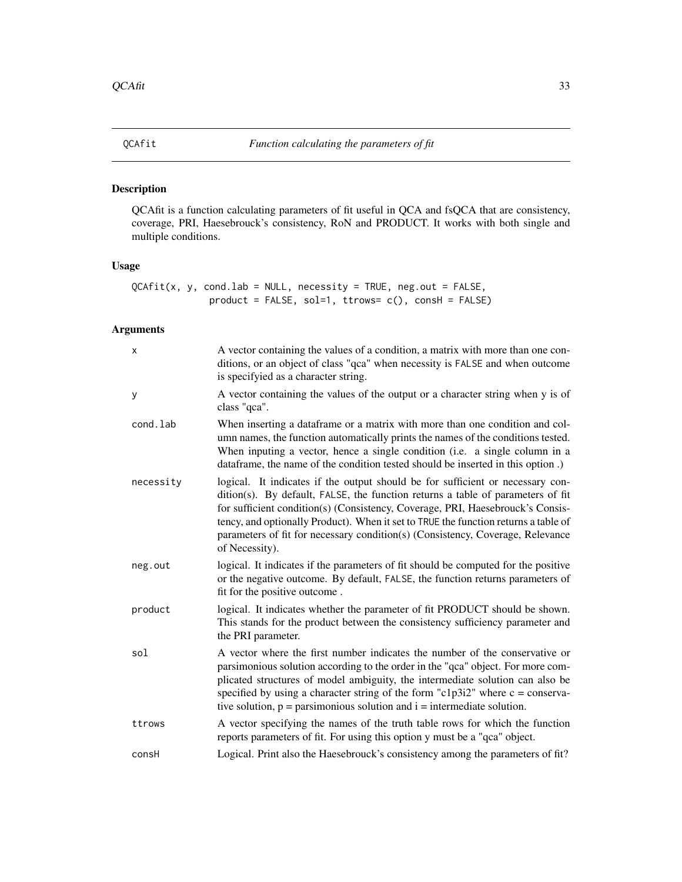# QCAfit — *Function calculating the parameters of fit*

## Description

QCAfit is a function calculating parameters of fit useful in QCA and fsQCA that are consistency, coverage, PRI, Haesebrouck's consistency, RoN and PRODUCT. It works with both single and multiple conditions.

## Usage

```
QCAfit(x, y, cond.lab = NULL, necessity = TRUE, neg.out = FALSE,
            product = FALSE, sol=1, ttrows= c(), consH = FALSE)
```

## Arguments

| | |
|---|---|
| `x` | A vector containing the values of a condition, a matrix with more than one conditions, or an object of class "qca" when necessity is `FALSE` and when outcome is specifyied as a character string. |
| `y` | A vector containing the values of the output or a character string when y is of class "qca". |
| `cond.lab` | When inserting a dataframe or a matrix with more than one condition and column names, the function automatically prints the names of the conditions tested. When inputing a vector, hence a single condition (i.e. a single column in a dataframe, the name of the condition tested should be inserted in this option .) |
| `necessity` | logical. It indicates if the output should be for sufficient or necessary condition(s). By default, `FALSE`, the function returns a table of parameters of fit for sufficient condition(s) (Consistency, Coverage, PRI, Haesebrouck's Consistency, and optionally Product). When it set to `TRUE` the function returns a table of parameters of fit for necessary condition(s) (Consistency, Coverage, Relevance of Necessity). |
| `neg.out` | logical. It indicates if the parameters of fit should be computed for the positive or the negative outcome. By default, `FALSE`, the function returns parameters of fit for the positive outcome . |
| `product` | logical. It indicates whether the parameter of fit PRODUCT should be shown. This stands for the product between the consistency sufficiency parameter and the PRI parameter. |
| `sol` | A vector where the first number indicates the number of the conservative or parsimonious solution according to the order in the "qca" object. For more complicated structures of model ambiguity, the intermediate solution can also be specified by using a character string of the form "c1p3i2" where c = conservative solution, p = parsimonious solution and i = intermediate solution. |
| `ttrows` | A vector specifying the names of the truth table rows for which the function reports parameters of fit. For using this option y must be a "qca" object. |
| `consH` | Logical. Print also the Haesebrouck's consistency among the parameters of fit? |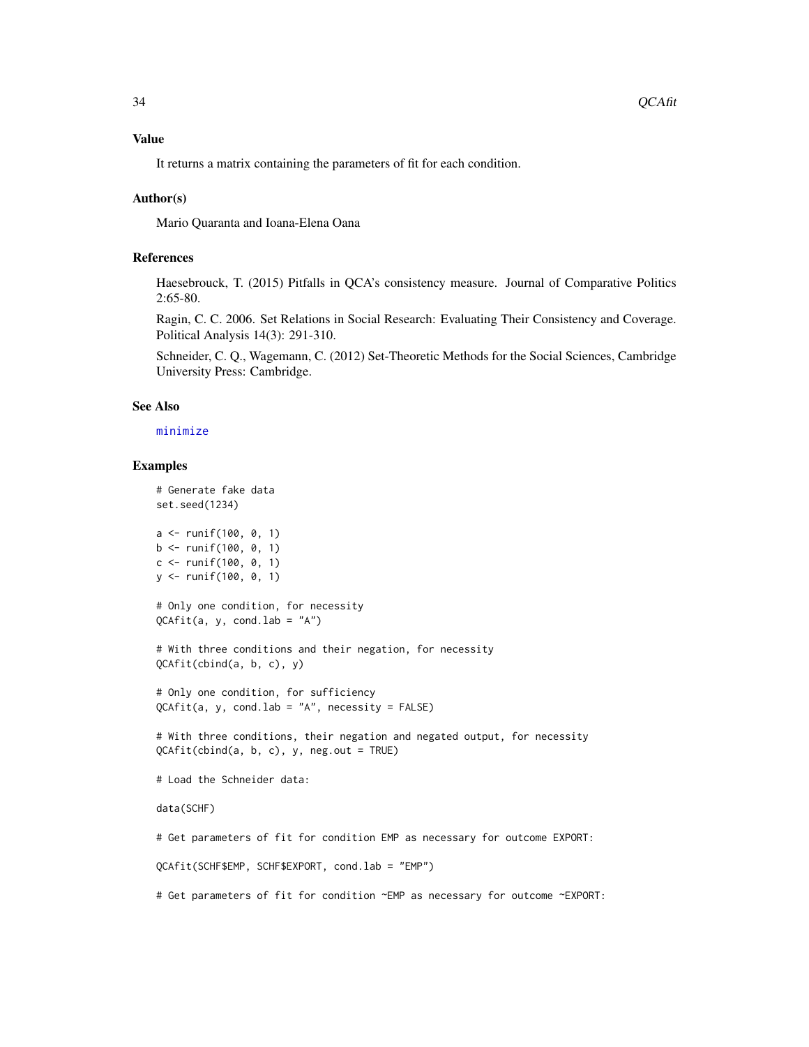## Value

It returns a matrix containing the parameters of fit for each condition.

## Author(s)

Mario Quaranta and Ioana-Elena Oana

## References

Haesebrouck, T. (2015) Pitfalls in QCA's consistency measure. Journal of Comparative Politics 2:65-80.

Ragin, C. C. 2006. Set Relations in Social Research: Evaluating Their Consistency and Coverage. Political Analysis 14(3): 291-310.

Schneider, C. Q., Wagemann, C. (2012) Set-Theoretic Methods for the Social Sciences, Cambridge University Press: Cambridge.

## See Also

minimize

## Examples

```
# Generate fake data
set.seed(1234)

a <- runif(100, 0, 1)
b <- runif(100, 0, 1)
c <- runif(100, 0, 1)
y <- runif(100, 0, 1)

# Only one condition, for necessity
QCAfit(a, y, cond.lab = "A")

# With three conditions and their negation, for necessity
QCAfit(cbind(a, b, c), y)

# Only one condition, for sufficiency
QCAfit(a, y, cond.lab = "A", necessity = FALSE)

# With three conditions, their negation and negated output, for necessity
QCAfit(cbind(a, b, c), y, neg.out = TRUE)

# Load the Schneider data:

data(SCHF)

# Get parameters of fit for condition EMP as necessary for outcome EXPORT:

QCAfit(SCHF$EMP, SCHF$EXPORT, cond.lab = "EMP")

# Get parameters of fit for condition ~EMP as necessary for outcome ~EXPORT:
```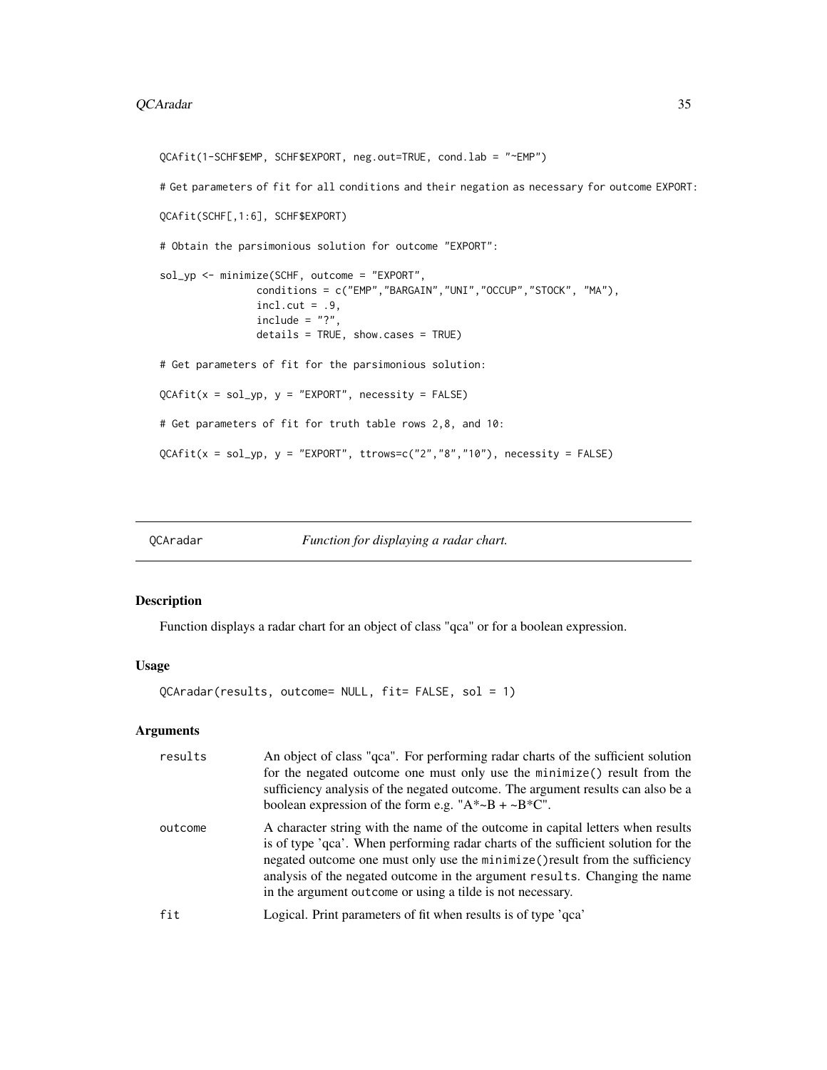```
QCAfit(1-SCHF$EMP, SCHF$EXPORT, neg.out=TRUE, cond.lab = "~EMP")

# Get parameters of fit for all conditions and their negation as necessary for outcome EXPORT:

QCAfit(SCHF[,1:6], SCHF$EXPORT)

# Obtain the parsimonious solution for outcome "EXPORT":

sol_yp <- minimize(SCHF, outcome = "EXPORT",
                conditions = c("EMP","BARGAIN","UNI","OCCUP","STOCK", "MA"),
                incl.cut = .9,
                include = "?",
                details = TRUE, show.cases = TRUE)

# Get parameters of fit for the parsimonious solution:

QCAfit(x = sol_yp, y = "EXPORT", necessity = FALSE)

# Get parameters of fit for truth table rows 2,8, and 10:

QCAfit(x = sol_yp, y = "EXPORT", ttrows=c("2","8","10"), necessity = FALSE)
```

## QCAradar — *Function for displaying a radar chart.*

### Description

Function displays a radar chart for an object of class "qca" or for a boolean expression.

### Usage

```
QCAradar(results, outcome= NULL, fit= FALSE, sol = 1)
```

### Arguments

| | |
|---|---|
| results | An object of class "qca". For performing radar charts of the sufficient solution for the negated outcome one must only use the `minimize()` result from the sufficiency analysis of the negated outcome. The argument results can also be a boolean expression of the form e.g. "A*~B + ~B*C". |
| outcome | A character string with the name of the outcome in capital letters when results is of type 'qca'. When performing radar charts of the sufficient solution for the negated outcome one must only use the `minimize()`result from the sufficiency analysis of the negated outcome in the argument `results`. Changing the name in the argument `outcome` or using a tilde is not necessary. |
| fit | Logical. Print parameters of fit when results is of type 'qca' |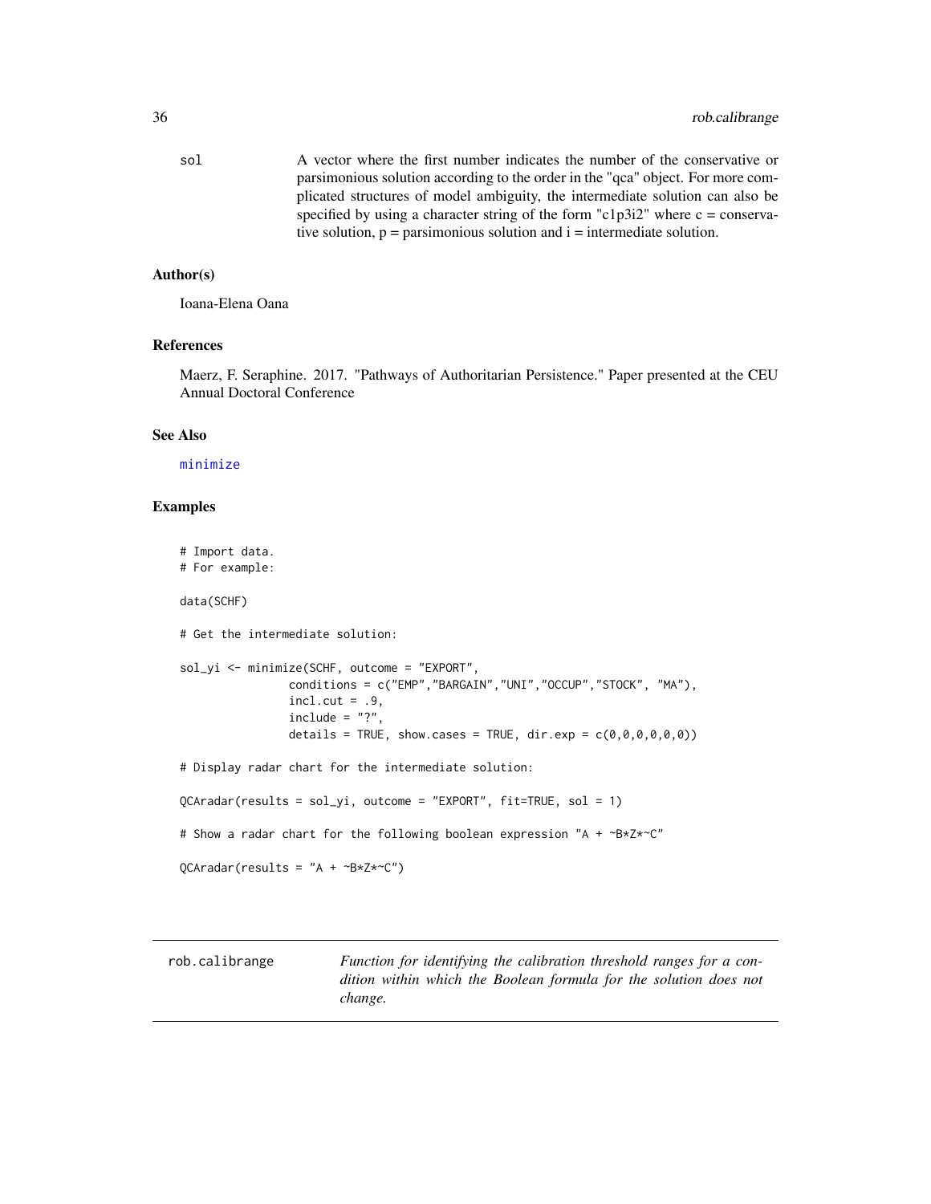sol A vector where the first number indicates the number of the conservative or parsimonious solution according to the order in the "qca" object. For more complicated structures of model ambiguity, the intermediate solution can also be specified by using a character string of the form "c1p3i2" where c = conservative solution, p = parsimonious solution and i = intermediate solution.

### Author(s)

Ioana-Elena Oana

### References

Maerz, F. Seraphine. 2017. "Pathways of Authoritarian Persistence." Paper presented at the CEU Annual Doctoral Conference

### See Also

minimize

### Examples

```
# Import data.
# For example:

data(SCHF)

# Get the intermediate solution:

sol_yi <- minimize(SCHF, outcome = "EXPORT",
                conditions = c("EMP","BARGAIN","UNI","OCCUP","STOCK", "MA"),
                incl.cut = .9,
                include = "?",
                details = TRUE, show.cases = TRUE, dir.exp = c(0,0,0,0,0,0))

# Display radar chart for the intermediate solution:

QCAradar(results = sol_yi, outcome = "EXPORT", fit=TRUE, sol = 1)

# Show a radar chart for the following boolean expression "A + ~B*Z*~C"

QCAradar(results = "A + ~B*Z*~C")
```

---

## rob.calibrange

*Function for identifying the calibration threshold ranges for a condition within which the Boolean formula for the solution does not change.*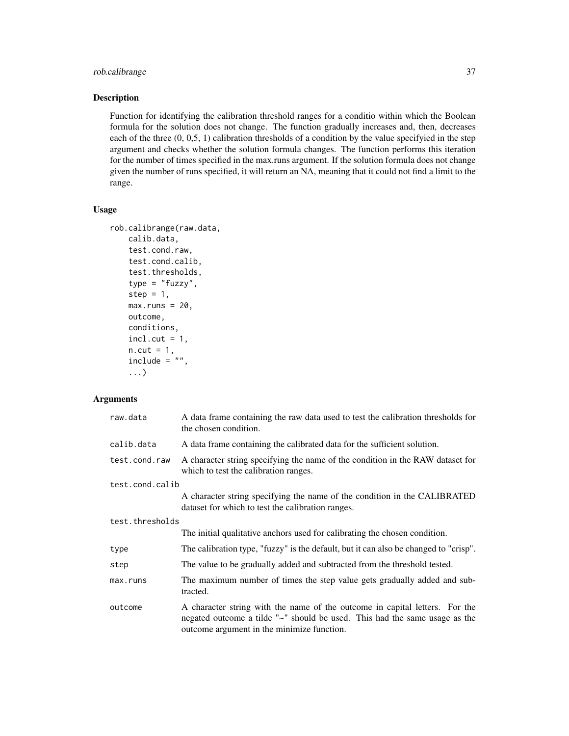## Description

Function for identifying the calibration threshold ranges for a conditio within which the Boolean formula for the solution does not change. The function gradually increases and, then, decreases each of the three (0, 0,5, 1) calibration thresholds of a condition by the value specifyied in the step argument and checks whether the solution formula changes. The function performs this iteration for the number of times specified in the max.runs argument. If the solution formula does not change given the number of runs specified, it will return an NA, meaning that it could not find a limit to the range.

## Usage

```
rob.calibrange(raw.data,
    calib.data,
    test.cond.raw,
    test.cond.calib,
    test.thresholds,
    type = "fuzzy",
    step = 1,
    max.runs = 20,
    outcome,
    conditions,
    incl.cut = 1,
    n.cut = 1,
    include = "",
    ...)
```

## Arguments

| | |
|---|---|
| `raw.data` | A data frame containing the raw data used to test the calibration thresholds for the chosen condition. |
| `calib.data` | A data frame containing the calibrated data for the sufficient solution. |
| `test.cond.raw` | A character string specifying the name of the condition in the RAW dataset for which to test the calibration ranges. |
| `test.cond.calib` | A character string specifying the name of the condition in the CALIBRATED dataset for which to test the calibration ranges. |
| `test.thresholds` | The initial qualitative anchors used for calibrating the chosen condition. |
| `type` | The calibration type, "fuzzy" is the default, but it can also be changed to "crisp". |
| `step` | The value to be gradually added and subtracted from the threshold tested. |
| `max.runs` | The maximum number of times the step value gets gradually added and subtracted. |
| `outcome` | A character string with the name of the outcome in capital letters. For the negated outcome a tilde "~" should be used. This had the same usage as the outcome argument in the minimize function. |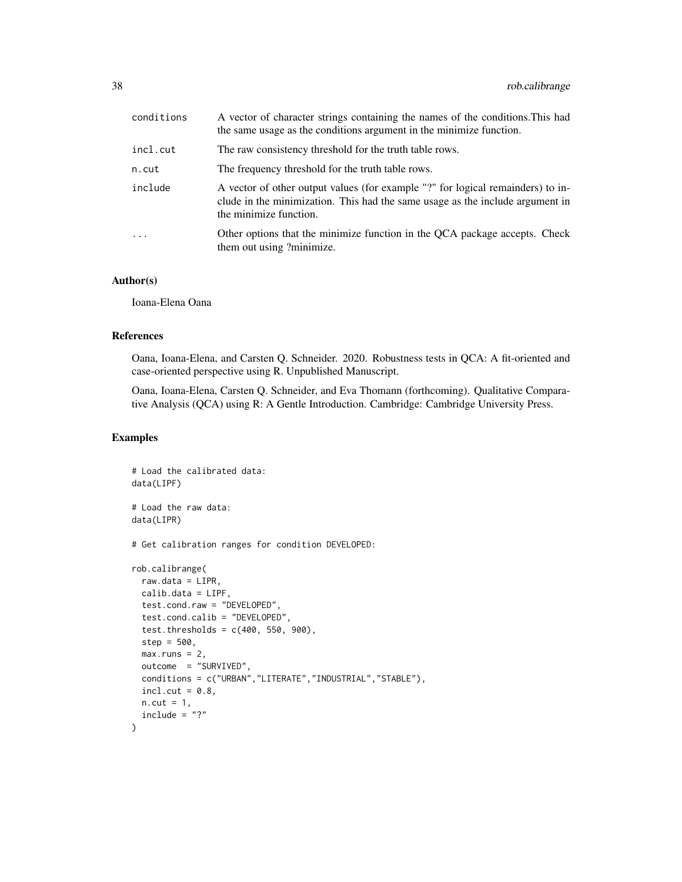| | |
|---|---|
| conditions | A vector of character strings containing the names of the conditions.This had the same usage as the conditions argument in the minimize function. |
| incl.cut | The raw consistency threshold for the truth table rows. |
| n.cut | The frequency threshold for the truth table rows. |
| include | A vector of other output values (for example "?" for logical remainders) to include in the minimization. This had the same usage as the include argument in the minimize function. |
| ... | Other options that the minimize function in the QCA package accepts. Check them out using ?minimize. |

### Author(s)

Ioana-Elena Oana

### References

Oana, Ioana-Elena, and Carsten Q. Schneider. 2020. Robustness tests in QCA: A fit-oriented and case-oriented perspective using R. Unpublished Manuscript.

Oana, Ioana-Elena, Carsten Q. Schneider, and Eva Thomann (forthcoming). Qualitative Comparative Analysis (QCA) using R: A Gentle Introduction. Cambridge: Cambridge University Press.

### Examples

```
# Load the calibrated data:
data(LIPF)

# Load the raw data:
data(LIPR)

# Get calibration ranges for condition DEVELOPED:

rob.calibrange(
  raw.data = LIPR,
  calib.data = LIPF,
  test.cond.raw = "DEVELOPED",
  test.cond.calib = "DEVELOPED",
  test.thresholds = c(400, 550, 900),
  step = 500,
  max.runs = 2,
  outcome  = "SURVIVED",
  conditions = c("URBAN","LITERATE","INDUSTRIAL","STABLE"),
  incl.cut = 0.8,
  n.cut = 1,
  include = "?"
)
```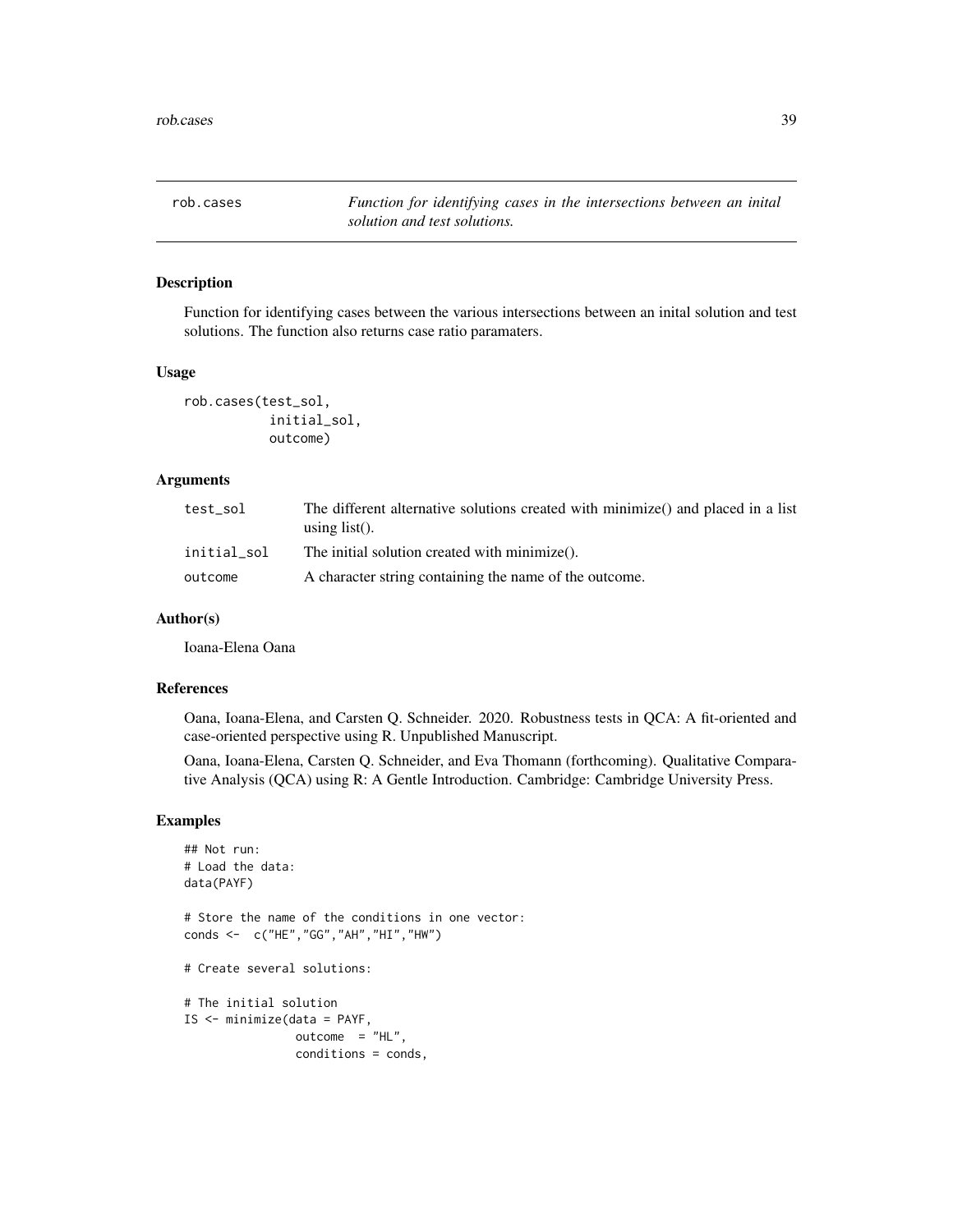# rob.cases

*Function for identifying cases in the intersections between an inital solution and test solutions.*

## Description

Function for identifying cases between the various intersections between an inital solution and test solutions. The function also returns case ratio paramaters.

## Usage

```
rob.cases(test_sol,
          initial_sol,
          outcome)
```

## Arguments

| | |
|---|---|
| test_sol | The different alternative solutions created with minimize() and placed in a list using list(). |
| initial_sol | The initial solution created with minimize(). |
| outcome | A character string containing the name of the outcome. |

## Author(s)

Ioana-Elena Oana

## References

Oana, Ioana-Elena, and Carsten Q. Schneider. 2020. Robustness tests in QCA: A fit-oriented and case-oriented perspective using R. Unpublished Manuscript.

Oana, Ioana-Elena, Carsten Q. Schneider, and Eva Thomann (forthcoming). Qualitative Comparative Analysis (QCA) using R: A Gentle Introduction. Cambridge: Cambridge University Press.

## Examples

```
## Not run:
# Load the data:
data(PAYF)

# Store the name of the conditions in one vector:
conds <-  c("HE","GG","AH","HI","HW")

# Create several solutions:

# The initial solution
IS <- minimize(data = PAYF,
               outcome  = "HL",
               conditions = conds,
```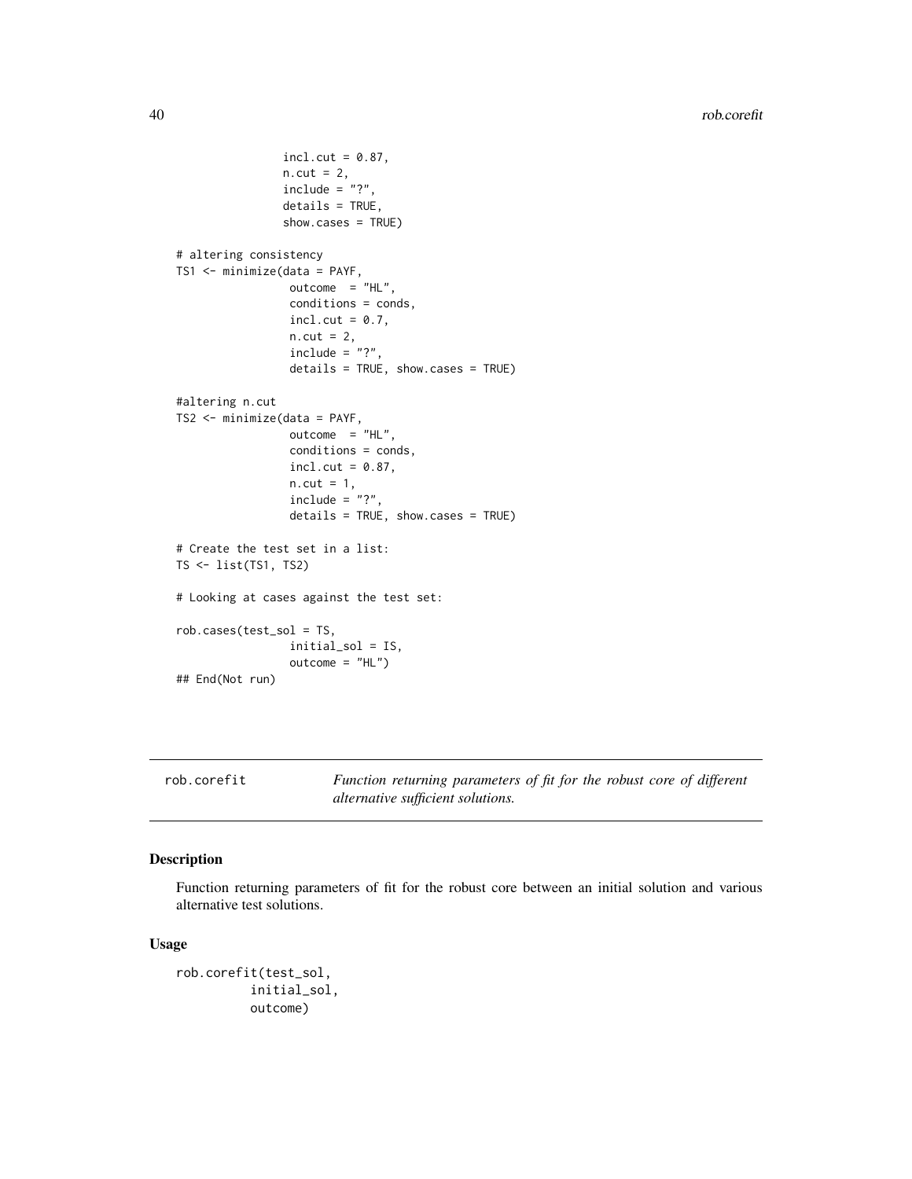```
                incl.cut = 0.87,
                n.cut = 2,
                include = "?",
                details = TRUE,
                show.cases = TRUE)

# altering consistency
TS1 <- minimize(data = PAYF,
                 outcome  = "HL",
                 conditions = conds,
                 incl.cut = 0.7,
                 n.cut = 2,
                 include = "?",
                 details = TRUE, show.cases = TRUE)

#altering n.cut
TS2 <- minimize(data = PAYF,
                 outcome  = "HL",
                 conditions = conds,
                 incl.cut = 0.87,
                 n.cut = 1,
                 include = "?",
                 details = TRUE, show.cases = TRUE)

# Create the test set in a list:
TS <- list(TS1, TS2)

# Looking at cases against the test set:

rob.cases(test_sol = TS,
                 initial_sol = IS,
                 outcome = "HL")
## End(Not run)
```

## rob.corefit — *Function returning parameters of fit for the robust core of different alternative sufficient solutions.*

### Description

Function returning parameters of fit for the robust core between an initial solution and various alternative test solutions.

### Usage

```
rob.corefit(test_sol,
           initial_sol,
           outcome)
```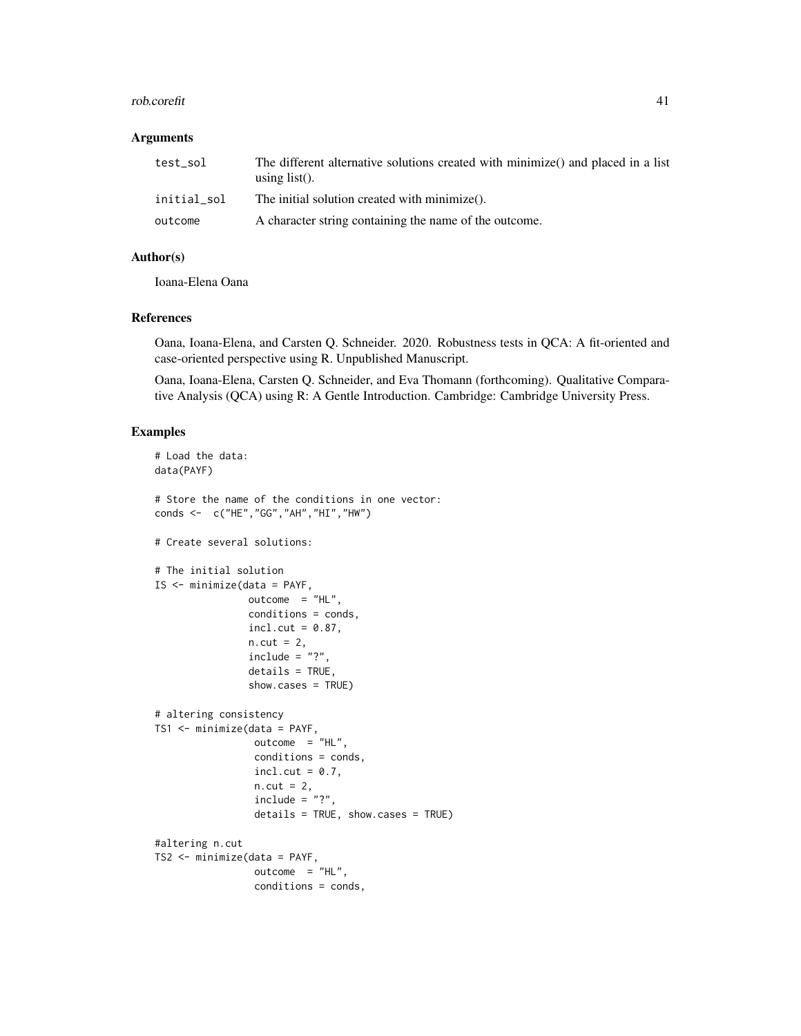## Arguments

| | |
|---|---|
| test_sol | The different alternative solutions created with minimize() and placed in a list using list(). |
| initial_sol | The initial solution created with minimize(). |
| outcome | A character string containing the name of the outcome. |

## Author(s)

Ioana-Elena Oana

## References

Oana, Ioana-Elena, and Carsten Q. Schneider. 2020. Robustness tests in QCA: A fit-oriented and case-oriented perspective using R. Unpublished Manuscript.

Oana, Ioana-Elena, Carsten Q. Schneider, and Eva Thomann (forthcoming). Qualitative Comparative Analysis (QCA) using R: A Gentle Introduction. Cambridge: Cambridge University Press.

## Examples

```
# Load the data:
data(PAYF)

# Store the name of the conditions in one vector:
conds <-  c("HE","GG","AH","HI","HW")

# Create several solutions:

# The initial solution
IS <- minimize(data = PAYF,
               outcome  = "HL",
               conditions = conds,
               incl.cut = 0.87,
               n.cut = 2,
               include = "?",
               details = TRUE,
               show.cases = TRUE)

# altering consistency
TS1 <- minimize(data = PAYF,
                outcome  = "HL",
                conditions = conds,
                incl.cut = 0.7,
                n.cut = 2,
                include = "?",
                details = TRUE, show.cases = TRUE)

#altering n.cut
TS2 <- minimize(data = PAYF,
                outcome  = "HL",
                conditions = conds,
```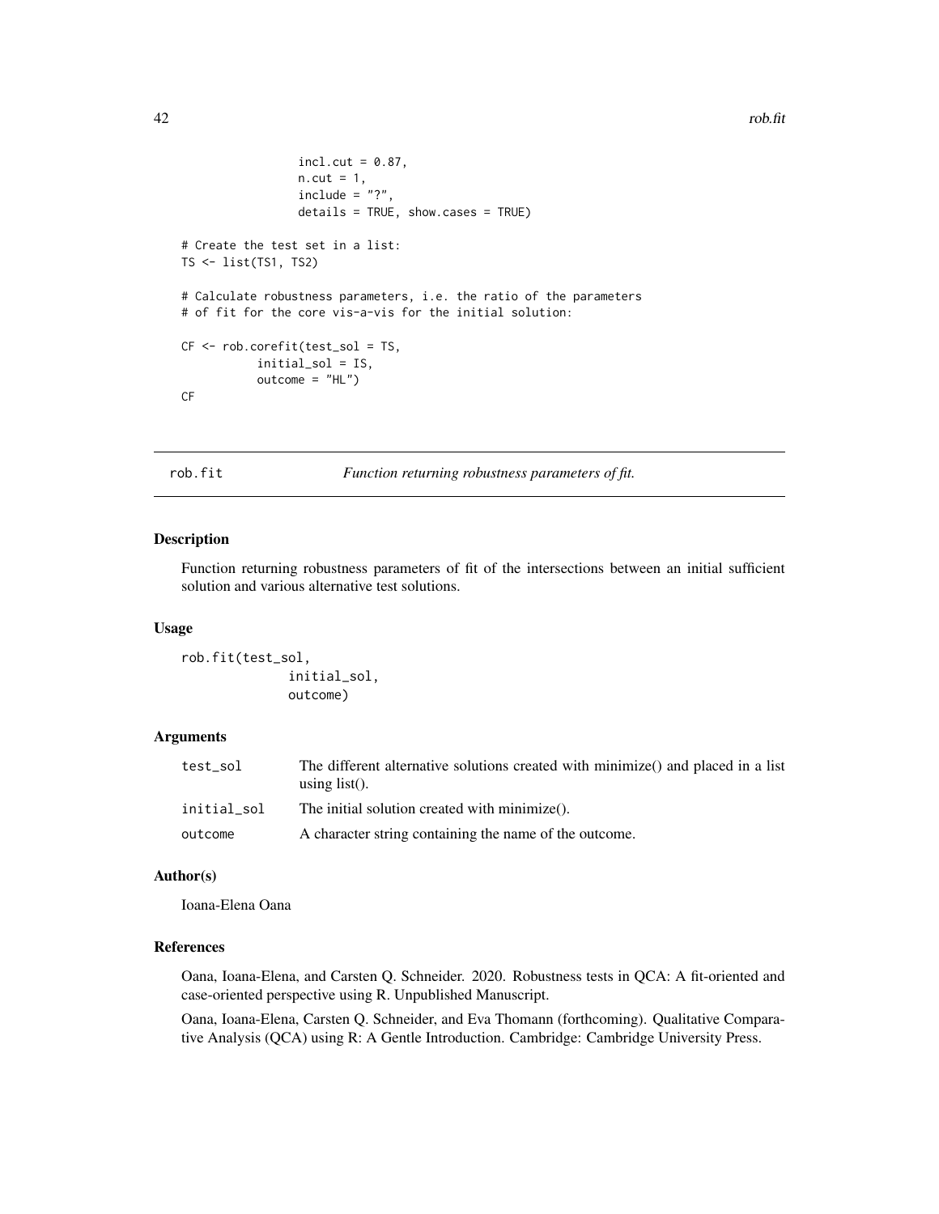```
                incl.cut = 0.87,
                n.cut = 1,
                include = "?",
                details = TRUE, show.cases = TRUE)

# Create the test set in a list:
TS <- list(TS1, TS2)

# Calculate robustness parameters, i.e. the ratio of the parameters
# of fit for the core vis-a-vis for the initial solution:

CF <- rob.corefit(test_sol = TS,
          initial_sol = IS,
          outcome = "HL")
CF
```

## rob.fit — *Function returning robustness parameters of fit.*

### Description

Function returning robustness parameters of fit of the intersections between an initial sufficient solution and various alternative test solutions.

### Usage

```
rob.fit(test_sol,
             initial_sol,
             outcome)
```

### Arguments

| | |
|---|---|
| test_sol | The different alternative solutions created with minimize() and placed in a list using list(). |
| initial_sol | The initial solution created with minimize(). |
| outcome | A character string containing the name of the outcome. |

### Author(s)

Ioana-Elena Oana

### References

Oana, Ioana-Elena, and Carsten Q. Schneider. 2020. Robustness tests in QCA: A fit-oriented and case-oriented perspective using R. Unpublished Manuscript.

Oana, Ioana-Elena, Carsten Q. Schneider, and Eva Thomann (forthcoming). Qualitative Comparative Analysis (QCA) using R: A Gentle Introduction. Cambridge: Cambridge University Press.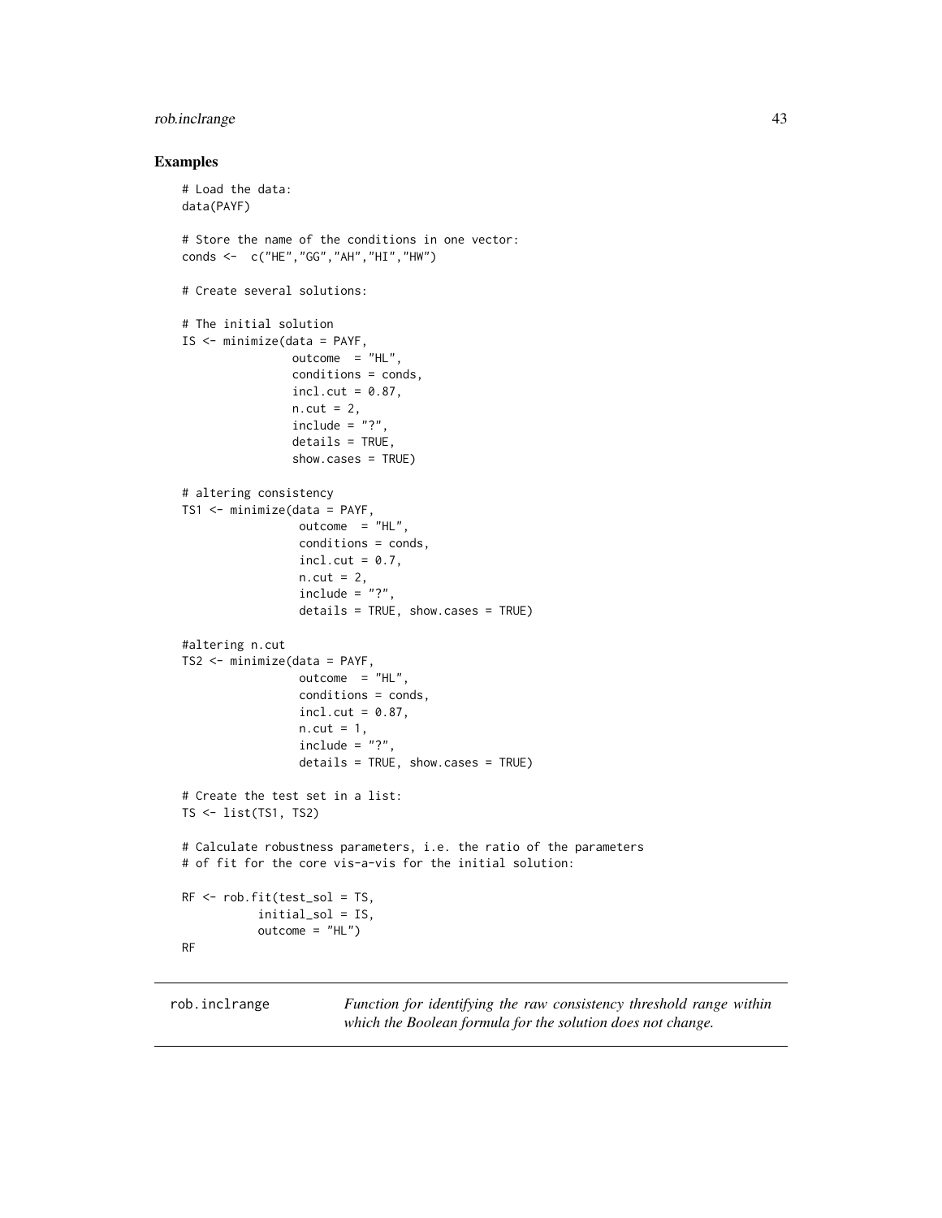## Examples

```
# Load the data:
data(PAYF)

# Store the name of the conditions in one vector:
conds <-  c("HE","GG","AH","HI","HW")

# Create several solutions:

# The initial solution
IS <- minimize(data = PAYF,
                outcome  = "HL",
                conditions = conds,
                incl.cut = 0.87,
                n.cut = 2,
                include = "?",
                details = TRUE,
                show.cases = TRUE)

# altering consistency
TS1 <- minimize(data = PAYF,
                 outcome  = "HL",
                 conditions = conds,
                 incl.cut = 0.7,
                 n.cut = 2,
                 include = "?",
                 details = TRUE, show.cases = TRUE)

#altering n.cut
TS2 <- minimize(data = PAYF,
                 outcome  = "HL",
                 conditions = conds,
                 incl.cut = 0.87,
                 n.cut = 1,
                 include = "?",
                 details = TRUE, show.cases = TRUE)

# Create the test set in a list:
TS <- list(TS1, TS2)

# Calculate robustness parameters, i.e. the ratio of the parameters
# of fit for the core vis-a-vis for the initial solution:

RF <- rob.fit(test_sol = TS,
           initial_sol = IS,
           outcome = "HL")
RF
```

---

`rob.inclrange` *Function for identifying the raw consistency threshold range within which the Boolean formula for the solution does not change.*

---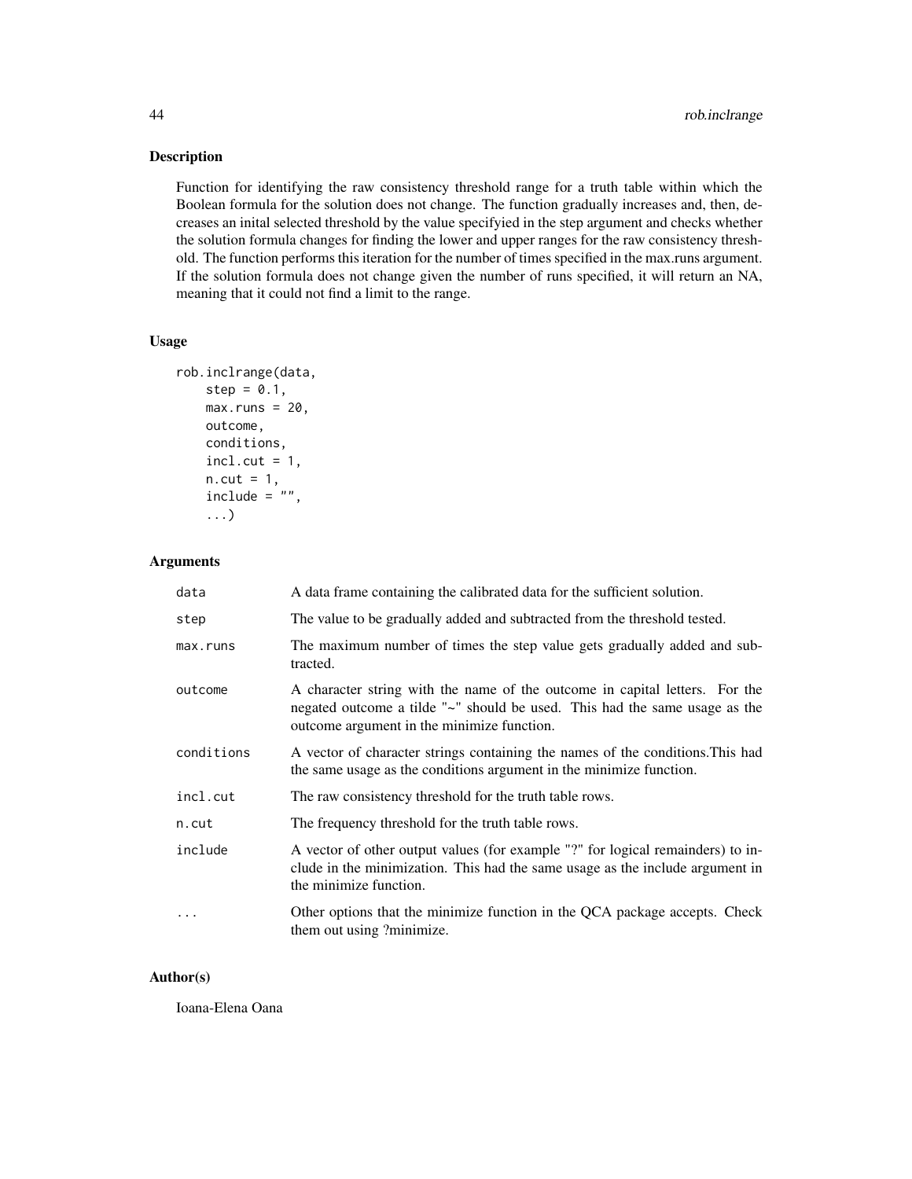### Description

Function for identifying the raw consistency threshold range for a truth table within which the Boolean formula for the solution does not change. The function gradually increases and, then, decreases an inital selected threshold by the value specifyied in the step argument and checks whether the solution formula changes for finding the lower and upper ranges for the raw consistency threshold. The function performs this iteration for the number of times specified in the max.runs argument. If the solution formula does not change given the number of runs specified, it will return an NA, meaning that it could not find a limit to the range.

### Usage

```
rob.inclrange(data,
    step = 0.1,
    max.runs = 20,
    outcome,
    conditions,
    incl.cut = 1,
    n.cut = 1,
    include = "",
    ...)
```

### Arguments

| | |
|---|---|
| data | A data frame containing the calibrated data for the sufficient solution. |
| step | The value to be gradually added and subtracted from the threshold tested. |
| max.runs | The maximum number of times the step value gets gradually added and subtracted. |
| outcome | A character string with the name of the outcome in capital letters. For the negated outcome a tilde "~" should be used. This had the same usage as the outcome argument in the minimize function. |
| conditions | A vector of character strings containing the names of the conditions.This had the same usage as the conditions argument in the minimize function. |
| incl.cut | The raw consistency threshold for the truth table rows. |
| n.cut | The frequency threshold for the truth table rows. |
| include | A vector of other output values (for example "?" for logical remainders) to include in the minimization. This had the same usage as the include argument in the minimize function. |
| ... | Other options that the minimize function in the QCA package accepts. Check them out using ?minimize. |

### Author(s)

Ioana-Elena Oana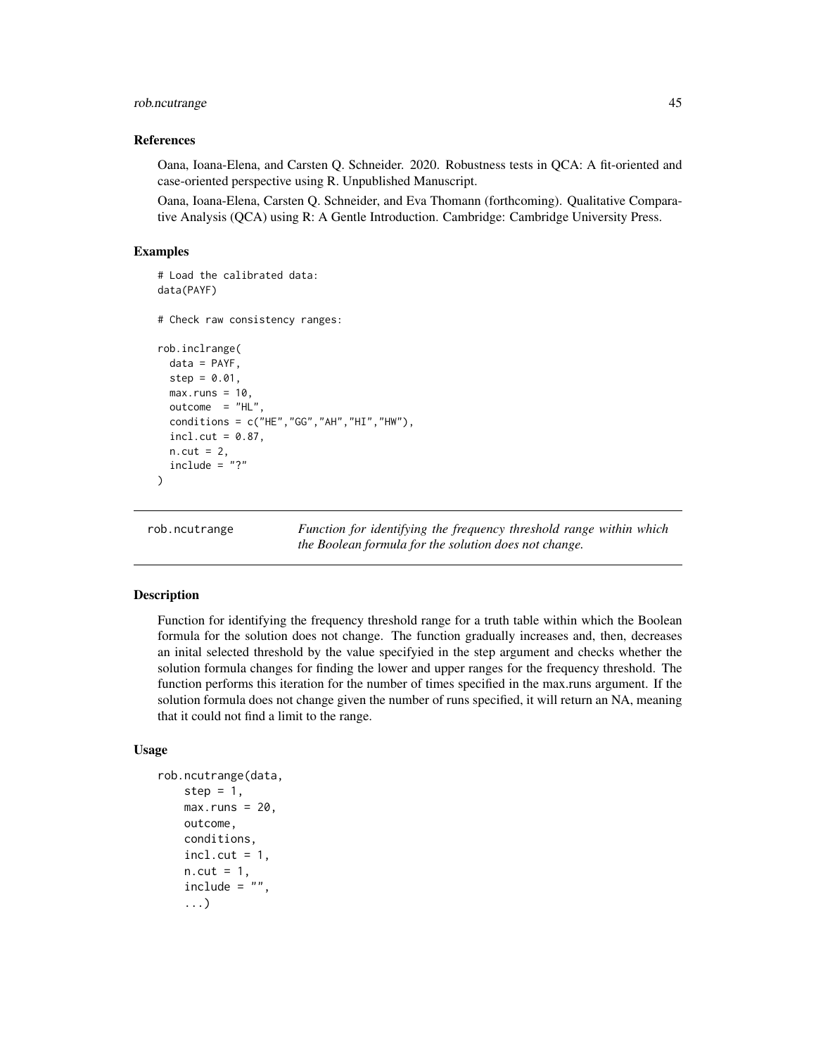### References

Oana, Ioana-Elena, and Carsten Q. Schneider. 2020. Robustness tests in QCA: A fit-oriented and case-oriented perspective using R. Unpublished Manuscript.

Oana, Ioana-Elena, Carsten Q. Schneider, and Eva Thomann (forthcoming). Qualitative Comparative Analysis (QCA) using R: A Gentle Introduction. Cambridge: Cambridge University Press.

### Examples

```
# Load the calibrated data:
data(PAYF)

# Check raw consistency ranges:

rob.inclrange(
  data = PAYF,
  step = 0.01,
  max.runs = 10,
  outcome  = "HL",
  conditions = c("HE","GG","AH","HI","HW"),
  incl.cut = 0.87,
  n.cut = 2,
  include = "?"
)
```

---

## rob.ncutrange

*Function for identifying the frequency threshold range within which the Boolean formula for the solution does not change.*

---

### Description

Function for identifying the frequency threshold range for a truth table within which the Boolean formula for the solution does not change. The function gradually increases and, then, decreases an inital selected threshold by the value specifyied in the step argument and checks whether the solution formula changes for finding the lower and upper ranges for the frequency threshold. The function performs this iteration for the number of times specified in the max.runs argument. If the solution formula does not change given the number of runs specified, it will return an NA, meaning that it could not find a limit to the range.

### Usage

```
rob.ncutrange(data,
    step = 1,
    max.runs = 20,
    outcome,
    conditions,
    incl.cut = 1,
    n.cut = 1,
    include = "",
    ...)
```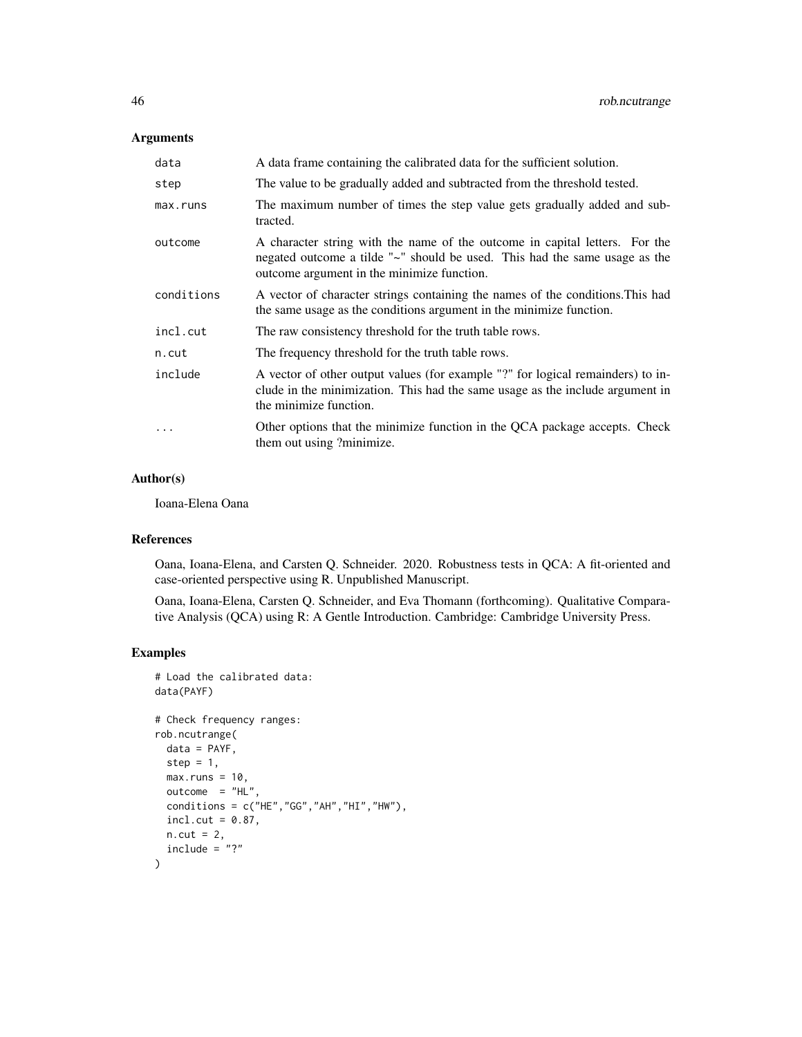## Arguments

| | |
|---|---|
| data | A data frame containing the calibrated data for the sufficient solution. |
| step | The value to be gradually added and subtracted from the threshold tested. |
| max.runs | The maximum number of times the step value gets gradually added and subtracted. |
| outcome | A character string with the name of the outcome in capital letters. For the negated outcome a tilde "~" should be used. This had the same usage as the outcome argument in the minimize function. |
| conditions | A vector of character strings containing the names of the conditions.This had the same usage as the conditions argument in the minimize function. |
| incl.cut | The raw consistency threshold for the truth table rows. |
| n.cut | The frequency threshold for the truth table rows. |
| include | A vector of other output values (for example "?" for logical remainders) to include in the minimization. This had the same usage as the include argument in the minimize function. |
| ... | Other options that the minimize function in the QCA package accepts. Check them out using ?minimize. |

## Author(s)

Ioana-Elena Oana

## References

Oana, Ioana-Elena, and Carsten Q. Schneider. 2020. Robustness tests in QCA: A fit-oriented and case-oriented perspective using R. Unpublished Manuscript.

Oana, Ioana-Elena, Carsten Q. Schneider, and Eva Thomann (forthcoming). Qualitative Comparative Analysis (QCA) using R: A Gentle Introduction. Cambridge: Cambridge University Press.

## Examples

```
# Load the calibrated data:
data(PAYF)

# Check frequency ranges:
rob.ncutrange(
  data = PAYF,
  step = 1,
  max.runs = 10,
  outcome  = "HL",
  conditions = c("HE","GG","AH","HI","HW"),
  incl.cut = 0.87,
  n.cut = 2,
  include = "?"
)
```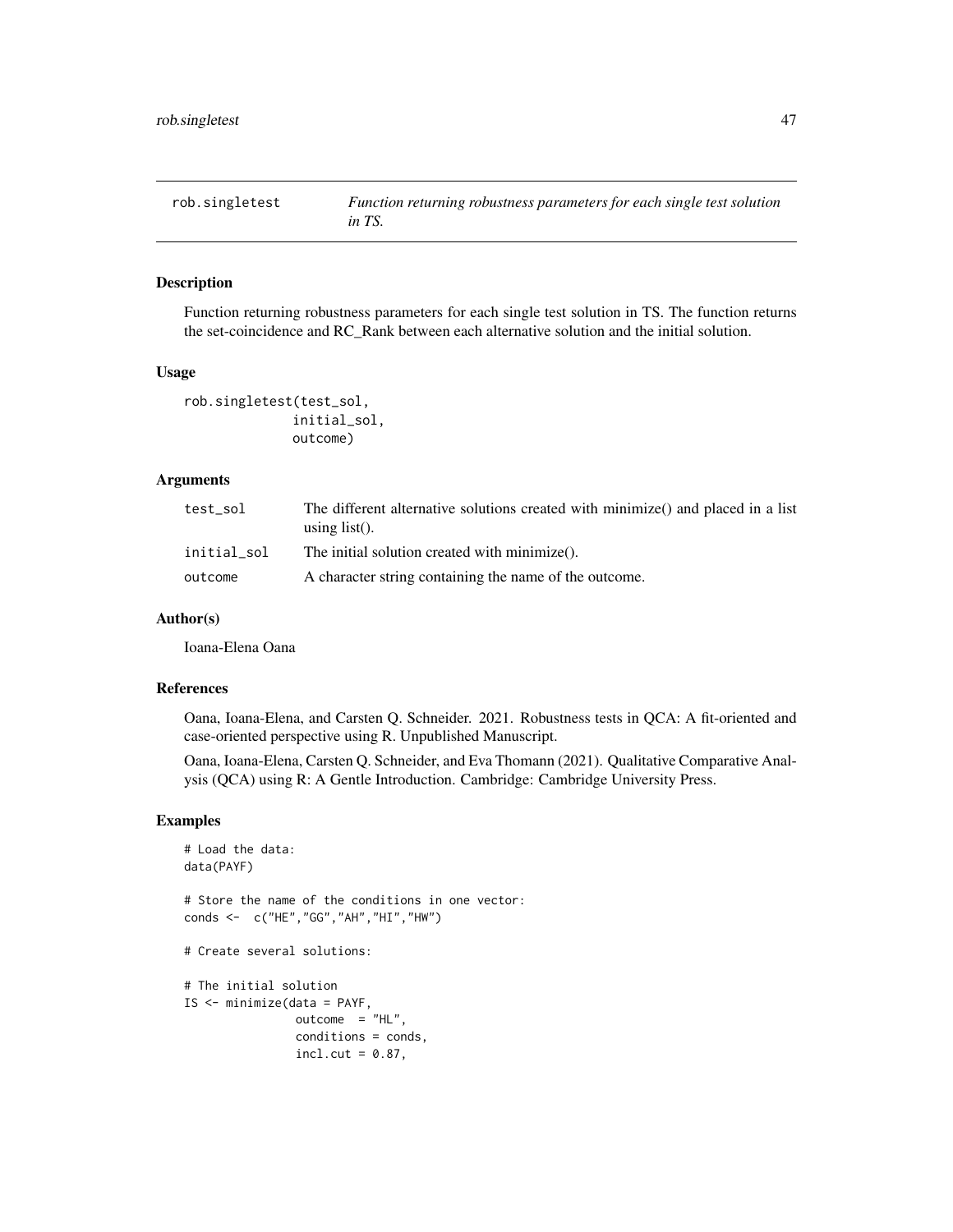## rob.singletest — *Function returning robustness parameters for each single test solution in TS.*

### Description

Function returning robustness parameters for each single test solution in TS. The function returns the set-coincidence and RC_Rank between each alternative solution and the initial solution.

### Usage

```
rob.singletest(test_sol,
              initial_sol,
              outcome)
```

### Arguments

| | |
|---|---|
| `test_sol` | The different alternative solutions created with minimize() and placed in a list using list(). |
| `initial_sol` | The initial solution created with minimize(). |
| `outcome` | A character string containing the name of the outcome. |

### Author(s)

Ioana-Elena Oana

### References

Oana, Ioana-Elena, and Carsten Q. Schneider. 2021. Robustness tests in QCA: A fit-oriented and case-oriented perspective using R. Unpublished Manuscript.

Oana, Ioana-Elena, Carsten Q. Schneider, and Eva Thomann (2021). Qualitative Comparative Analysis (QCA) using R: A Gentle Introduction. Cambridge: Cambridge University Press.

### Examples

```
# Load the data:
data(PAYF)

# Store the name of the conditions in one vector:
conds <-  c("HE","GG","AH","HI","HW")

# Create several solutions:

# The initial solution
IS <- minimize(data = PAYF,
               outcome  = "HL",
               conditions = conds,
               incl.cut = 0.87,
```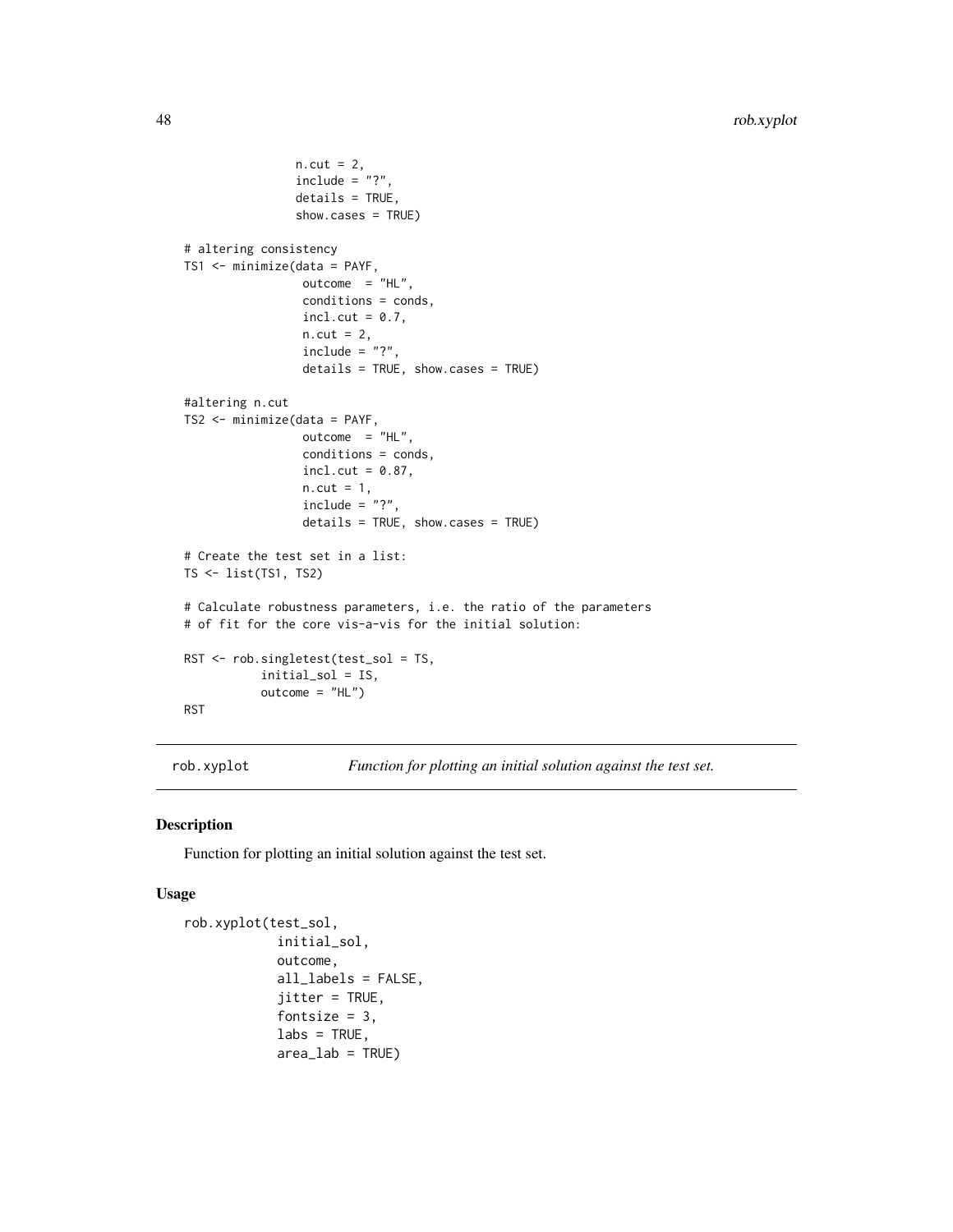```
                n.cut = 2,
                include = "?",
                details = TRUE,
                show.cases = TRUE)

# altering consistency
TS1 <- minimize(data = PAYF,
                 outcome  = "HL",
                 conditions = conds,
                 incl.cut = 0.7,
                 n.cut = 2,
                 include = "?",
                 details = TRUE, show.cases = TRUE)

#altering n.cut
TS2 <- minimize(data = PAYF,
                 outcome  = "HL",
                 conditions = conds,
                 incl.cut = 0.87,
                 n.cut = 1,
                 include = "?",
                 details = TRUE, show.cases = TRUE)

# Create the test set in a list:
TS <- list(TS1, TS2)

# Calculate robustness parameters, i.e. the ratio of the parameters
# of fit for the core vis-a-vis for the initial solution:

RST <- rob.singletest(test_sol = TS,
           initial_sol = IS,
           outcome = "HL")
RST
```

## rob.xyplot

*Function for plotting an initial solution against the test set.*

### Description

Function for plotting an initial solution against the test set.

### Usage

```
rob.xyplot(test_sol,
            initial_sol,
            outcome,
            all_labels = FALSE,
            jitter = TRUE,
            fontsize = 3,
            labs = TRUE,
            area_lab = TRUE)
```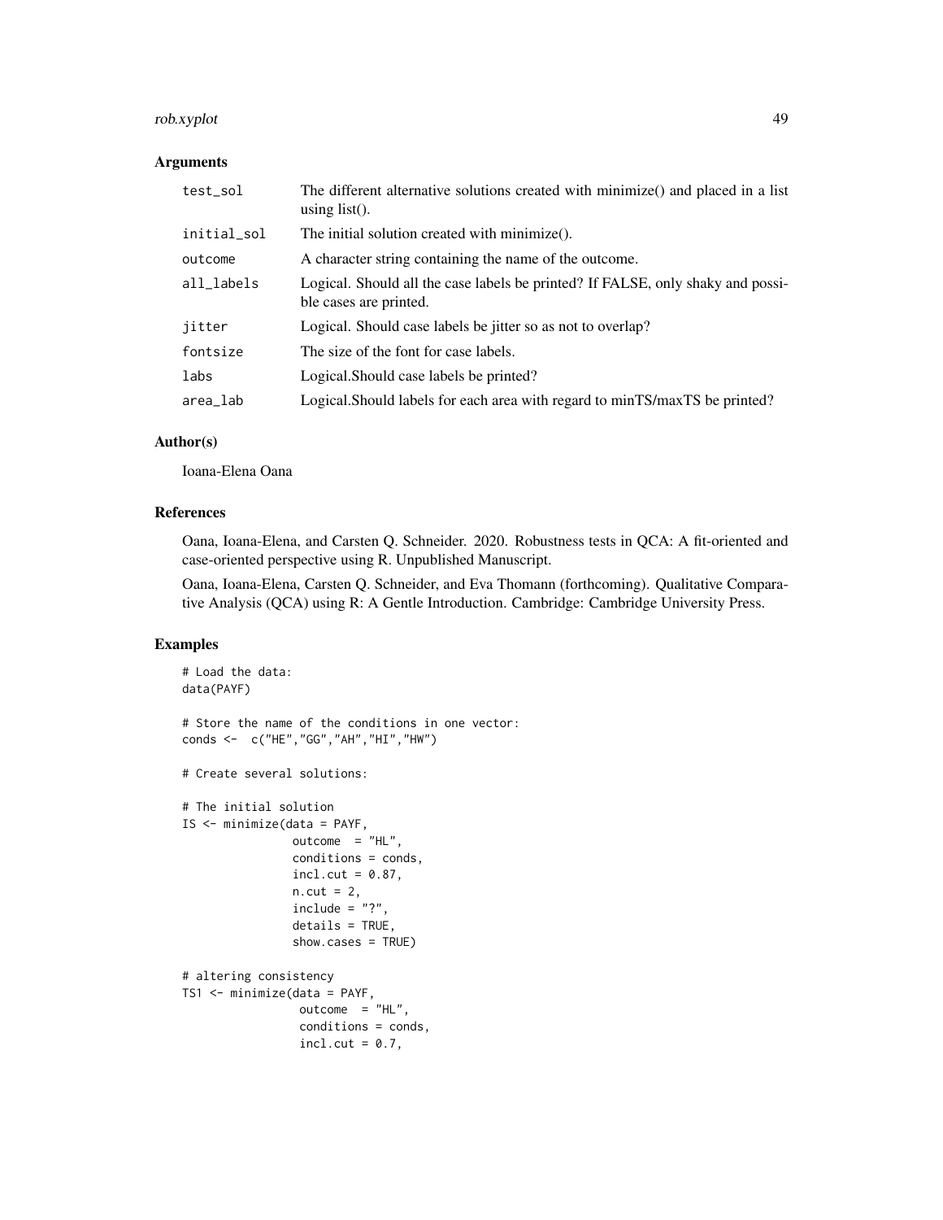### Arguments

| | |
|---|---|
| test_sol | The different alternative solutions created with minimize() and placed in a list using list(). |
| initial_sol | The initial solution created with minimize(). |
| outcome | A character string containing the name of the outcome. |
| all_labels | Logical. Should all the case labels be printed? If FALSE, only shaky and possible cases are printed. |
| jitter | Logical. Should case labels be jitter so as not to overlap? |
| fontsize | The size of the font for case labels. |
| labs | Logical.Should case labels be printed? |
| area_lab | Logical.Should labels for each area with regard to minTS/maxTS be printed? |

### Author(s)

Ioana-Elena Oana

### References

Oana, Ioana-Elena, and Carsten Q. Schneider. 2020. Robustness tests in QCA: A fit-oriented and case-oriented perspective using R. Unpublished Manuscript.

Oana, Ioana-Elena, Carsten Q. Schneider, and Eva Thomann (forthcoming). Qualitative Comparative Analysis (QCA) using R: A Gentle Introduction. Cambridge: Cambridge University Press.

### Examples

```
# Load the data:
data(PAYF)

# Store the name of the conditions in one vector:
conds <-  c("HE","GG","AH","HI","HW")

# Create several solutions:

# The initial solution
IS <- minimize(data = PAYF,
               outcome  = "HL",
               conditions = conds,
               incl.cut = 0.87,
               n.cut = 2,
               include = "?",
               details = TRUE,
               show.cases = TRUE)

# altering consistency
TS1 <- minimize(data = PAYF,
                outcome  = "HL",
                conditions = conds,
                incl.cut = 0.7,
```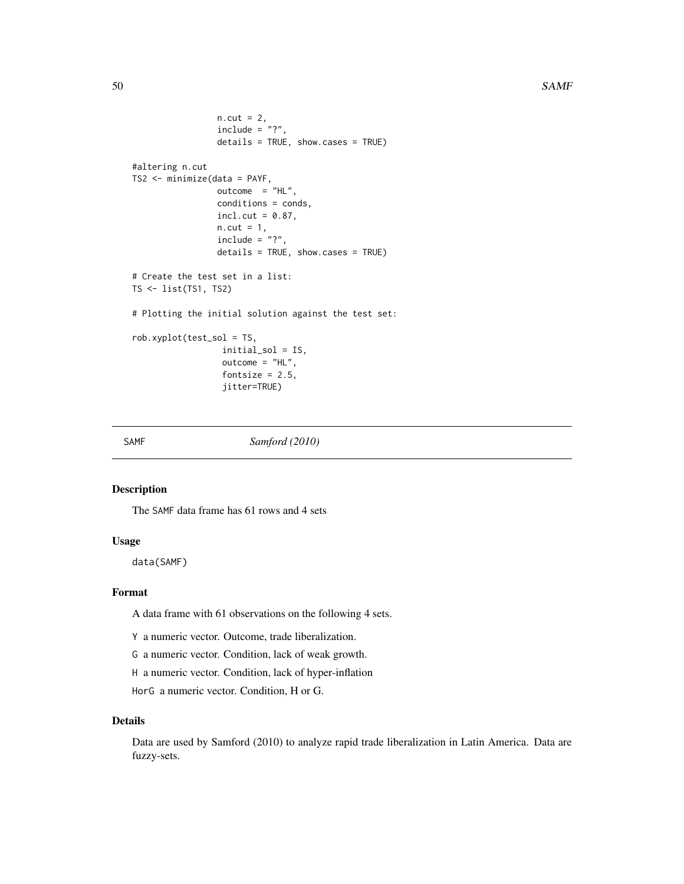```
                n.cut = 2,
                include = "?",
                details = TRUE, show.cases = TRUE)

#altering n.cut
TS2 <- minimize(data = PAYF,
                outcome  = "HL",
                conditions = conds,
                incl.cut = 0.87,
                n.cut = 1,
                include = "?",
                details = TRUE, show.cases = TRUE)

# Create the test set in a list:
TS <- list(TS1, TS2)

# Plotting the initial solution against the test set:

rob.xyplot(test_sol = TS,
                 initial_sol = IS,
                 outcome = "HL",
                 fontsize = 2.5,
                 jitter=TRUE)
```

## SAMF — *Samford (2010)*

### Description

The SAMF data frame has 61 rows and 4 sets

### Usage

```
data(SAMF)
```

### Format

A data frame with 61 observations on the following 4 sets.

- Y a numeric vector. Outcome, trade liberalization.
- G a numeric vector. Condition, lack of weak growth.
- H a numeric vector. Condition, lack of hyper-inflation
- HorG a numeric vector. Condition, H or G.

### Details

Data are used by Samford (2010) to analyze rapid trade liberalization in Latin America. Data are fuzzy-sets.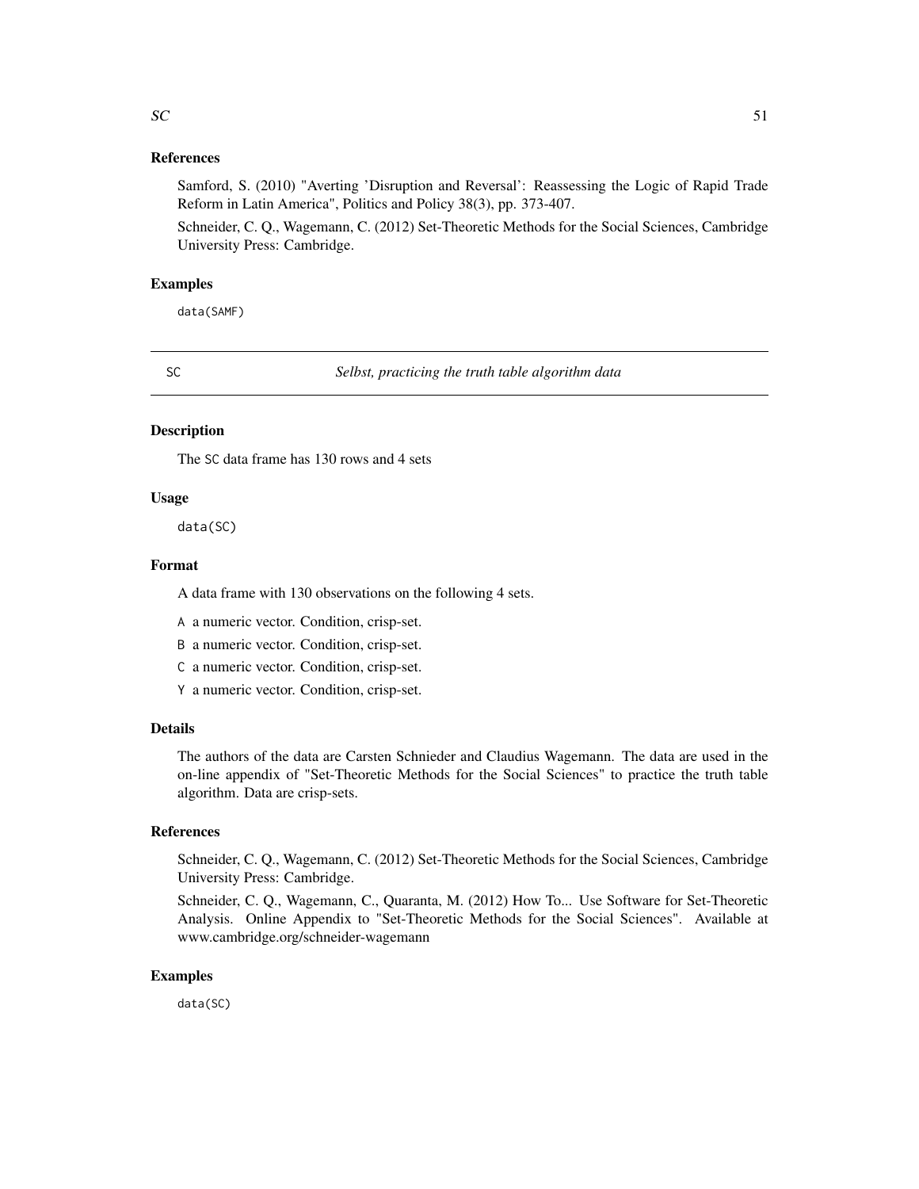### References

Samford, S. (2010) "Averting 'Disruption and Reversal': Reassessing the Logic of Rapid Trade Reform in Latin America", Politics and Policy 38(3), pp. 373-407.

Schneider, C. Q., Wagemann, C. (2012) Set-Theoretic Methods for the Social Sciences, Cambridge University Press: Cambridge.

### Examples

```
data(SAMF)
```

---

## SC — *Selbst, practicing the truth table algorithm data*

---

### Description

The SC data frame has 130 rows and 4 sets

### Usage

```
data(SC)
```

### Format

A data frame with 130 observations on the following 4 sets.

- A a numeric vector. Condition, crisp-set.
- B a numeric vector. Condition, crisp-set.
- C a numeric vector. Condition, crisp-set.
- Y a numeric vector. Condition, crisp-set.

### Details

The authors of the data are Carsten Schnieder and Claudius Wagemann. The data are used in the on-line appendix of "Set-Theoretic Methods for the Social Sciences" to practice the truth table algorithm. Data are crisp-sets.

### References

Schneider, C. Q., Wagemann, C. (2012) Set-Theoretic Methods for the Social Sciences, Cambridge University Press: Cambridge.

Schneider, C. Q., Wagemann, C., Quaranta, M. (2012) How To... Use Software for Set-Theoretic Analysis. Online Appendix to "Set-Theoretic Methods for the Social Sciences". Available at www.cambridge.org/schneider-wagemann

### Examples

```
data(SC)
```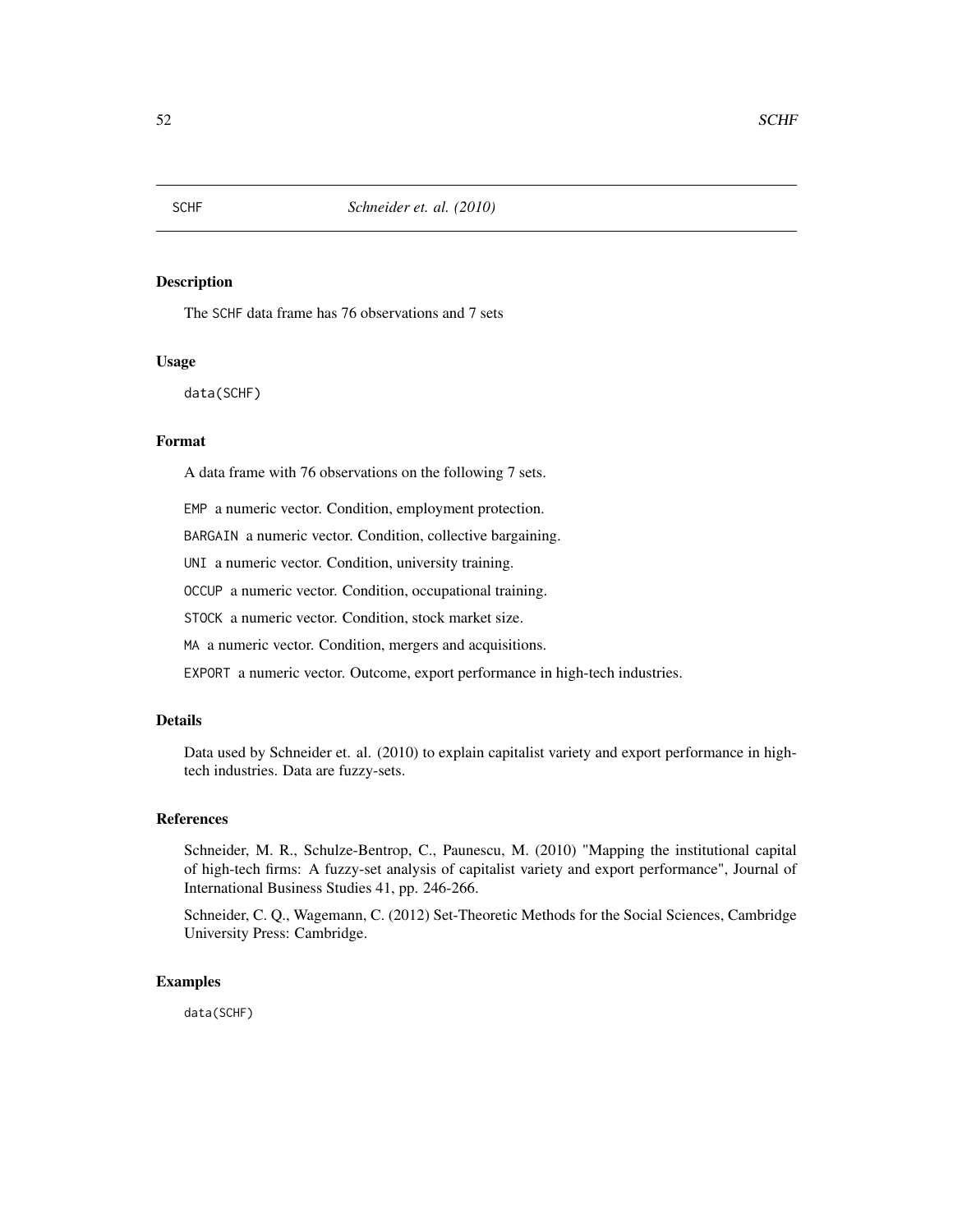SCHF *Schneider et. al. (2010)*

### Description

The SCHF data frame has 76 observations and 7 sets

### Usage

```
data(SCHF)
```

### Format

A data frame with 76 observations on the following 7 sets.

`EMP` a numeric vector. Condition, employment protection.

`BARGAIN` a numeric vector. Condition, collective bargaining.

`UNI` a numeric vector. Condition, university training.

`OCCUP` a numeric vector. Condition, occupational training.

`STOCK` a numeric vector. Condition, stock market size.

`MA` a numeric vector. Condition, mergers and acquisitions.

`EXPORT` a numeric vector. Outcome, export performance in high-tech industries.

### Details

Data used by Schneider et. al. (2010) to explain capitalist variety and export performance in high-tech industries. Data are fuzzy-sets.

### References

Schneider, M. R., Schulze-Bentrop, C., Paunescu, M. (2010) "Mapping the institutional capital of high-tech firms: A fuzzy-set analysis of capitalist variety and export performance", Journal of International Business Studies 41, pp. 246-266.

Schneider, C. Q., Wagemann, C. (2012) Set-Theoretic Methods for the Social Sciences, Cambridge University Press: Cambridge.

### Examples

```
data(SCHF)
```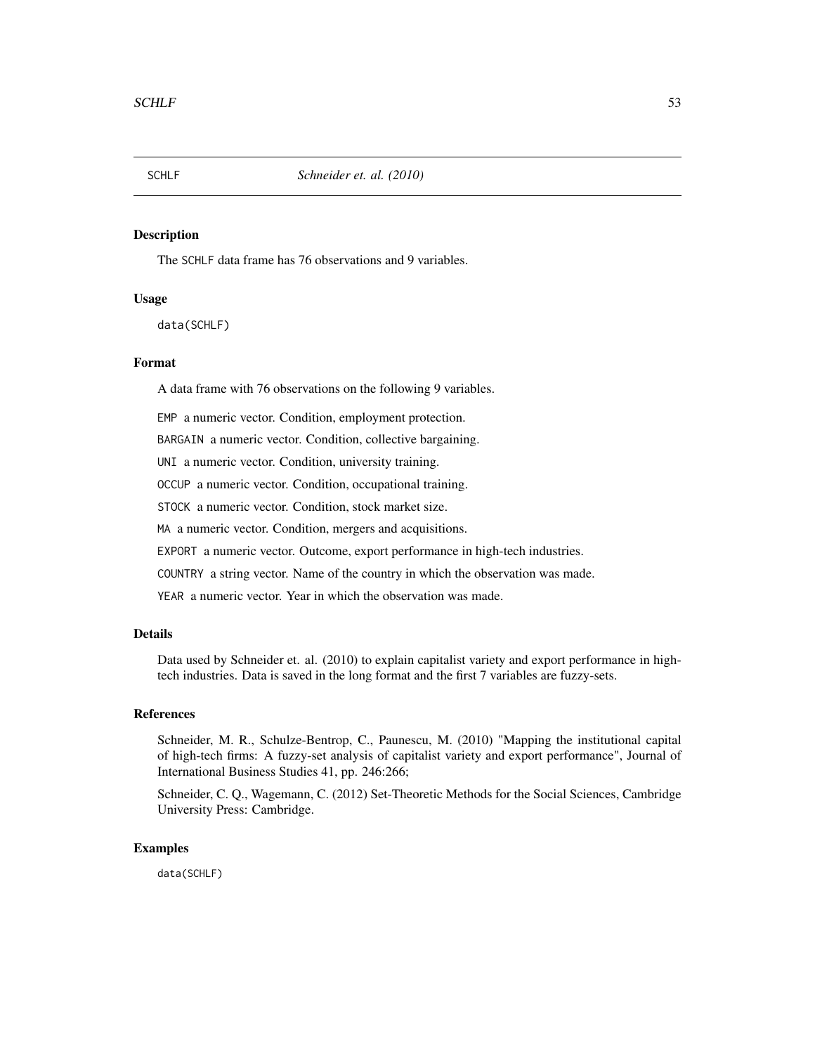## SCHLF *Schneider et. al. (2010)*

### Description

The SCHLF data frame has 76 observations and 9 variables.

### Usage

```
data(SCHLF)
```

### Format

A data frame with 76 observations on the following 9 variables.

EMP a numeric vector. Condition, employment protection.

BARGAIN a numeric vector. Condition, collective bargaining.

UNI a numeric vector. Condition, university training.

OCCUP a numeric vector. Condition, occupational training.

STOCK a numeric vector. Condition, stock market size.

MA a numeric vector. Condition, mergers and acquisitions.

EXPORT a numeric vector. Outcome, export performance in high-tech industries.

COUNTRY a string vector. Name of the country in which the observation was made.

YEAR a numeric vector. Year in which the observation was made.

### Details

Data used by Schneider et. al. (2010) to explain capitalist variety and export performance in high-tech industries. Data is saved in the long format and the first 7 variables are fuzzy-sets.

### References

Schneider, M. R., Schulze-Bentrop, C., Paunescu, M. (2010) "Mapping the institutional capital of high-tech firms: A fuzzy-set analysis of capitalist variety and export performance", Journal of International Business Studies 41, pp. 246:266;

Schneider, C. Q., Wagemann, C. (2012) Set-Theoretic Methods for the Social Sciences, Cambridge University Press: Cambridge.

### Examples

```
data(SCHLF)
```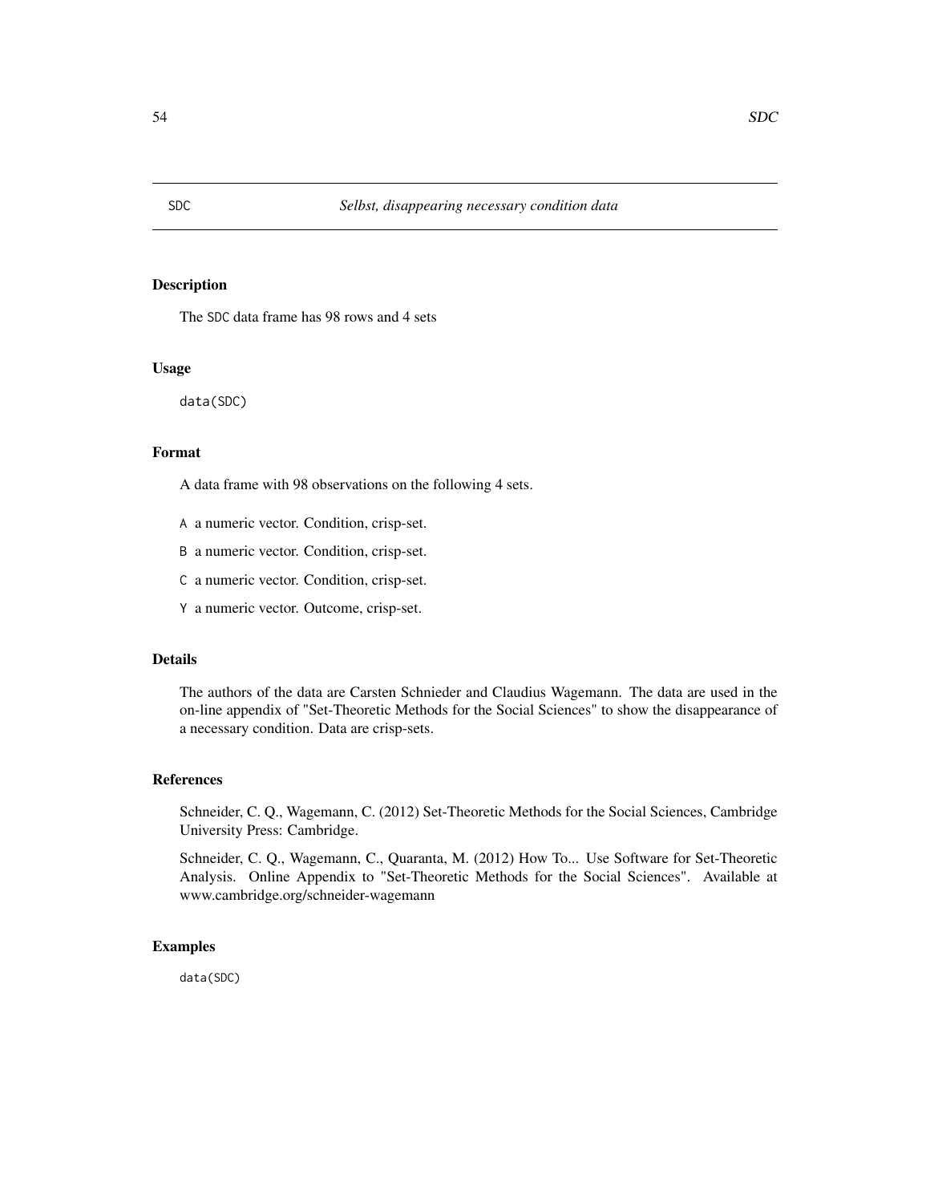# SDC *Selbst, disappearing necessary condition data*

## Description

The SDC data frame has 98 rows and 4 sets

## Usage

```
data(SDC)
```

## Format

A data frame with 98 observations on the following 4 sets.

- A a numeric vector. Condition, crisp-set.
- B a numeric vector. Condition, crisp-set.
- C a numeric vector. Condition, crisp-set.
- Y a numeric vector. Outcome, crisp-set.

## Details

The authors of the data are Carsten Schnieder and Claudius Wagemann. The data are used in the on-line appendix of "Set-Theoretic Methods for the Social Sciences" to show the disappearance of a necessary condition. Data are crisp-sets.

## References

Schneider, C. Q., Wagemann, C. (2012) Set-Theoretic Methods for the Social Sciences, Cambridge University Press: Cambridge.

Schneider, C. Q., Wagemann, C., Quaranta, M. (2012) How To... Use Software for Set-Theoretic Analysis. Online Appendix to "Set-Theoretic Methods for the Social Sciences". Available at www.cambridge.org/schneider-wagemann

## Examples

```
data(SDC)
```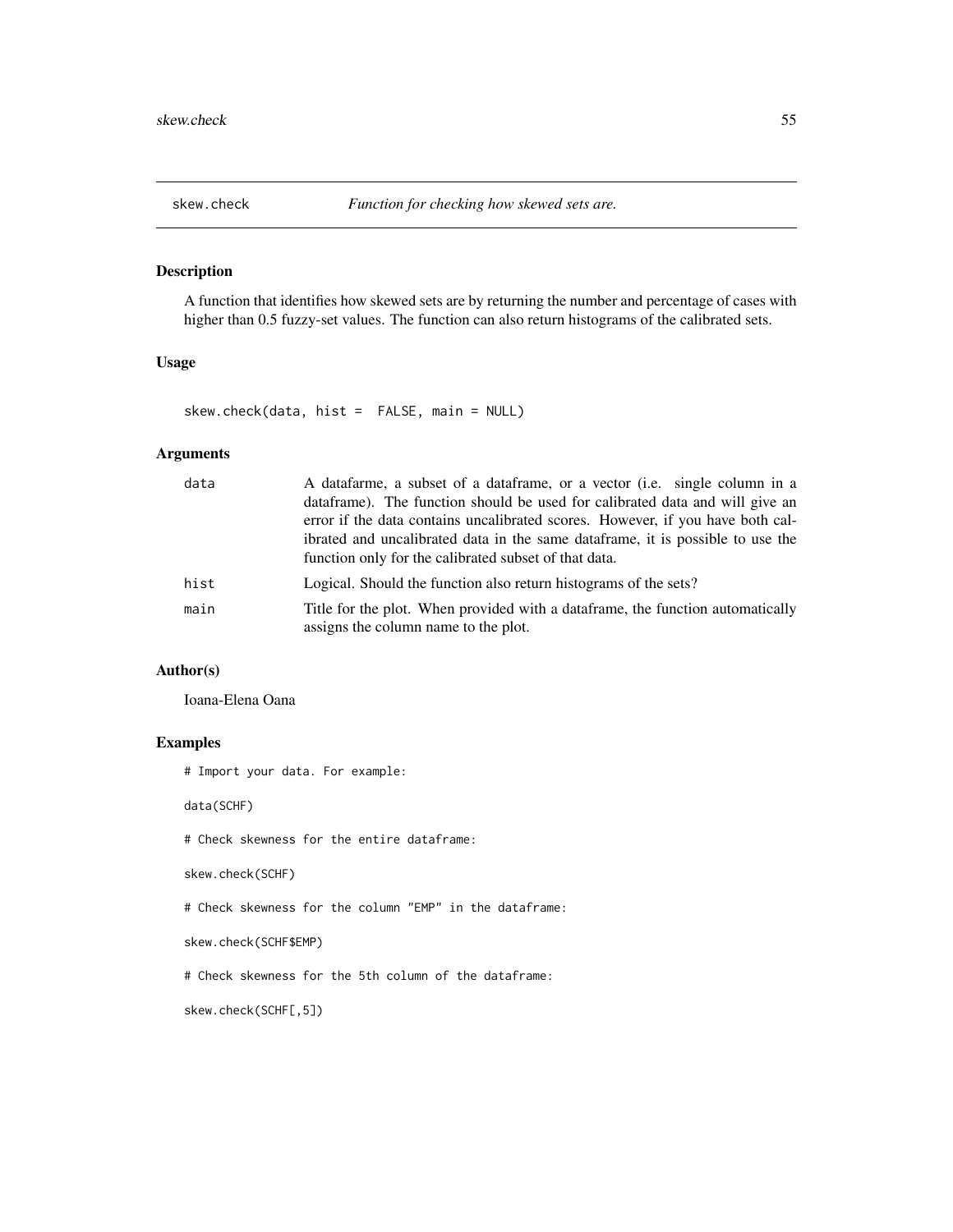# skew.check    *Function for checking how skewed sets are.*

## Description

A function that identifies how skewed sets are by returning the number and percentage of cases with higher than 0.5 fuzzy-set values. The function can also return histograms of the calibrated sets.

## Usage

```
skew.check(data, hist =  FALSE, main = NULL)
```

## Arguments

| | |
|---|---|
| data | A datafarme, a subset of a dataframe, or a vector (i.e. single column in a dataframe). The function should be used for calibrated data and will give an error if the data contains uncalibrated scores. However, if you have both calibrated and uncalibrated data in the same dataframe, it is possible to use the function only for the calibrated subset of that data. |
| hist | Logical. Should the function also return histograms of the sets? |
| main | Title for the plot. When provided with a dataframe, the function automatically assigns the column name to the plot. |

## Author(s)

Ioana-Elena Oana

## Examples

```
# Import your data. For example:

data(SCHF)

# Check skewness for the entire dataframe:

skew.check(SCHF)

# Check skewness for the column "EMP" in the dataframe:

skew.check(SCHF$EMP)

# Check skewness for the 5th column of the dataframe:

skew.check(SCHF[,5])
```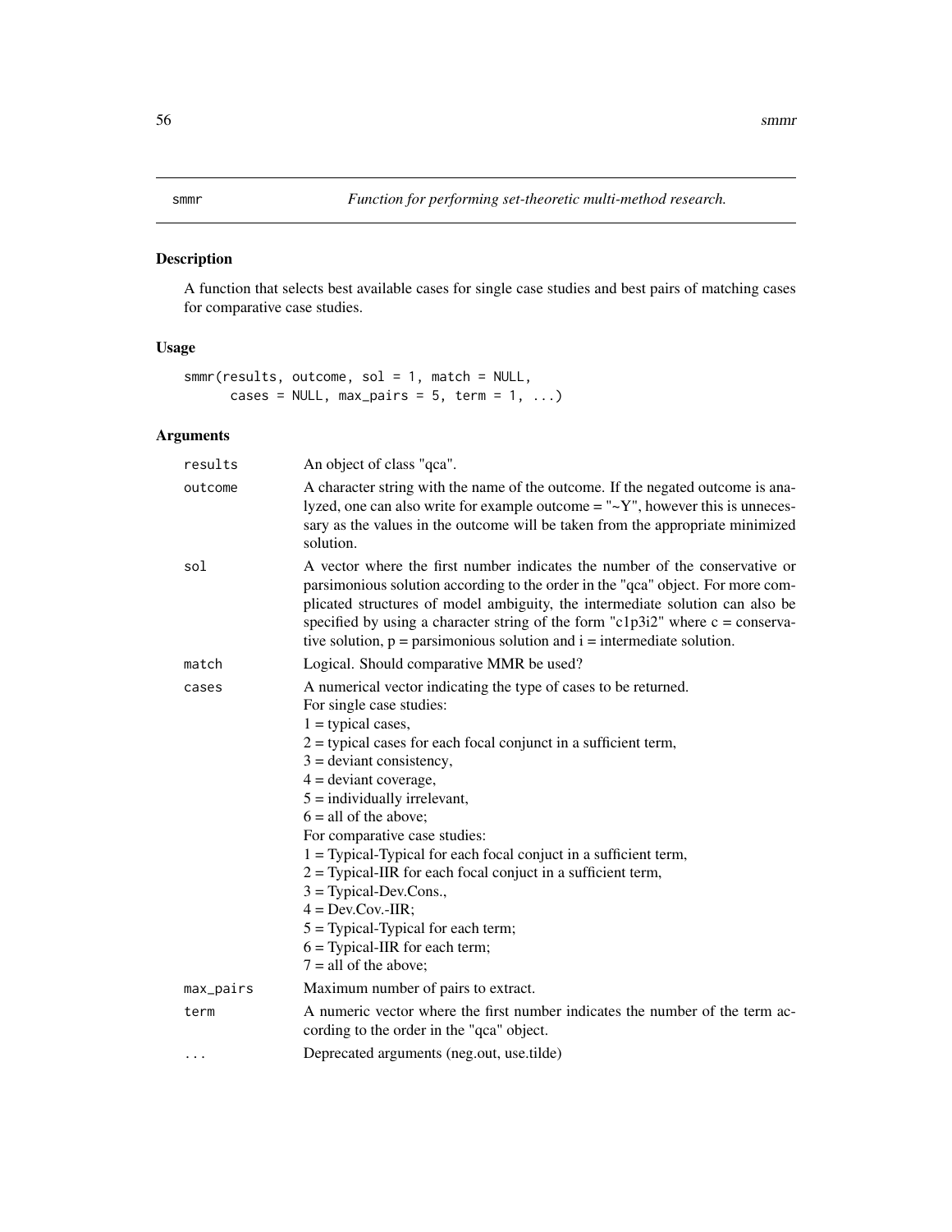## smmr — *Function for performing set-theoretic multi-method research.*

### Description

A function that selects best available cases for single case studies and best pairs of matching cases for comparative case studies.

### Usage

```
smmr(results, outcome, sol = 1, match = NULL,
      cases = NULL, max_pairs = 5, term = 1, ...)
```

### Arguments

| | |
|---|---|
| `results` | An object of class "qca". |
| `outcome` | A character string with the name of the outcome. If the negated outcome is analyzed, one can also write for example outcome = "~Y", however this is unnecessary as the values in the outcome will be taken from the appropriate minimized solution. |
| `sol` | A vector where the first number indicates the number of the conservative or parsimonious solution according to the order in the "qca" object. For more complicated structures of model ambiguity, the intermediate solution can also be specified by using a character string of the form "c1p3i2" where c = conservative solution, p = parsimonious solution and i = intermediate solution. |
| `match` | Logical. Should comparative MMR be used? |
| `cases` | A numerical vector indicating the type of cases to be returned.<br>For single case studies:<br>1 = typical cases,<br>2 = typical cases for each focal conjunct in a sufficient term,<br>3 = deviant consistency,<br>4 = deviant coverage,<br>5 = individually irrelevant,<br>6 = all of the above;<br>For comparative case studies:<br>1 = Typical-Typical for each focal conjuct in a sufficient term,<br>2 = Typical-IIR for each focal conjuct in a sufficient term,<br>3 = Typical-Dev.Cons.,<br>4 = Dev.Cov.-IIR;<br>5 = Typical-Typical for each term;<br>6 = Typical-IIR for each term;<br>7 = all of the above; |
| `max_pairs` | Maximum number of pairs to extract. |
| `term` | A numeric vector where the first number indicates the number of the term according to the order in the "qca" object. |
| `...` | Deprecated arguments (neg.out, use.tilde) |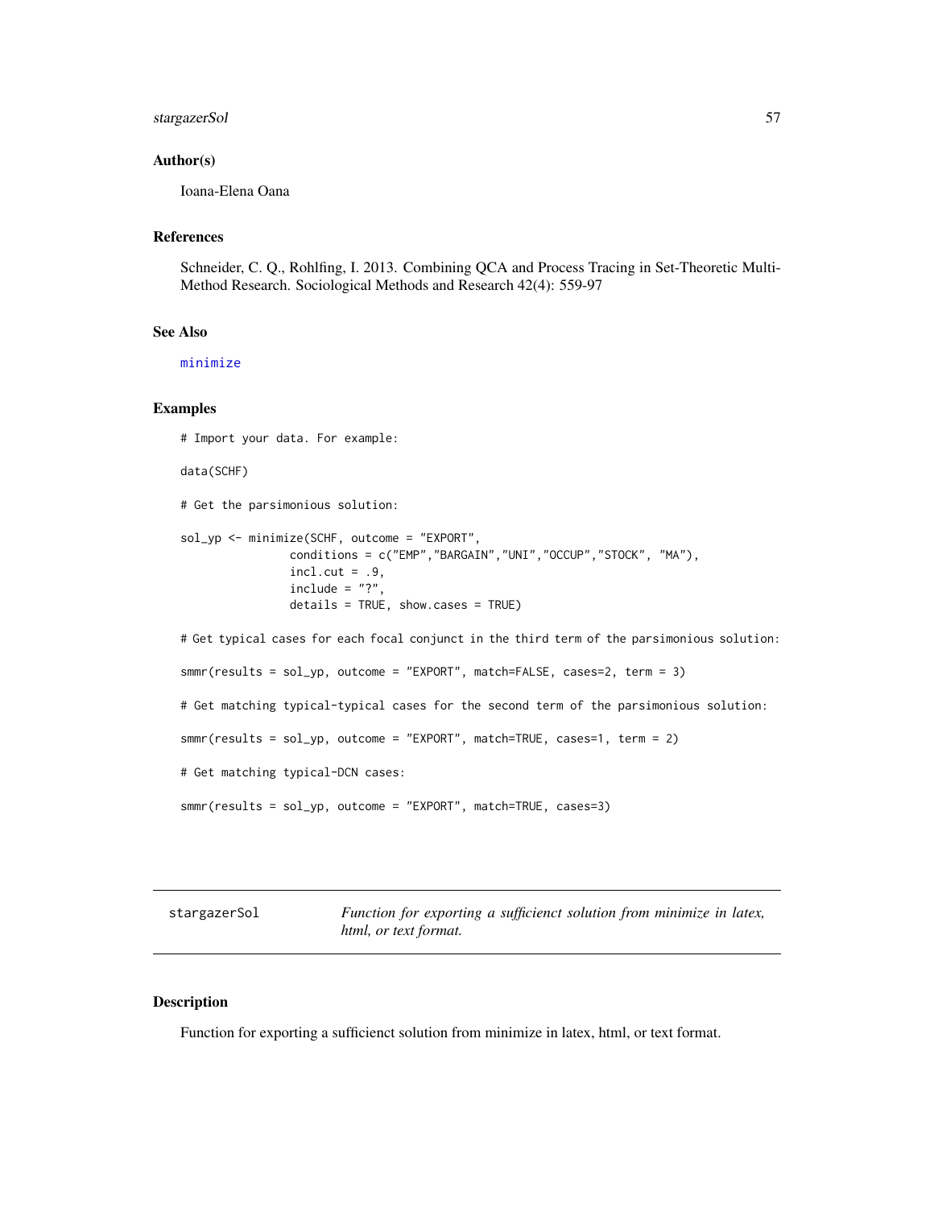## Author(s)

Ioana-Elena Oana

## References

Schneider, C. Q., Rohlfing, I. 2013. Combining QCA and Process Tracing in Set-Theoretic Multi-Method Research. Sociological Methods and Research 42(4): 559-97

## See Also

minimize

## Examples

```
# Import your data. For example:

data(SCHF)

# Get the parsimonious solution:

sol_yp <- minimize(SCHF, outcome = "EXPORT",
                conditions = c("EMP","BARGAIN","UNI","OCCUP","STOCK", "MA"),
                incl.cut = .9,
                include = "?",
                details = TRUE, show.cases = TRUE)

# Get typical cases for each focal conjunct in the third term of the parsimonious solution:

smmr(results = sol_yp, outcome = "EXPORT", match=FALSE, cases=2, term = 3)

# Get matching typical-typical cases for the second term of the parsimonious solution:

smmr(results = sol_yp, outcome = "EXPORT", match=TRUE, cases=1, term = 2)

# Get matching typical-DCN cases:

smmr(results = sol_yp, outcome = "EXPORT", match=TRUE, cases=3)
```

---

# stargazerSol — *Function for exporting a sufficienct solution from minimize in latex, html, or text format.*

## Description

Function for exporting a sufficienct solution from minimize in latex, html, or text format.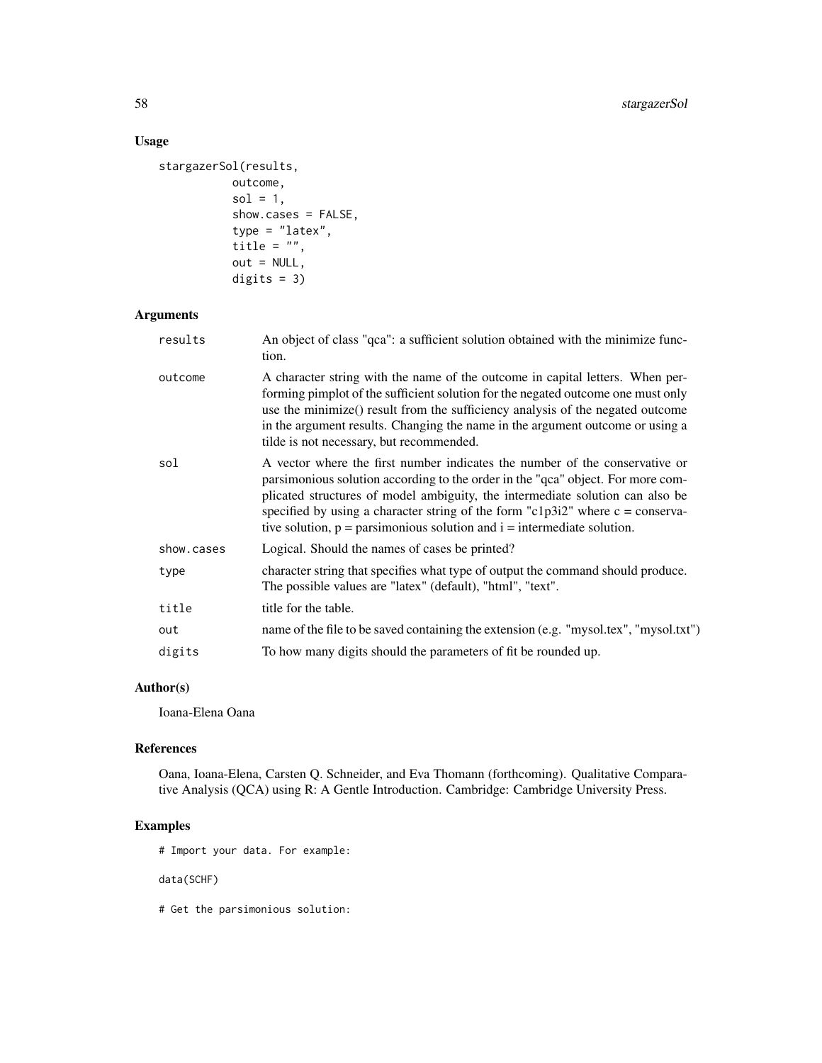## Usage

```
stargazerSol(results,
           outcome,
           sol = 1,
           show.cases = FALSE,
           type = "latex",
           title = "",
           out = NULL,
           digits = 3)
```

## Arguments

| | |
|---|---|
| results | An object of class "qca": a sufficient solution obtained with the minimize function. |
| outcome | A character string with the name of the outcome in capital letters. When performing pimplot of the sufficient solution for the negated outcome one must only use the minimize() result from the sufficiency analysis of the negated outcome in the argument results. Changing the name in the argument outcome or using a tilde is not necessary, but recommended. |
| sol | A vector where the first number indicates the number of the conservative or parsimonious solution according to the order in the "qca" object. For more complicated structures of model ambiguity, the intermediate solution can also be specified by using a character string of the form "c1p3i2" where c = conservative solution, p = parsimonious solution and i = intermediate solution. |
| show.cases | Logical. Should the names of cases be printed? |
| type | character string that specifies what type of output the command should produce. The possible values are "latex" (default), "html", "text". |
| title | title for the table. |
| out | name of the file to be saved containing the extension (e.g. "mysol.tex", "mysol.txt") |
| digits | To how many digits should the parameters of fit be rounded up. |

## Author(s)

Ioana-Elena Oana

## References

Oana, Ioana-Elena, Carsten Q. Schneider, and Eva Thomann (forthcoming). Qualitative Comparative Analysis (QCA) using R: A Gentle Introduction. Cambridge: Cambridge University Press.

## Examples

```
# Import your data. For example:

data(SCHF)

# Get the parsimonious solution:
```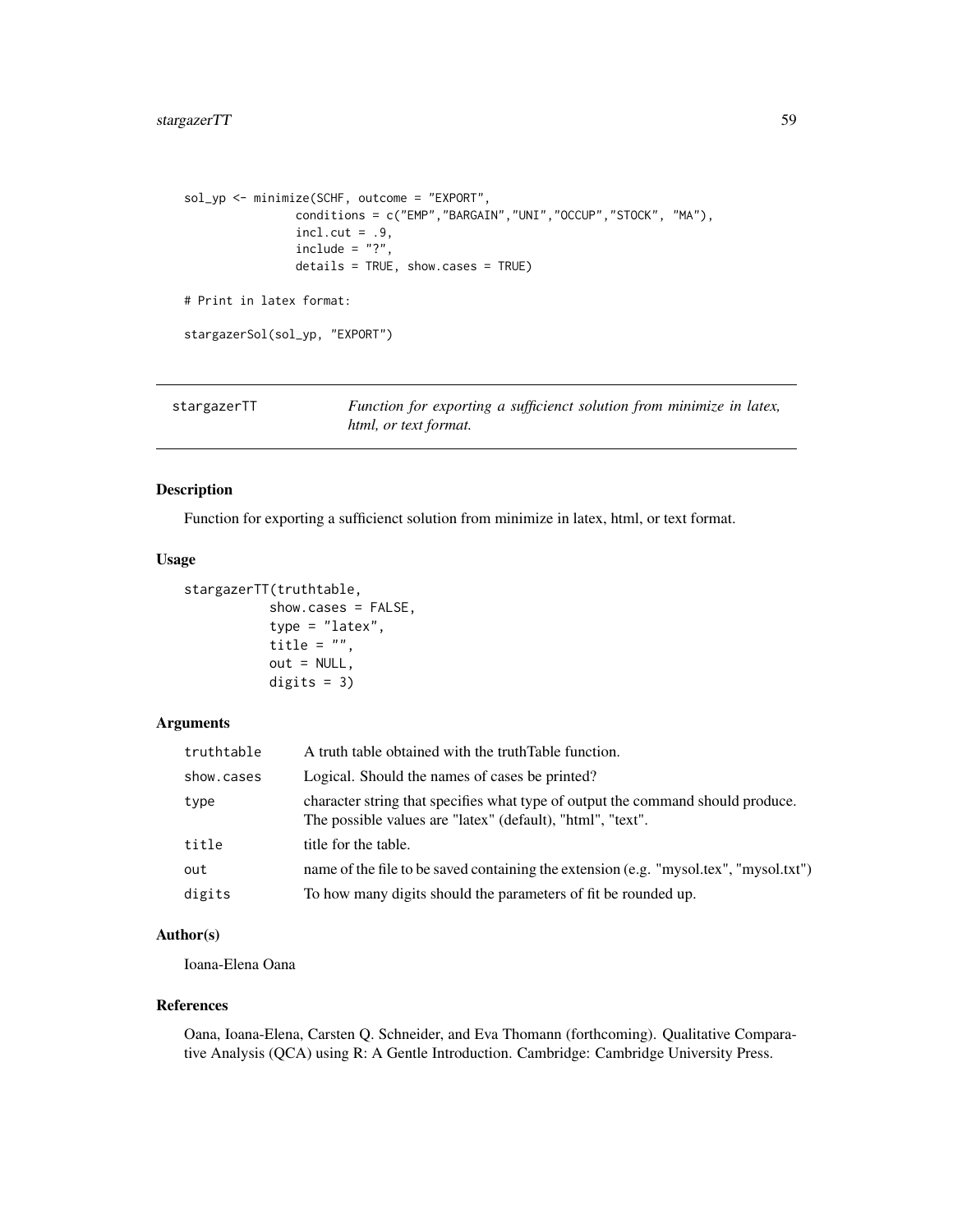```
sol_yp <- minimize(SCHF, outcome = "EXPORT",
                conditions = c("EMP","BARGAIN","UNI","OCCUP","STOCK", "MA"),
                incl.cut = .9,
                include = "?",
                details = TRUE, show.cases = TRUE)

# Print in latex format:

stargazerSol(sol_yp, "EXPORT")
```

## stargazerTT

*Function for exporting a sufficienct solution from minimize in latex, html, or text format.*

### Description

Function for exporting a sufficienct solution from minimize in latex, html, or text format.

### Usage

```
stargazerTT(truthtable,
           show.cases = FALSE,
           type = "latex",
           title = "",
           out = NULL,
           digits = 3)
```

### Arguments

| | |
|---|---|
| truthtable | A truth table obtained with the truthTable function. |
| show.cases | Logical. Should the names of cases be printed? |
| type | character string that specifies what type of output the command should produce. The possible values are "latex" (default), "html", "text". |
| title | title for the table. |
| out | name of the file to be saved containing the extension (e.g. "mysol.tex", "mysol.txt") |
| digits | To how many digits should the parameters of fit be rounded up. |

### Author(s)

Ioana-Elena Oana

### References

Oana, Ioana-Elena, Carsten Q. Schneider, and Eva Thomann (forthcoming). Qualitative Comparative Analysis (QCA) using R: A Gentle Introduction. Cambridge: Cambridge University Press.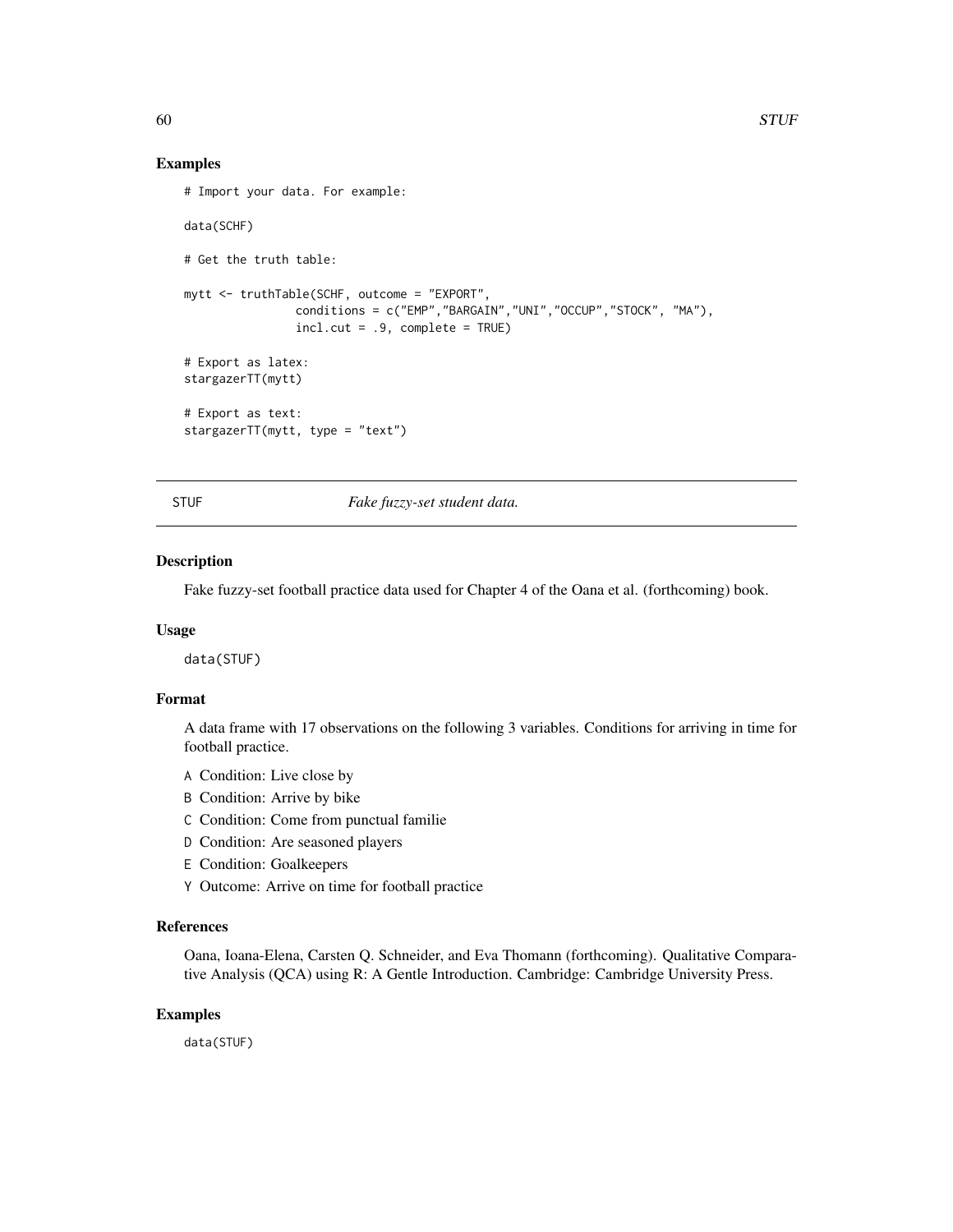## Examples

```
# Import your data. For example:

data(SCHF)

# Get the truth table:

mytt <- truthTable(SCHF, outcome = "EXPORT",
                  conditions = c("EMP","BARGAIN","UNI","OCCUP","STOCK", "MA"),
                  incl.cut = .9, complete = TRUE)

# Export as latex:
stargazerTT(mytt)

# Export as text:
stargazerTT(mytt, type = "text")
```

---

# STUF *Fake fuzzy-set student data.*

---

## Description

Fake fuzzy-set football practice data used for Chapter 4 of the Oana et al. (forthcoming) book.

## Usage

```
data(STUF)
```

## Format

A data frame with 17 observations on the following 3 variables. Conditions for arriving in time for football practice.

- A Condition: Live close by
- B Condition: Arrive by bike
- C Condition: Come from punctual familie
- D Condition: Are seasoned players
- E Condition: Goalkeepers
- Y Outcome: Arrive on time for football practice

## References

Oana, Ioana-Elena, Carsten Q. Schneider, and Eva Thomann (forthcoming). Qualitative Comparative Analysis (QCA) using R: A Gentle Introduction. Cambridge: Cambridge University Press.

## Examples

```
data(STUF)
```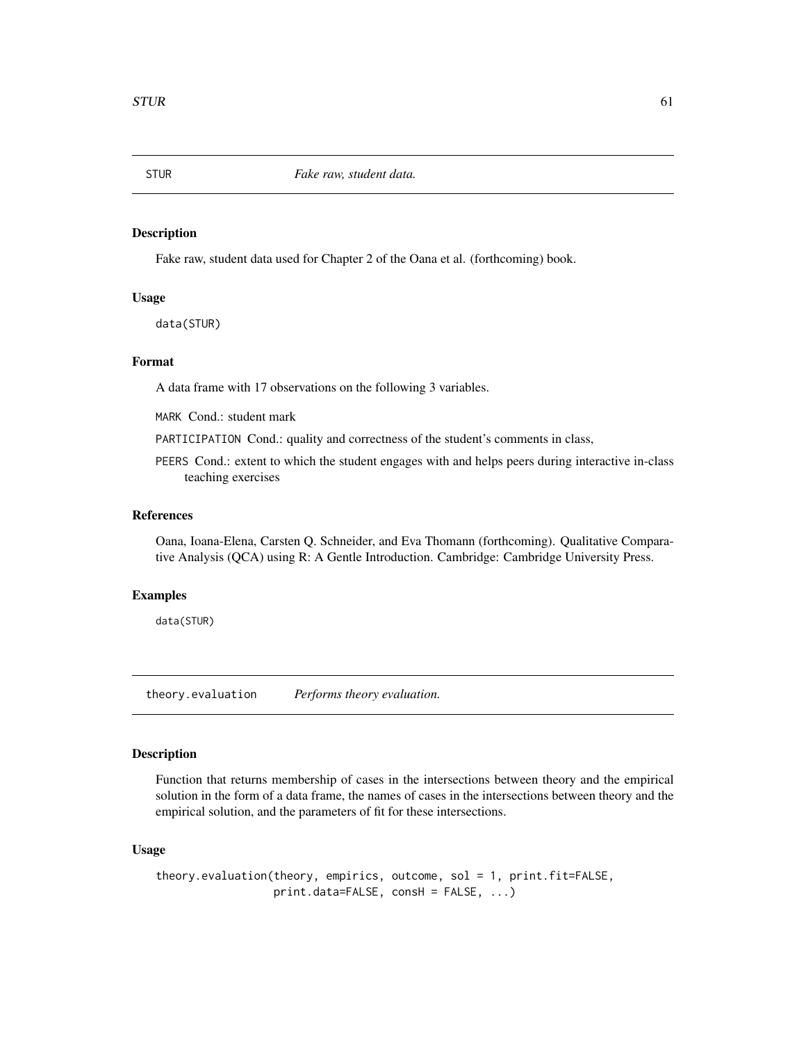## STUR *Fake raw, student data.*

### Description

Fake raw, student data used for Chapter 2 of the Oana et al. (forthcoming) book.

### Usage

```
data(STUR)
```

### Format

A data frame with 17 observations on the following 3 variables.

`MARK` Cond.: student mark

`PARTICIPATION` Cond.: quality and correctness of the student's comments in class,

`PEERS` Cond.: extent to which the student engages with and helps peers during interactive in-class teaching exercises

### References

Oana, Ioana-Elena, Carsten Q. Schneider, and Eva Thomann (forthcoming). Qualitative Comparative Analysis (QCA) using R: A Gentle Introduction. Cambridge: Cambridge University Press.

### Examples

```
data(STUR)
```

## theory.evaluation *Performs theory evaluation.*

### Description

Function that returns membership of cases in the intersections between theory and the empirical solution in the form of a data frame, the names of cases in the intersections between theory and the empirical solution, and the parameters of fit for these intersections.

### Usage

```
theory.evaluation(theory, empirics, outcome, sol = 1, print.fit=FALSE,
                  print.data=FALSE, consH = FALSE, ...)
```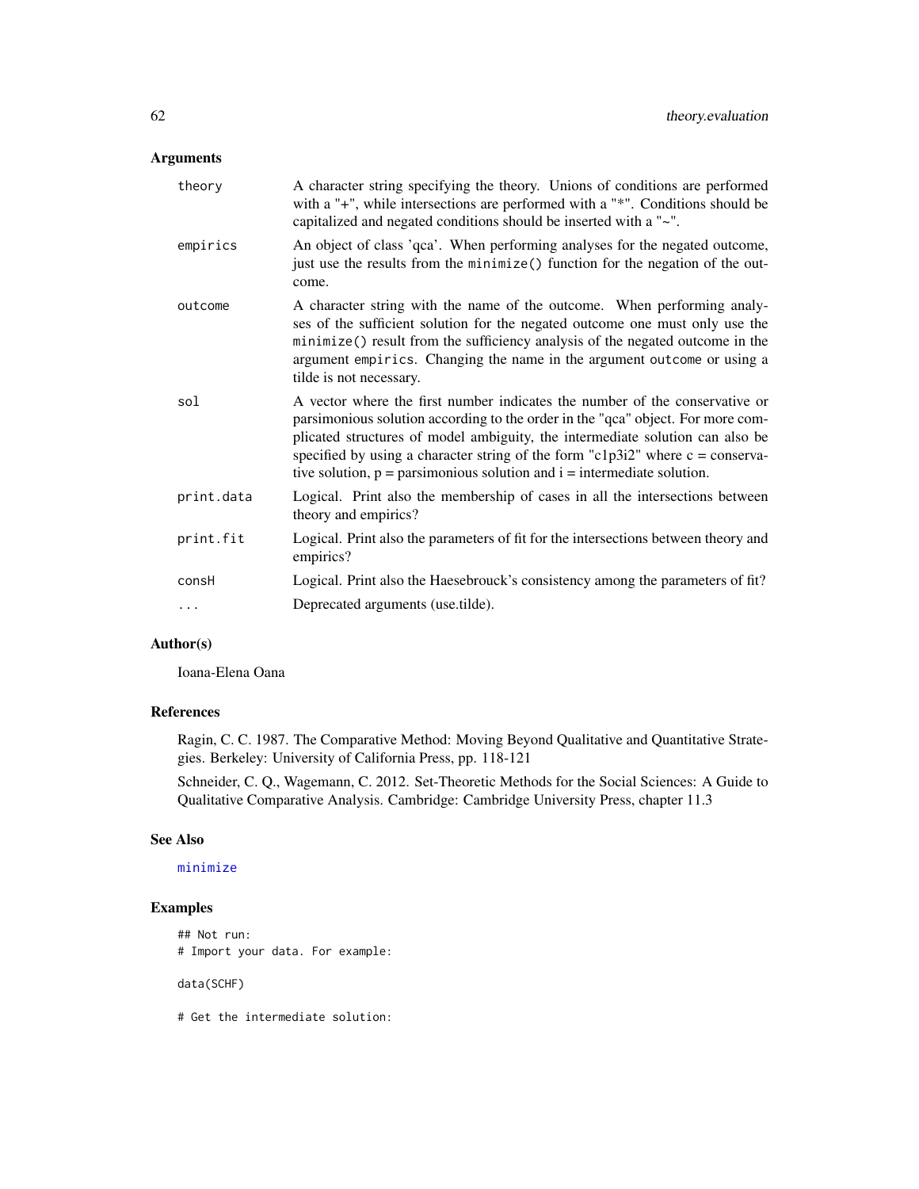## Arguments

| | |
|---|---|
| theory | A character string specifying the theory. Unions of conditions are performed with a "+", while intersections are performed with a "*". Conditions should be capitalized and negated conditions should be inserted with a "~". |
| empirics | An object of class 'qca'. When performing analyses for the negated outcome, just use the results from the minimize() function for the negation of the outcome. |
| outcome | A character string with the name of the outcome. When performing analyses of the sufficient solution for the negated outcome one must only use the minimize() result from the sufficiency analysis of the negated outcome in the argument empirics. Changing the name in the argument outcome or using a tilde is not necessary. |
| sol | A vector where the first number indicates the number of the conservative or parsimonious solution according to the order in the "qca" object. For more complicated structures of model ambiguity, the intermediate solution can also be specified by using a character string of the form "c1p3i2" where c = conservative solution, p = parsimonious solution and i = intermediate solution. |
| print.data | Logical. Print also the membership of cases in all the intersections between theory and empirics? |
| print.fit | Logical. Print also the parameters of fit for the intersections between theory and empirics? |
| consH | Logical. Print also the Haesebrouck's consistency among the parameters of fit? |
| ... | Deprecated arguments (use.tilde). |

## Author(s)

Ioana-Elena Oana

## References

Ragin, C. C. 1987. The Comparative Method: Moving Beyond Qualitative and Quantitative Strategies. Berkeley: University of California Press, pp. 118-121

Schneider, C. Q., Wagemann, C. 2012. Set-Theoretic Methods for the Social Sciences: A Guide to Qualitative Comparative Analysis. Cambridge: Cambridge University Press, chapter 11.3

## See Also

minimize

## Examples

```
## Not run:
# Import your data. For example:

data(SCHF)

# Get the intermediate solution:
```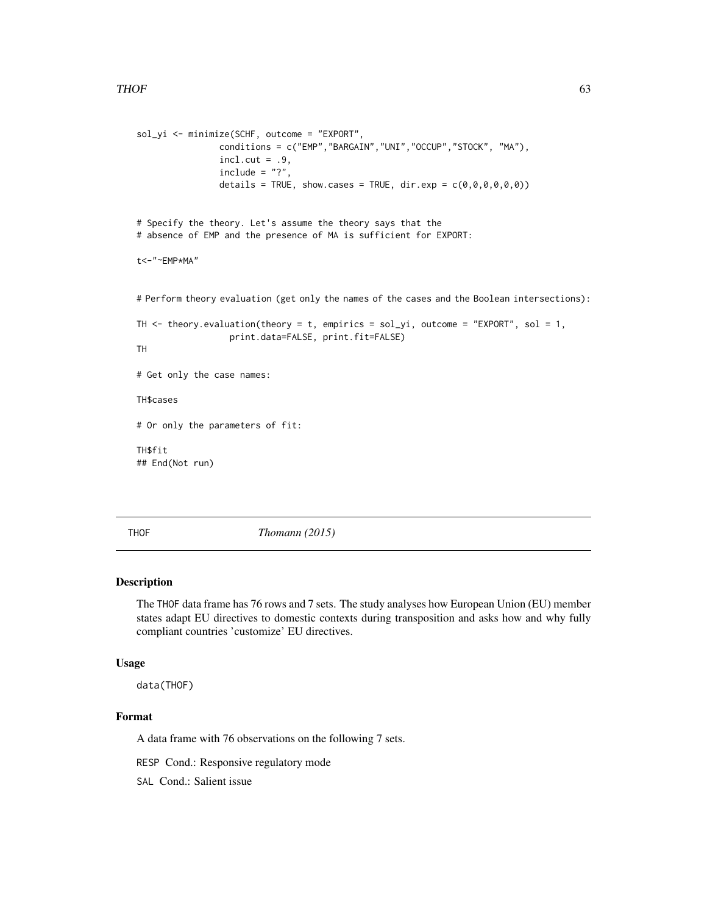```
sol_yi <- minimize(SCHF, outcome = "EXPORT",
                conditions = c("EMP","BARGAIN","UNI","OCCUP","STOCK", "MA"),
                incl.cut = .9,
                include = "?",
                details = TRUE, show.cases = TRUE, dir.exp = c(0,0,0,0,0,0))


# Specify the theory. Let's assume the theory says that the
# absence of EMP and the presence of MA is sufficient for EXPORT:

t<-"~EMP*MA"


# Perform theory evaluation (get only the names of the cases and the Boolean intersections):

TH <- theory.evaluation(theory = t, empirics = sol_yi, outcome = "EXPORT", sol = 1,
                 print.data=FALSE, print.fit=FALSE)
TH

# Get only the case names:

TH$cases

# Or only the parameters of fit:

TH$fit
## End(Not run)
```

## THOF *Thomann (2015)*

### Description

The THOF data frame has 76 rows and 7 sets. The study analyses how European Union (EU) member states adapt EU directives to domestic contexts during transposition and asks how and why fully compliant countries 'customize' EU directives.

### Usage

`data(THOF)`

### Format

A data frame with 76 observations on the following 7 sets.

RESP Cond.: Responsive regulatory mode

SAL Cond.: Salient issue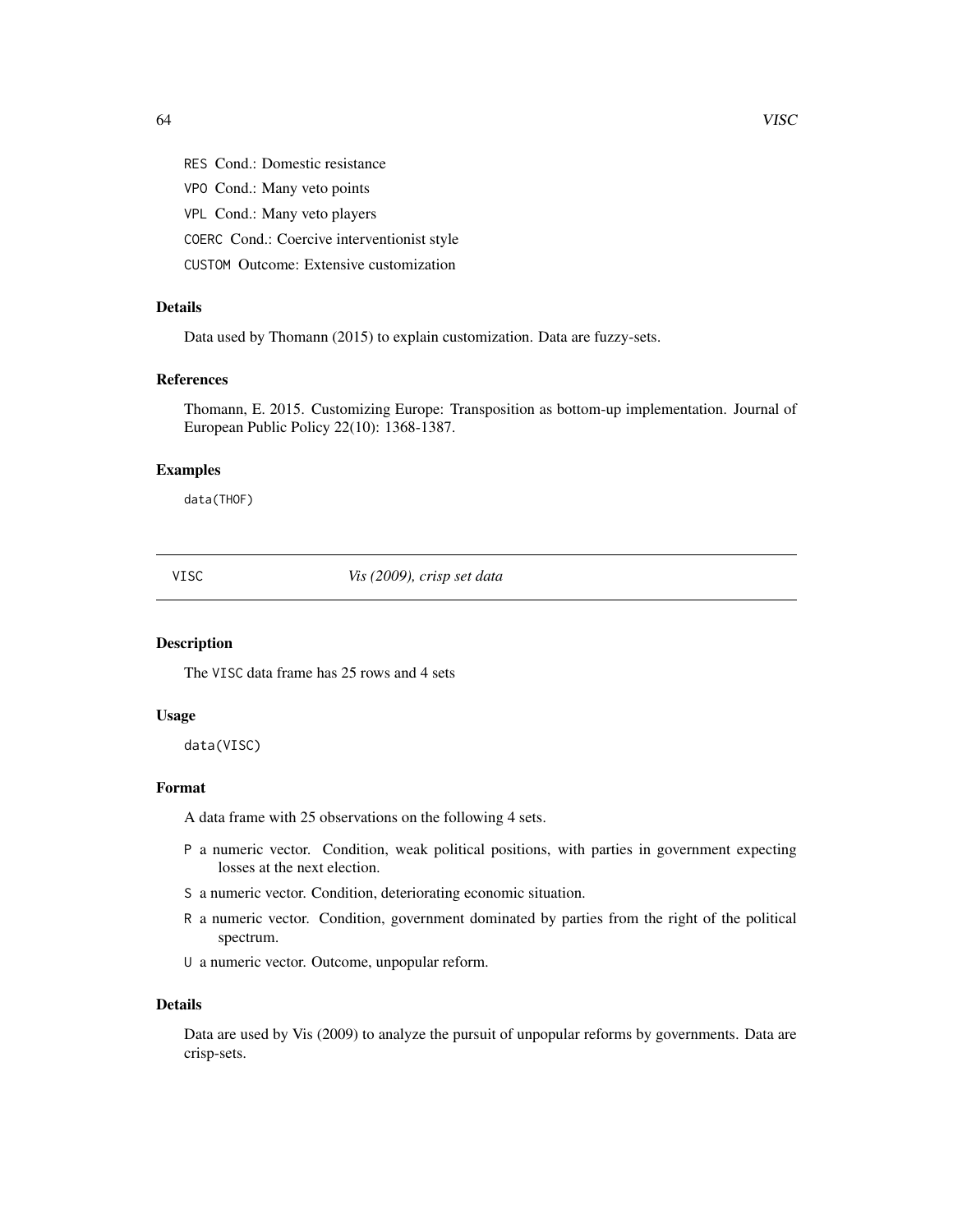RES Cond.: Domestic resistance

VPO Cond.: Many veto points

VPL Cond.: Many veto players

COERC Cond.: Coercive interventionist style

CUSTOM Outcome: Extensive customization

### Details

Data used by Thomann (2015) to explain customization. Data are fuzzy-sets.

### References

Thomann, E. 2015. Customizing Europe: Transposition as bottom-up implementation. Journal of European Public Policy 22(10): 1368-1387.

### Examples

```
data(THOF)
```

---

## VISC — *Vis (2009), crisp set data*

### Description

The VISC data frame has 25 rows and 4 sets

### Usage

```
data(VISC)
```

### Format

A data frame with 25 observations on the following 4 sets.

- P a numeric vector. Condition, weak political positions, with parties in government expecting losses at the next election.
- S a numeric vector. Condition, deteriorating economic situation.
- R a numeric vector. Condition, government dominated by parties from the right of the political spectrum.
- U a numeric vector. Outcome, unpopular reform.

### Details

Data are used by Vis (2009) to analyze the pursuit of unpopular reforms by governments. Data are crisp-sets.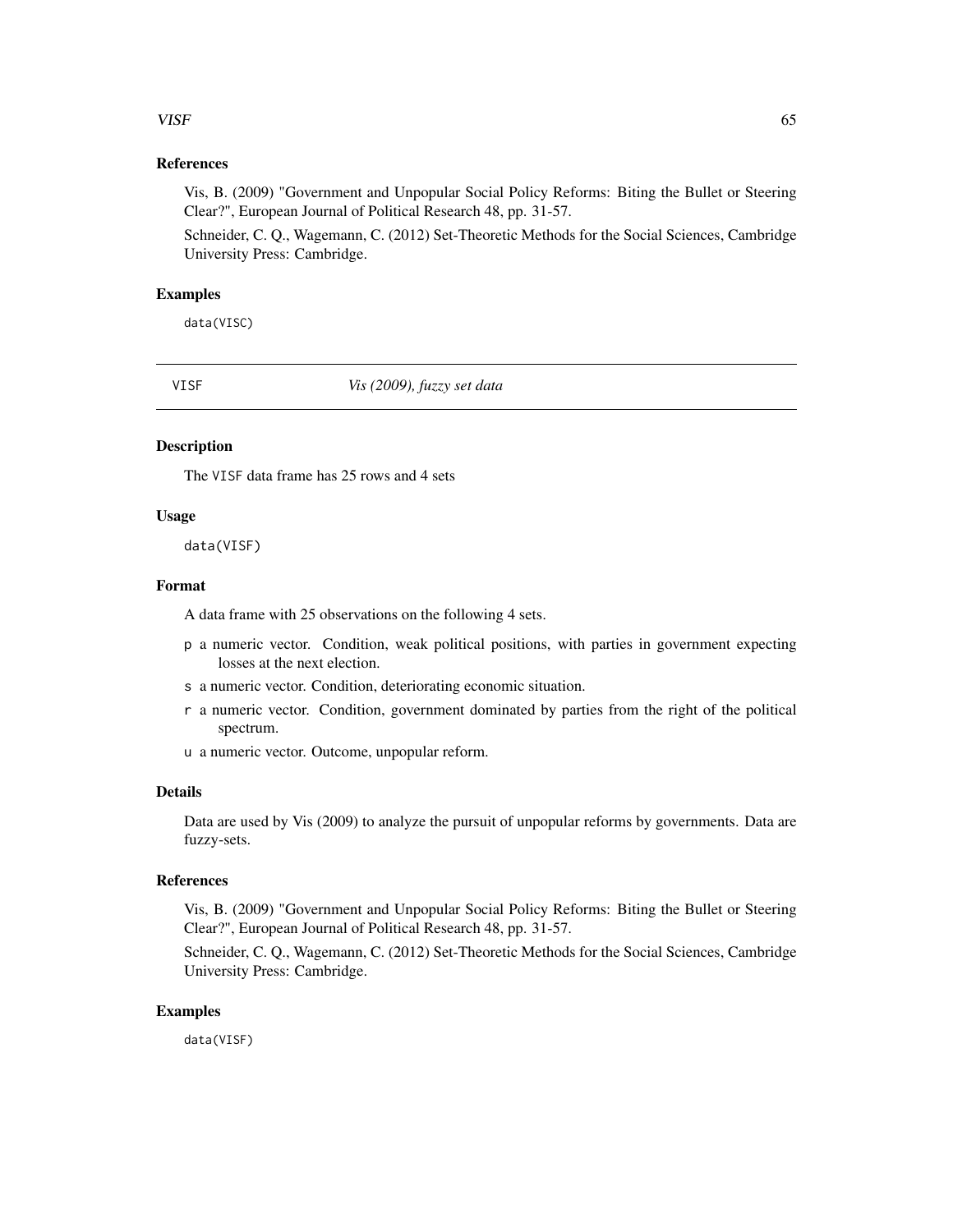### References

Vis, B. (2009) "Government and Unpopular Social Policy Reforms: Biting the Bullet or Steering Clear?", European Journal of Political Research 48, pp. 31-57.

Schneider, C. Q., Wagemann, C. (2012) Set-Theoretic Methods for the Social Sciences, Cambridge University Press: Cambridge.

### Examples

```
data(VISC)
```

---

## VISF — *Vis (2009), fuzzy set data*

---

### Description

The `VISF` data frame has 25 rows and 4 sets

### Usage

```
data(VISF)
```

### Format

A data frame with 25 observations on the following 4 sets.

- `p` a numeric vector. Condition, weak political positions, with parties in government expecting losses at the next election.
- `s` a numeric vector. Condition, deteriorating economic situation.
- `r` a numeric vector. Condition, government dominated by parties from the right of the political spectrum.
- `u` a numeric vector. Outcome, unpopular reform.

### Details

Data are used by Vis (2009) to analyze the pursuit of unpopular reforms by governments. Data are fuzzy-sets.

### References

Vis, B. (2009) "Government and Unpopular Social Policy Reforms: Biting the Bullet or Steering Clear?", European Journal of Political Research 48, pp. 31-57.

Schneider, C. Q., Wagemann, C. (2012) Set-Theoretic Methods for the Social Sciences, Cambridge University Press: Cambridge.

### Examples

```
data(VISF)
```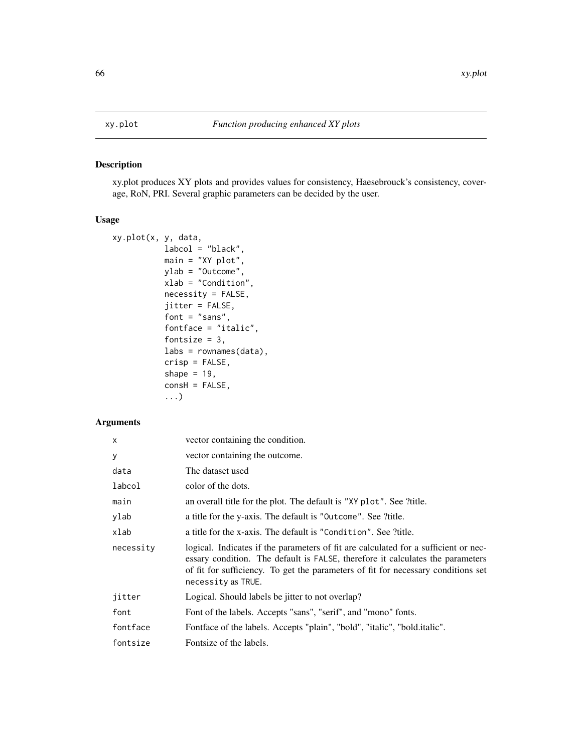## xy.plot — *Function producing enhanced XY plots*

### Description

xy.plot produces XY plots and provides values for consistency, Haesebrouck's consistency, coverage, RoN, PRI. Several graphic parameters can be decided by the user.

### Usage

```
xy.plot(x, y, data,
          labcol = "black",
          main = "XY plot",
          ylab = "Outcome",
          xlab = "Condition",
          necessity = FALSE,
          jitter = FALSE,
          font = "sans",
          fontface = "italic",
          fontsize = 3,
          labs = rownames(data),
          crisp = FALSE,
          shape = 19,
          consH = FALSE,
          ...)
```

### Arguments

| | |
|---|---|
| `x` | vector containing the condition. |
| `y` | vector containing the outcome. |
| `data` | The dataset used |
| `labcol` | color of the dots. |
| `main` | an overall title for the plot. The default is `"XY plot"`. See ?title. |
| `ylab` | a title for the y-axis. The default is `"Outcome"`. See ?title. |
| `xlab` | a title for the x-axis. The default is `"Condition"`. See ?title. |
| `necessity` | logical. Indicates if the parameters of fit are calculated for a sufficient or necessary condition. The default is `FALSE`, therefore it calculates the parameters of fit for sufficiency. To get the parameters of fit for necessary conditions set `necessity` as `TRUE`. |
| `jitter` | Logical. Should labels be jitter to not overlap? |
| `font` | Font of the labels. Accepts "sans", "serif", and "mono" fonts. |
| `fontface` | Fontface of the labels. Accepts "plain", "bold", "italic", "bold.italic". |
| `fontsize` | Fontsize of the labels. |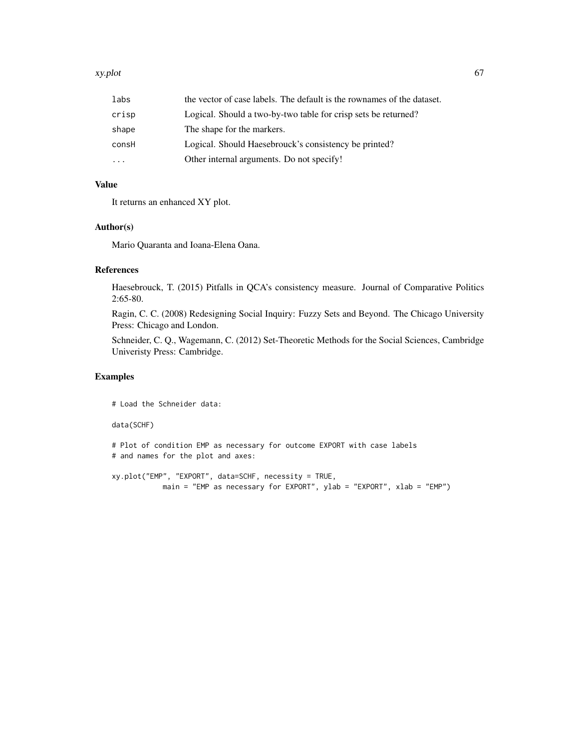| | |
|---|---|
| labs | the vector of case labels. The default is the rownames of the dataset. |
| crisp | Logical. Should a two-by-two table for crisp sets be returned? |
| shape | The shape for the markers. |
| consH | Logical. Should Haesebrouck's consistency be printed? |
| ... | Other internal arguments. Do not specify! |

### Value

It returns an enhanced XY plot.

### Author(s)

Mario Quaranta and Ioana-Elena Oana.

### References

Haesebrouck, T. (2015) Pitfalls in QCA's consistency measure. Journal of Comparative Politics 2:65-80.

Ragin, C. C. (2008) Redesigning Social Inquiry: Fuzzy Sets and Beyond. The Chicago University Press: Chicago and London.

Schneider, C. Q., Wagemann, C. (2012) Set-Theoretic Methods for the Social Sciences, Cambridge Univeristy Press: Cambridge.

### Examples

```
# Load the Schneider data:

data(SCHF)

# Plot of condition EMP as necessary for outcome EXPORT with case labels
# and names for the plot and axes:

xy.plot("EMP", "EXPORT", data=SCHF, necessity = TRUE,
            main = "EMP as necessary for EXPORT", ylab = "EXPORT", xlab = "EMP")
```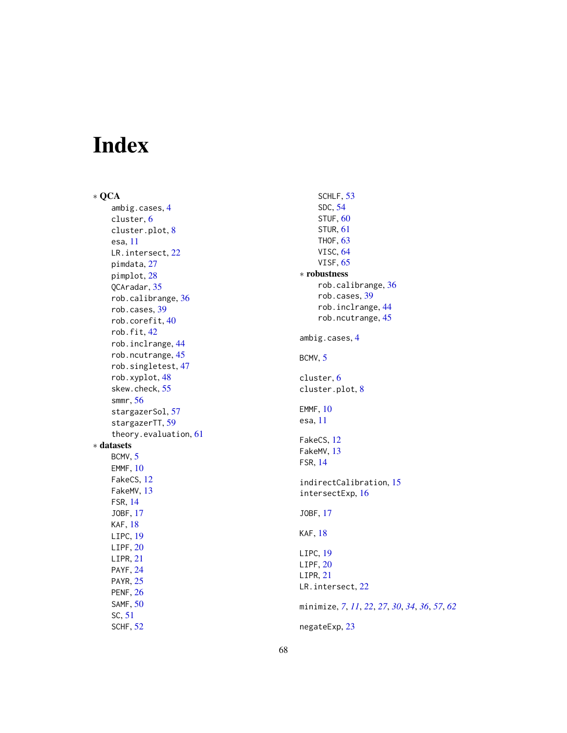# Index

∗ **QCA**

ambig.cases, 4
cluster, 6
cluster.plot, 8
esa, 11
LR.intersect, 22
pimdata, 27
pimplot, 28
QCAradar, 35
rob.calibrange, 36
rob.cases, 39
rob.corefit, 40
rob.fit, 42
rob.inclrange, 44
rob.ncutrange, 45
rob.singletest, 47
rob.xyplot, 48
skew.check, 55
smmr, 56
stargazerSol, 57
stargazerTT, 59
theory.evaluation, 61

∗ **datasets**

BCMV, 5
EMMF, 10
FakeCS, 12
FakeMV, 13
FSR, 14
JOBF, 17
KAF, 18
LIPC, 19
LIPF, 20
LIPR, 21
PAYF, 24
PAYR, 25
PENF, 26
SAMF, 50
SC, 51
SCHF, 52
SCHLF, 53
SDC, 54
STUF, 60
STUR, 61
THOF, 63
VISC, 64
VISF, 65

∗ **robustness**

rob.calibrange, 36
rob.cases, 39
rob.inclrange, 44
rob.ncutrange, 45

ambig.cases, 4

BCMV, 5

cluster, 6
cluster.plot, 8

EMMF, 10
esa, 11

FakeCS, 12
FakeMV, 13
FSR, 14

indirectCalibration, 15
intersectExp, 16

JOBF, 17

KAF, 18

LIPC, 19
LIPF, 20
LIPR, 21
LR.intersect, 22

minimize, *7*, *11*, *22*, *27*, *30*, *34*, *36*, *57*, *62*

negateExp, 23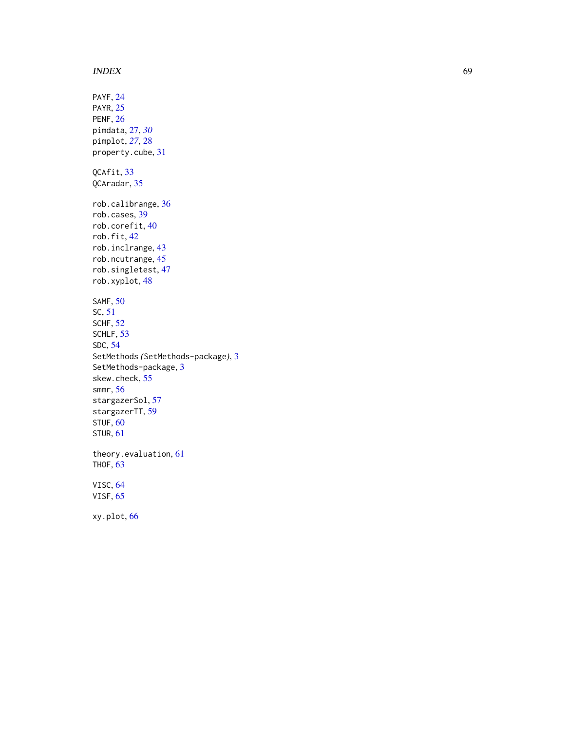PAYF, 24
PAYR, 25
PENF, 26
pimdata, 27, *30*
pimplot, *27*, 28
property.cube, 31

QCAfit, 33
QCAradar, 35

rob.calibrange, 36
rob.cases, 39
rob.corefit, 40
rob.fit, 42
rob.inclrange, 43
rob.ncutrange, 45
rob.singletest, 47
rob.xyplot, 48

SAMF, 50
SC, 51
SCHF, 52
SCHLF, 53
SDC, 54
SetMethods *(*SetMethods-package*)*, 3
SetMethods-package, 3
skew.check, 55
smmr, 56
stargazerSol, 57
stargazerTT, 59
STUF, 60
STUR, 61

theory.evaluation, 61
THOF, 63

VISC, 64
VISF, 65

xy.plot, 66